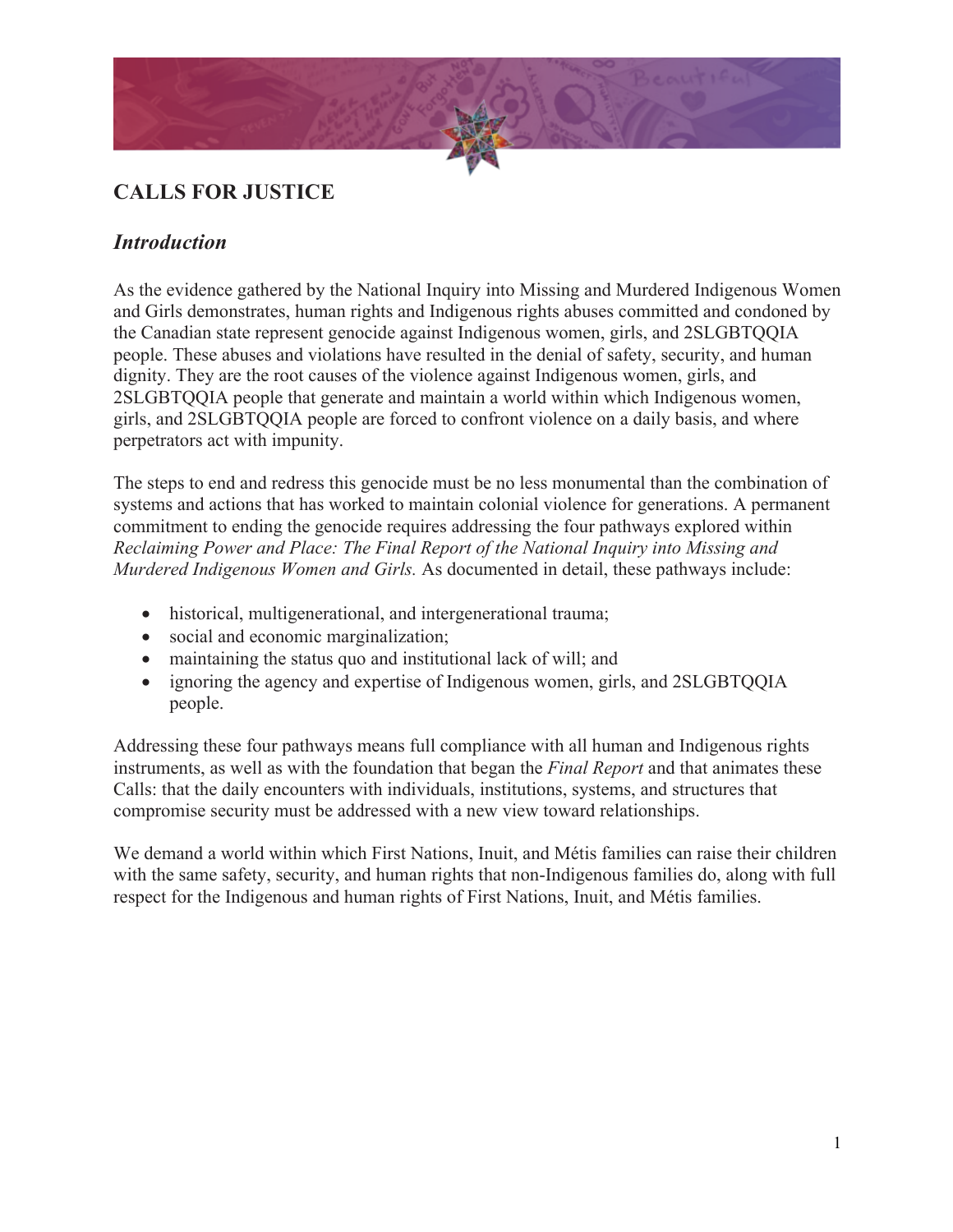# CALLS FOR JUSTICE

## *Introduction*

As the evidence gathered by the National Inquiry into Missing and Murdered Indigenous Women and Girls demonstrates, human rights and Indigenous rights abuses committed and condoned by the Canadian state represent genocide against Indigenous women, girls, and 2SLGBTQQIA people. These abuses and violations have resulted in the denial of safety, security, and human dignity. They are the root causes of the violence against Indigenous women, girls, and 2SLGBTQQIA people that generate and maintain a world within which Indigenous women, girls, and 2SLGBTQQIA people are forced to confront violence on a daily basis, and where perpetrators act with impunity.

The steps to end and redress this genocide must be no less monumental than the combination of systems and actions that has worked to maintain colonial violence for generations. A permanent commitment to ending the genocide requires addressing the four pathways explored within *Reclaiming Power and Place: The Final Report of the National Inquiry into Missing and Murdered Indigenous Women and Girls.* As documented in detail, these pathways include:

- historical, multigenerational, and intergenerational trauma;
- social and economic marginalization;
- maintaining the status quo and institutional lack of will; and
- ignoring the agency and expertise of Indigenous women, girls, and 2SLGBTQQIA people.

Addressing these four pathways means full compliance with all human and Indigenous rights instruments, as well as with the foundation that began the *Final Report* and that animates these Calls: that the daily encounters with individuals, institutions, systems, and structures that compromise security must be addressed with a new view toward relationships.

We demand a world within which First Nations, Inuit, and Métis families can raise their children with the same safety, security, and human rights that non-Indigenous families do, along with full respect for the Indigenous and human rights of First Nations, Inuit, and Métis families.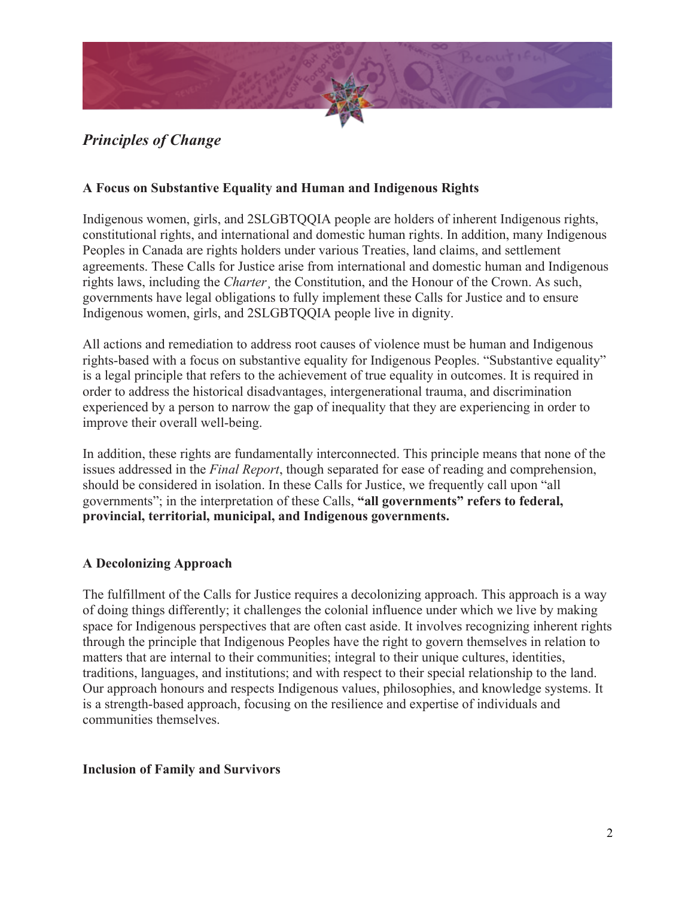## *Principles of Change*

### A Focus on Substantive Equality and Human and Indigenous Rights

Indigenous women, girls, and 2SLGBTQQIA people are holders of inherent Indigenous rights, constitutional rights, and international and domestic human rights. In addition, many Indigenous Peoples in Canada are rights holders under various Treaties, land claims, and settlement agreements. These Calls for Justice arise from international and domestic human and Indigenous rights laws, including the *Charter*¸ the Constitution, and the Honour of the Crown. As such, governments have legal obligations to fully implement these Calls for Justice and to ensure Indigenous women, girls, and 2SLGBTQQIA people live in dignity.

All actions and remediation to address root causes of violence must be human and Indigenous rights-based with a focus on substantive equality for Indigenous Peoples. "Substantive equality" is a legal principle that refers to the achievement of true equality in outcomes. It is required in order to address the historical disadvantages, intergenerational trauma, and discrimination experienced by a person to narrow the gap of inequality that they are experiencing in order to improve their overall well-being.

In addition, these rights are fundamentally interconnected. This principle means that none of the issues addressed in the *Final Report*, though separated for ease of reading and comprehension, should be considered in isolation. In these Calls for Justice, we frequently call upon "all governments"; in the interpretation of these Calls, **"all governments" refers to federal, provincial, territorial, municipal, and Indigenous governments.**

### A Decolonizing Approach

The fulfillment of the Calls for Justice requires a decolonizing approach. This approach is a way of doing things differently; it challenges the colonial influence under which we live by making space for Indigenous perspectives that are often cast aside. It involves recognizing inherent rights through the principle that Indigenous Peoples have the right to govern themselves in relation to matters that are internal to their communities; integral to their unique cultures, identities, traditions, languages, and institutions; and with respect to their special relationship to the land. Our approach honours and respects Indigenous values, philosophies, and knowledge systems. It is a strength-based approach, focusing on the resilience and expertise of individuals and communities themselves.

### Inclusion of Family and Survivors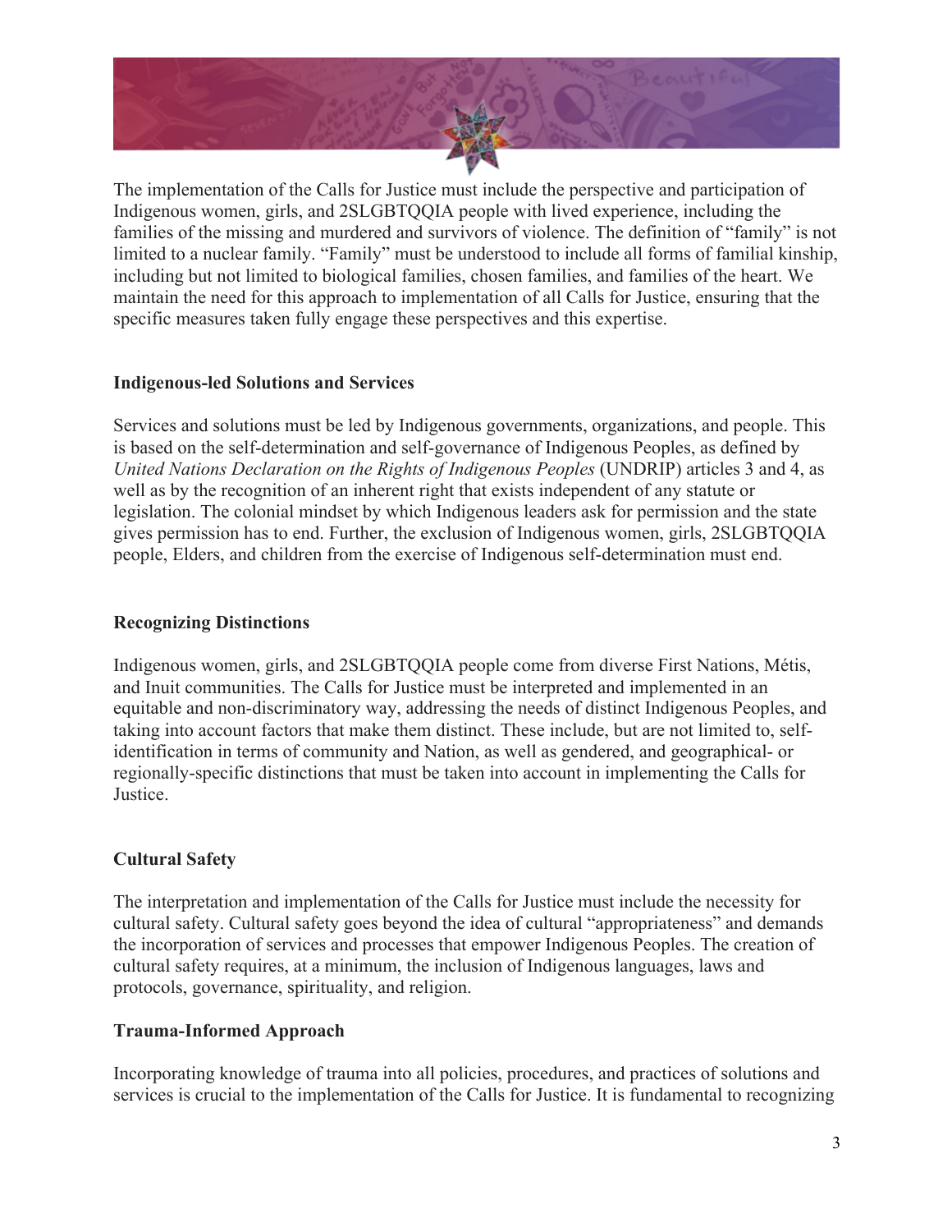The implementation of the Calls for Justice must include the perspective and participation of Indigenous women, girls, and 2SLGBTQQIA people with lived experience, including the families of the missing and murdered and survivors of violence. The definition of "family" is not limited to a nuclear family. "Family" must be understood to include all forms of familial kinship, including but not limited to biological families, chosen families, and families of the heart. We maintain the need for this approach to implementation of all Calls for Justice, ensuring that the specific measures taken fully engage these perspectives and this expertise.

**Indigenous-led Solutions and Services**

Services and solutions must be led by Indigenous governments, organizations, and people. This is based on the self-determination and self-governance of Indigenous Peoples, as defined by *United Nations Declaration on the Rights of Indigenous Peoples* (UNDRIP) articles 3 and 4, as well as by the recognition of an inherent right that exists independent of any statute or legislation. The colonial mindset by which Indigenous leaders ask for permission and the state gives permission has to end. Further, the exclusion of Indigenous women, girls, 2SLGBTQQIA people, Elders, and children from the exercise of Indigenous self-determination must end.

**Recognizing Distinctions**

Indigenous women, girls, and 2SLGBTQQIA people come from diverse First Nations, Métis, and Inuit communities. The Calls for Justice must be interpreted and implemented in an equitable and non-discriminatory way, addressing the needs of distinct Indigenous Peoples, and taking into account factors that make them distinct. These include, but are not limited to, self-identification in terms of community and Nation, as well as gendered, and geographical- or regionally-specific distinctions that must be taken into account in implementing the Calls for Justice.

**Cultural Safety**

The interpretation and implementation of the Calls for Justice must include the necessity for cultural safety. Cultural safety goes beyond the idea of cultural "appropriateness" and demands the incorporation of services and processes that empower Indigenous Peoples. The creation of cultural safety requires, at a minimum, the inclusion of Indigenous languages, laws and protocols, governance, spirituality, and religion.

**Trauma-Informed Approach**

Incorporating knowledge of trauma into all policies, procedures, and practices of solutions and services is crucial to the implementation of the Calls for Justice. It is fundamental to recognizing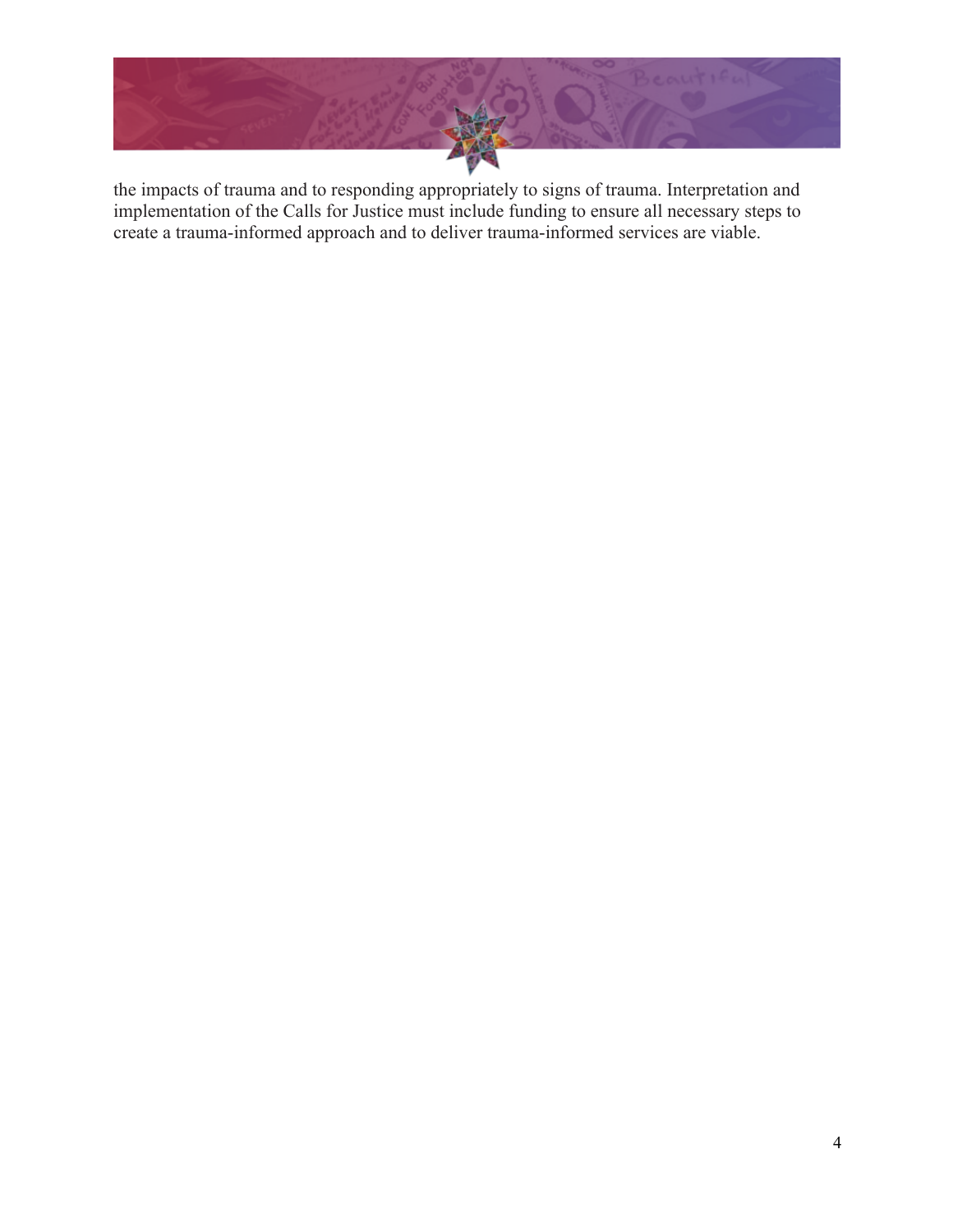the impacts of trauma and to responding appropriately to signs of trauma. Interpretation and implementation of the Calls for Justice must include funding to ensure all necessary steps to create a trauma-informed approach and to deliver trauma-informed services are viable.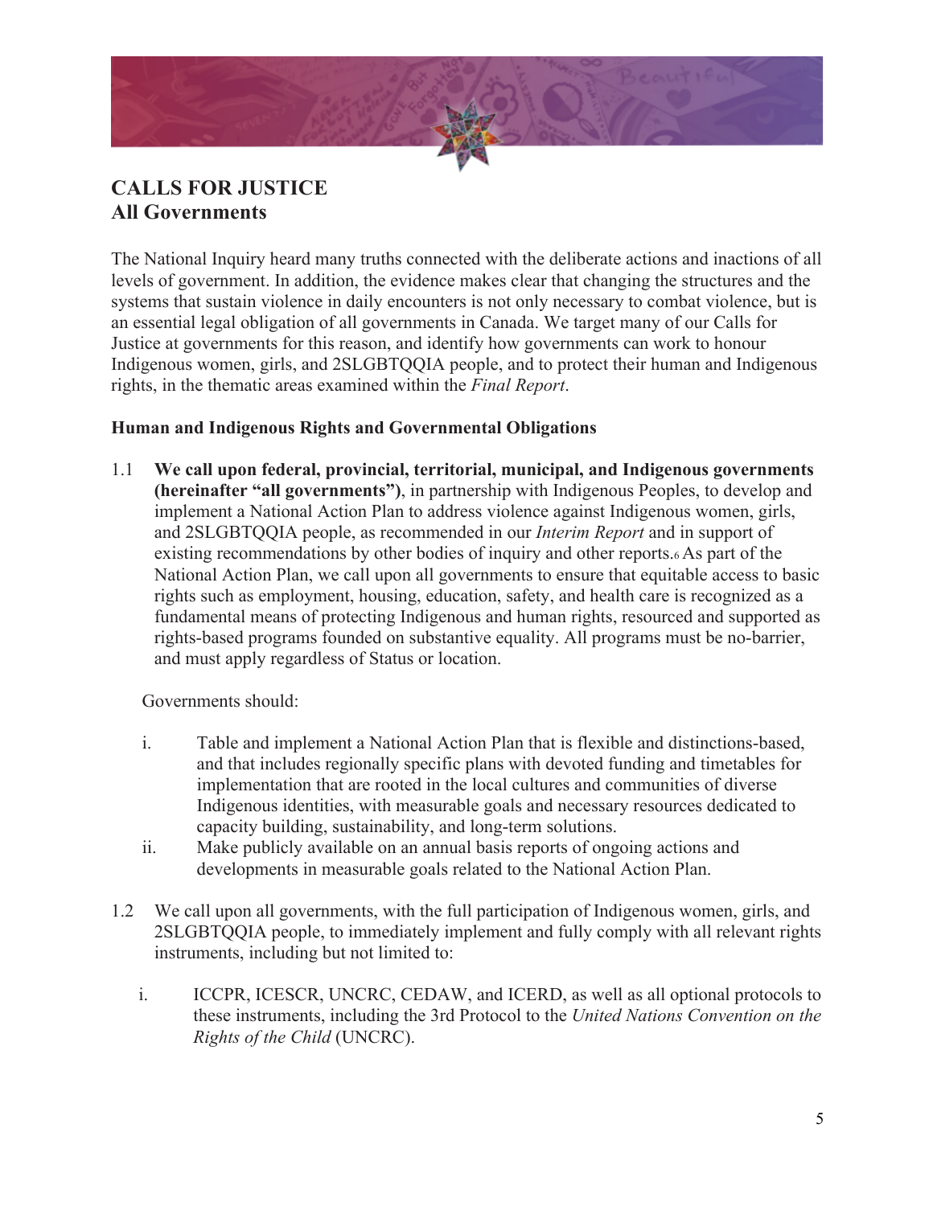# CALLS FOR JUSTICE
## All Governments

The National Inquiry heard many truths connected with the deliberate actions and inactions of all levels of government. In addition, the evidence makes clear that changing the structures and the systems that sustain violence in daily encounters is not only necessary to combat violence, but is an essential legal obligation of all governments in Canada. We target many of our Calls for Justice at governments for this reason, and identify how governments can work to honour Indigenous women, girls, and 2SLGBTQQIA people, and to protect their human and Indigenous rights, in the thematic areas examined within the *Final Report*.

### Human and Indigenous Rights and Governmental Obligations

1.1 **We call upon federal, provincial, territorial, municipal, and Indigenous governments (hereinafter "all governments")**, in partnership with Indigenous Peoples, to develop and implement a National Action Plan to address violence against Indigenous women, girls, and 2SLGBTQQIA people, as recommended in our *Interim Report* and in support of existing recommendations by other bodies of inquiry and other reports.[6] As part of the National Action Plan, we call upon all governments to ensure that equitable access to basic rights such as employment, housing, education, safety, and health care is recognized as a fundamental means of protecting Indigenous and human rights, resourced and supported as rights-based programs founded on substantive equality. All programs must be no-barrier, and must apply regardless of Status or location.

Governments should:

i. Table and implement a National Action Plan that is flexible and distinctions-based, and that includes regionally specific plans with devoted funding and timetables for implementation that are rooted in the local cultures and communities of diverse Indigenous identities, with measurable goals and necessary resources dedicated to capacity building, sustainability, and long-term solutions.

ii. Make publicly available on an annual basis reports of ongoing actions and developments in measurable goals related to the National Action Plan.

1.2 We call upon all governments, with the full participation of Indigenous women, girls, and 2SLGBTQQIA people, to immediately implement and fully comply with all relevant rights instruments, including but not limited to:

i. ICCPR, ICESCR, UNCRC, CEDAW, and ICERD, as well as all optional protocols to these instruments, including the 3rd Protocol to the *United Nations Convention on the Rights of the Child* (UNCRC).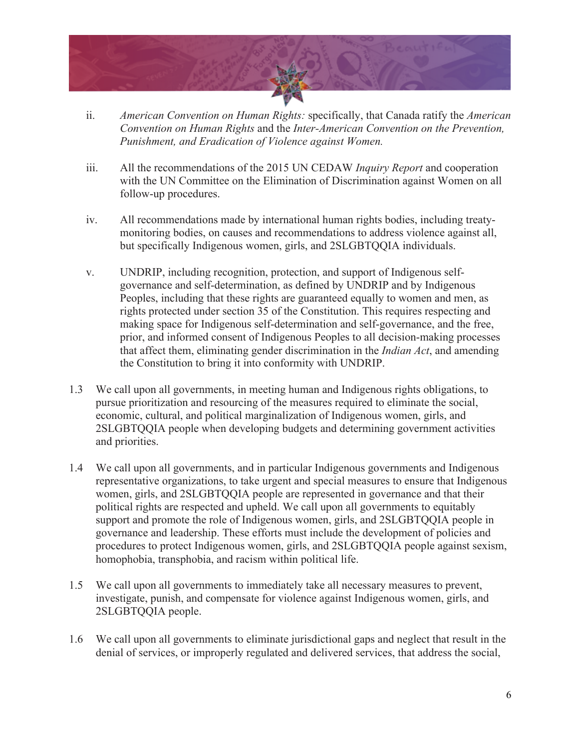ii. *American Convention on Human Rights:* specifically, that Canada ratify the *American Convention on Human Rights* and the *Inter-American Convention on the Prevention, Punishment, and Eradication of Violence against Women.*

iii. All the recommendations of the 2015 UN CEDAW *Inquiry Report* and cooperation with the UN Committee on the Elimination of Discrimination against Women on all follow-up procedures.

iv. All recommendations made by international human rights bodies, including treaty-monitoring bodies, on causes and recommendations to address violence against all, but specifically Indigenous women, girls, and 2SLGBTQQIA individuals.

v. UNDRIP, including recognition, protection, and support of Indigenous self-governance and self-determination, as defined by UNDRIP and by Indigenous Peoples, including that these rights are guaranteed equally to women and men, as rights protected under section 35 of the Constitution. This requires respecting and making space for Indigenous self-determination and self-governance, and the free, prior, and informed consent of Indigenous Peoples to all decision-making processes that affect them, eliminating gender discrimination in the *Indian Act*, and amending the Constitution to bring it into conformity with UNDRIP.

1.3 We call upon all governments, in meeting human and Indigenous rights obligations, to pursue prioritization and resourcing of the measures required to eliminate the social, economic, cultural, and political marginalization of Indigenous women, girls, and 2SLGBTQQIA people when developing budgets and determining government activities and priorities.

1.4 We call upon all governments, and in particular Indigenous governments and Indigenous representative organizations, to take urgent and special measures to ensure that Indigenous women, girls, and 2SLGBTQQIA people are represented in governance and that their political rights are respected and upheld. We call upon all governments to equitably support and promote the role of Indigenous women, girls, and 2SLGBTQQIA people in governance and leadership. These efforts must include the development of policies and procedures to protect Indigenous women, girls, and 2SLGBTQQIA people against sexism, homophobia, transphobia, and racism within political life.

1.5 We call upon all governments to immediately take all necessary measures to prevent, investigate, punish, and compensate for violence against Indigenous women, girls, and 2SLGBTQQIA people.

1.6 We call upon all governments to eliminate jurisdictional gaps and neglect that result in the denial of services, or improperly regulated and delivered services, that address the social,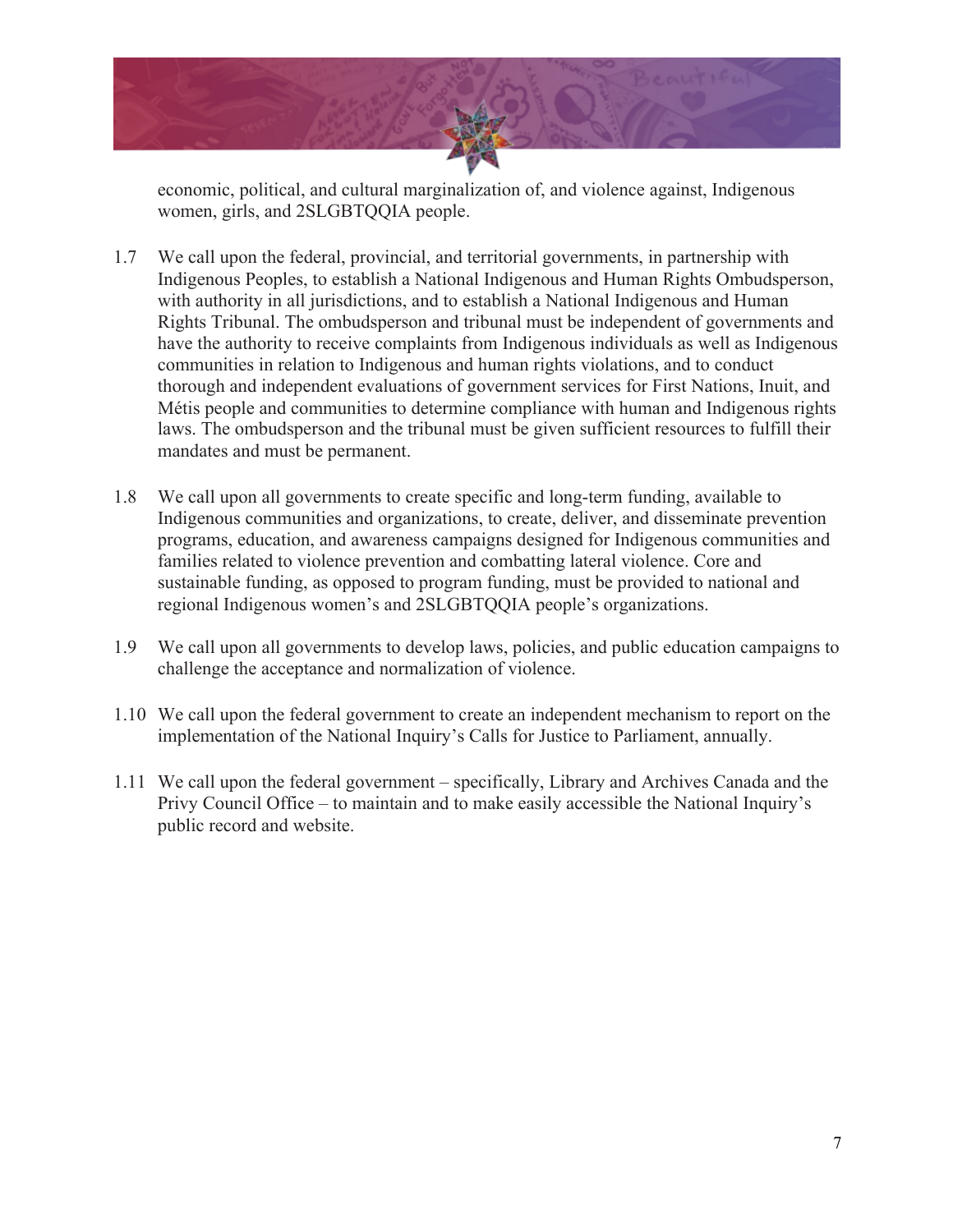economic, political, and cultural marginalization of, and violence against, Indigenous women, girls, and 2SLGBTQQIA people.

1.7 We call upon the federal, provincial, and territorial governments, in partnership with Indigenous Peoples, to establish a National Indigenous and Human Rights Ombudsperson, with authority in all jurisdictions, and to establish a National Indigenous and Human Rights Tribunal. The ombudsperson and tribunal must be independent of governments and have the authority to receive complaints from Indigenous individuals as well as Indigenous communities in relation to Indigenous and human rights violations, and to conduct thorough and independent evaluations of government services for First Nations, Inuit, and Métis people and communities to determine compliance with human and Indigenous rights laws. The ombudsperson and the tribunal must be given sufficient resources to fulfill their mandates and must be permanent.

1.8 We call upon all governments to create specific and long-term funding, available to Indigenous communities and organizations, to create, deliver, and disseminate prevention programs, education, and awareness campaigns designed for Indigenous communities and families related to violence prevention and combatting lateral violence. Core and sustainable funding, as opposed to program funding, must be provided to national and regional Indigenous women's and 2SLGBTQQIA people's organizations.

1.9 We call upon all governments to develop laws, policies, and public education campaigns to challenge the acceptance and normalization of violence.

1.10 We call upon the federal government to create an independent mechanism to report on the implementation of the National Inquiry's Calls for Justice to Parliament, annually.

1.11 We call upon the federal government – specifically, Library and Archives Canada and the Privy Council Office – to maintain and to make easily accessible the National Inquiry's public record and website.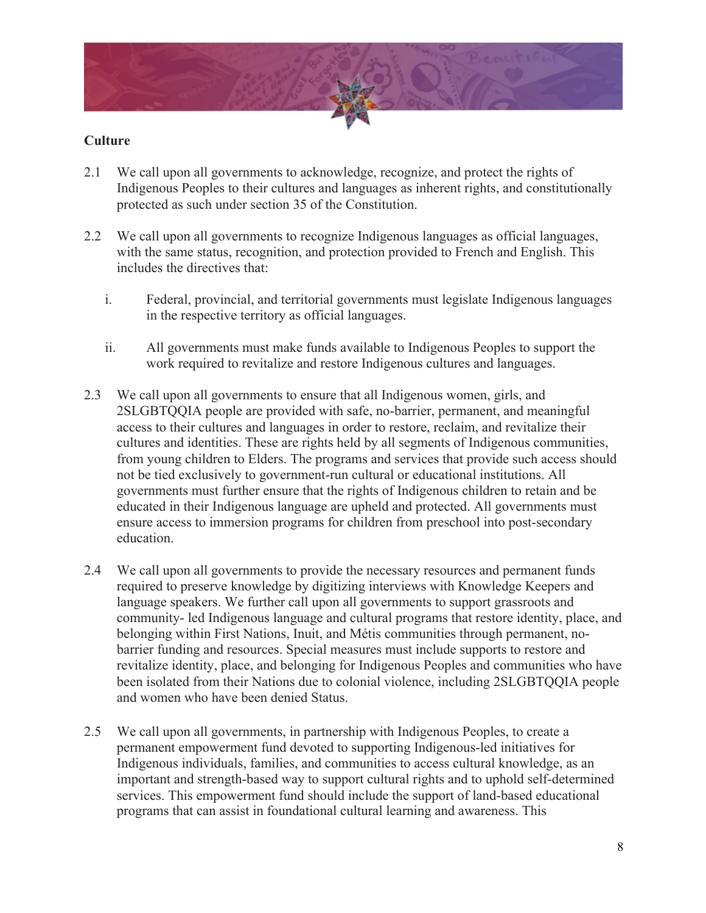**Culture**

2.1 We call upon all governments to acknowledge, recognize, and protect the rights of Indigenous Peoples to their cultures and languages as inherent rights, and constitutionally protected as such under section 35 of the Constitution.

2.2 We call upon all governments to recognize Indigenous languages as official languages, with the same status, recognition, and protection provided to French and English. This includes the directives that:

i. Federal, provincial, and territorial governments must legislate Indigenous languages in the respective territory as official languages.

ii. All governments must make funds available to Indigenous Peoples to support the work required to revitalize and restore Indigenous cultures and languages.

2.3 We call upon all governments to ensure that all Indigenous women, girls, and 2SLGBTQQIA people are provided with safe, no-barrier, permanent, and meaningful access to their cultures and languages in order to restore, reclaim, and revitalize their cultures and identities. These are rights held by all segments of Indigenous communities, from young children to Elders. The programs and services that provide such access should not be tied exclusively to government-run cultural or educational institutions. All governments must further ensure that the rights of Indigenous children to retain and be educated in their Indigenous language are upheld and protected. All governments must ensure access to immersion programs for children from preschool into post-secondary education.

2.4 We call upon all governments to provide the necessary resources and permanent funds required to preserve knowledge by digitizing interviews with Knowledge Keepers and language speakers. We further call upon all governments to support grassroots and community- led Indigenous language and cultural programs that restore identity, place, and belonging within First Nations, Inuit, and Métis communities through permanent, no-barrier funding and resources. Special measures must include supports to restore and revitalize identity, place, and belonging for Indigenous Peoples and communities who have been isolated from their Nations due to colonial violence, including 2SLGBTQQIA people and women who have been denied Status.

2.5 We call upon all governments, in partnership with Indigenous Peoples, to create a permanent empowerment fund devoted to supporting Indigenous-led initiatives for Indigenous individuals, families, and communities to access cultural knowledge, as an important and strength-based way to support cultural rights and to uphold self-determined services. This empowerment fund should include the support of land-based educational programs that can assist in foundational cultural learning and awareness. This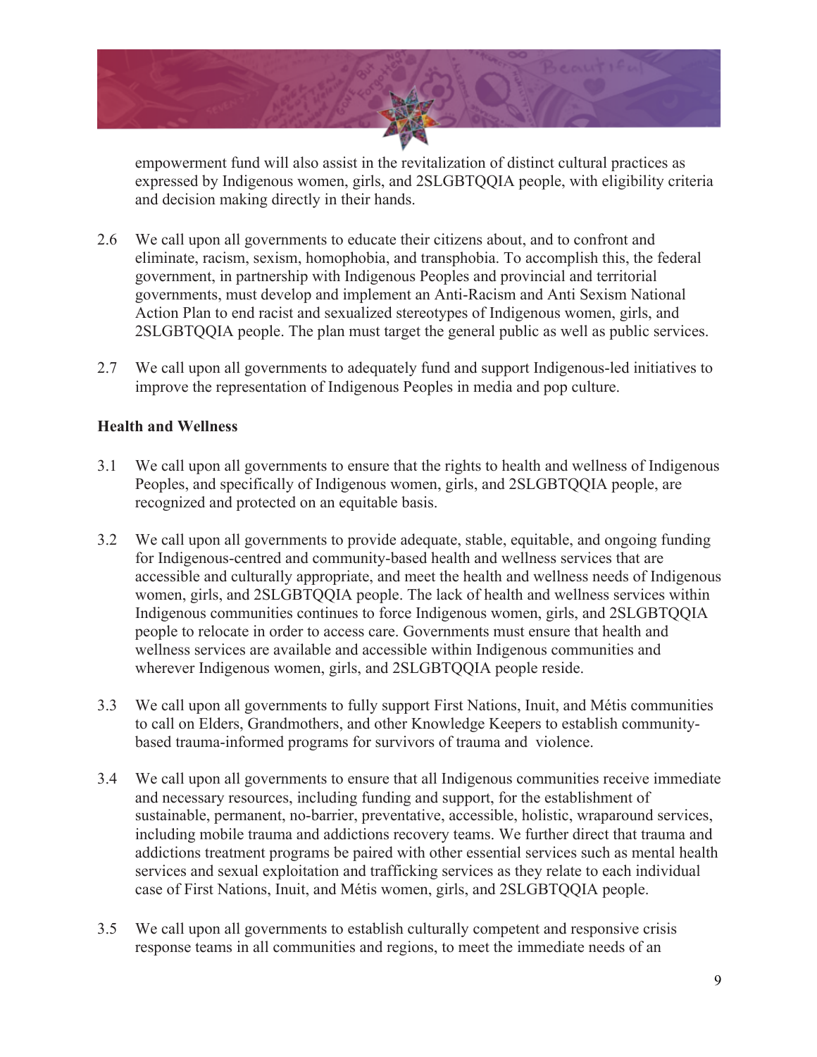empowerment fund will also assist in the revitalization of distinct cultural practices as expressed by Indigenous women, girls, and 2SLGBTQQIA people, with eligibility criteria and decision making directly in their hands.

2.6 We call upon all governments to educate their citizens about, and to confront and eliminate, racism, sexism, homophobia, and transphobia. To accomplish this, the federal government, in partnership with Indigenous Peoples and provincial and territorial governments, must develop and implement an Anti-Racism and Anti Sexism National Action Plan to end racist and sexualized stereotypes of Indigenous women, girls, and 2SLGBTQQIA people. The plan must target the general public as well as public services.

2.7 We call upon all governments to adequately fund and support Indigenous-led initiatives to improve the representation of Indigenous Peoples in media and pop culture.

**Health and Wellness**

3.1 We call upon all governments to ensure that the rights to health and wellness of Indigenous Peoples, and specifically of Indigenous women, girls, and 2SLGBTQQIA people, are recognized and protected on an equitable basis.

3.2 We call upon all governments to provide adequate, stable, equitable, and ongoing funding for Indigenous-centred and community-based health and wellness services that are accessible and culturally appropriate, and meet the health and wellness needs of Indigenous women, girls, and 2SLGBTQQIA people. The lack of health and wellness services within Indigenous communities continues to force Indigenous women, girls, and 2SLGBTQQIA people to relocate in order to access care. Governments must ensure that health and wellness services are available and accessible within Indigenous communities and wherever Indigenous women, girls, and 2SLGBTQQIA people reside.

3.3 We call upon all governments to fully support First Nations, Inuit, and Métis communities to call on Elders, Grandmothers, and other Knowledge Keepers to establish community-based trauma-informed programs for survivors of trauma and violence.

3.4 We call upon all governments to ensure that all Indigenous communities receive immediate and necessary resources, including funding and support, for the establishment of sustainable, permanent, no-barrier, preventative, accessible, holistic, wraparound services, including mobile trauma and addictions recovery teams. We further direct that trauma and addictions treatment programs be paired with other essential services such as mental health services and sexual exploitation and trafficking services as they relate to each individual case of First Nations, Inuit, and Métis women, girls, and 2SLGBTQQIA people.

3.5 We call upon all governments to establish culturally competent and responsive crisis response teams in all communities and regions, to meet the immediate needs of an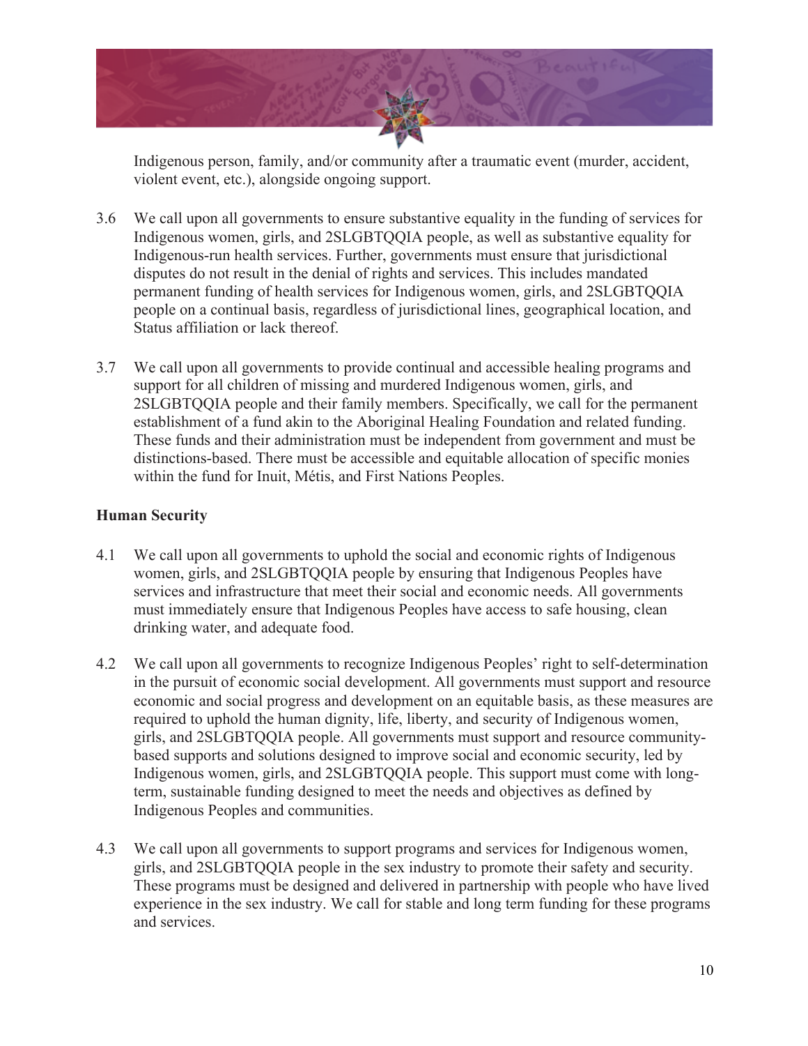Indigenous person, family, and/or community after a traumatic event (murder, accident, violent event, etc.), alongside ongoing support.

3.6 We call upon all governments to ensure substantive equality in the funding of services for Indigenous women, girls, and 2SLGBTQQIA people, as well as substantive equality for Indigenous-run health services. Further, governments must ensure that jurisdictional disputes do not result in the denial of rights and services. This includes mandated permanent funding of health services for Indigenous women, girls, and 2SLGBTQQIA people on a continual basis, regardless of jurisdictional lines, geographical location, and Status affiliation or lack thereof.

3.7 We call upon all governments to provide continual and accessible healing programs and support for all children of missing and murdered Indigenous women, girls, and 2SLGBTQQIA people and their family members. Specifically, we call for the permanent establishment of a fund akin to the Aboriginal Healing Foundation and related funding. These funds and their administration must be independent from government and must be distinctions-based. There must be accessible and equitable allocation of specific monies within the fund for Inuit, Métis, and First Nations Peoples.

**Human Security**

4.1 We call upon all governments to uphold the social and economic rights of Indigenous women, girls, and 2SLGBTQQIA people by ensuring that Indigenous Peoples have services and infrastructure that meet their social and economic needs. All governments must immediately ensure that Indigenous Peoples have access to safe housing, clean drinking water, and adequate food.

4.2 We call upon all governments to recognize Indigenous Peoples' right to self-determination in the pursuit of economic social development. All governments must support and resource economic and social progress and development on an equitable basis, as these measures are required to uphold the human dignity, life, liberty, and security of Indigenous women, girls, and 2SLGBTQQIA people. All governments must support and resource community-based supports and solutions designed to improve social and economic security, led by Indigenous women, girls, and 2SLGBTQQIA people. This support must come with long-term, sustainable funding designed to meet the needs and objectives as defined by Indigenous Peoples and communities.

4.3 We call upon all governments to support programs and services for Indigenous women, girls, and 2SLGBTQQIA people in the sex industry to promote their safety and security. These programs must be designed and delivered in partnership with people who have lived experience in the sex industry. We call for stable and long term funding for these programs and services.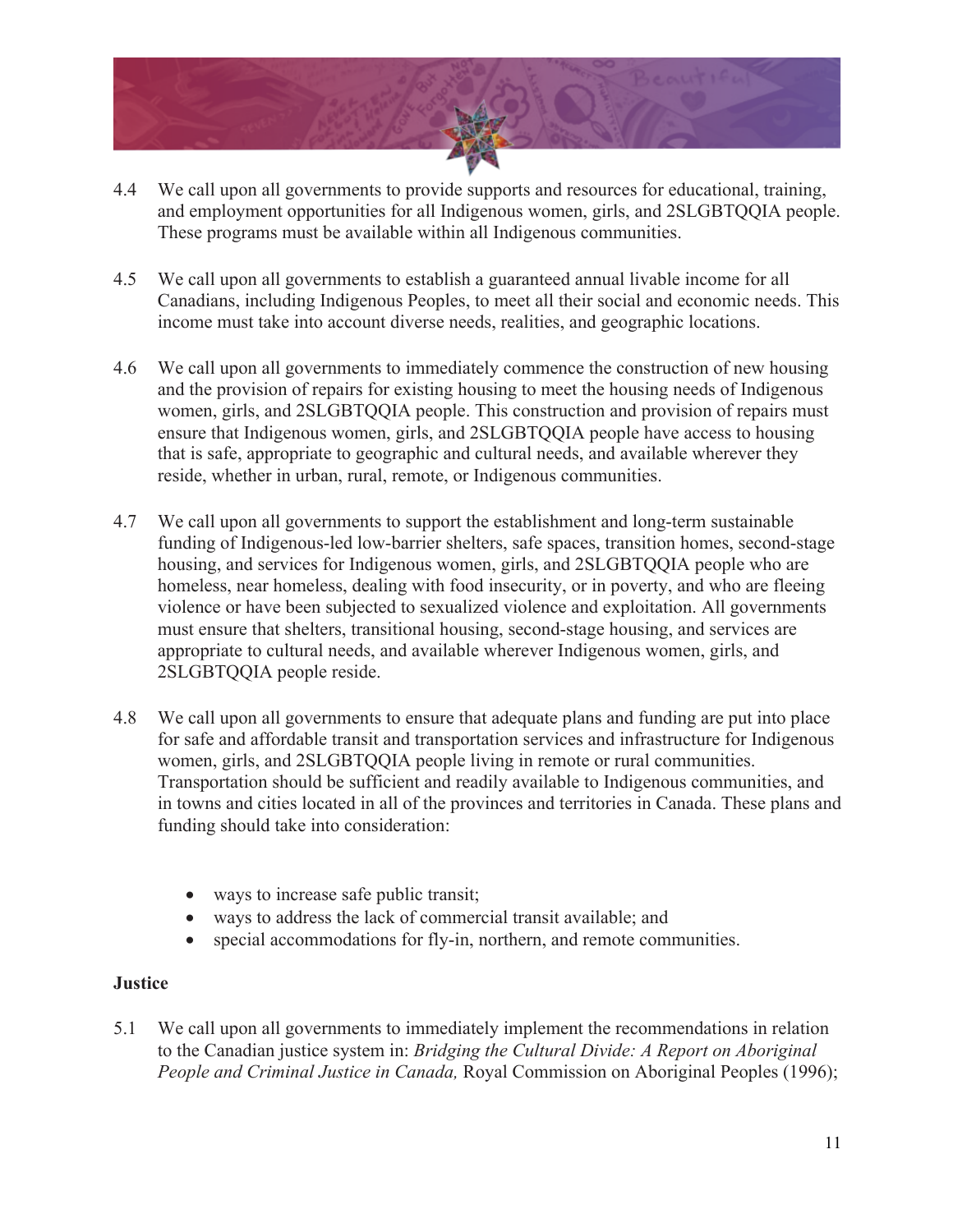4.4 We call upon all governments to provide supports and resources for educational, training, and employment opportunities for all Indigenous women, girls, and 2SLGBTQQIA people. These programs must be available within all Indigenous communities.

4.5 We call upon all governments to establish a guaranteed annual livable income for all Canadians, including Indigenous Peoples, to meet all their social and economic needs. This income must take into account diverse needs, realities, and geographic locations.

4.6 We call upon all governments to immediately commence the construction of new housing and the provision of repairs for existing housing to meet the housing needs of Indigenous women, girls, and 2SLGBTQQIA people. This construction and provision of repairs must ensure that Indigenous women, girls, and 2SLGBTQQIA people have access to housing that is safe, appropriate to geographic and cultural needs, and available wherever they reside, whether in urban, rural, remote, or Indigenous communities.

4.7 We call upon all governments to support the establishment and long-term sustainable funding of Indigenous-led low-barrier shelters, safe spaces, transition homes, second-stage housing, and services for Indigenous women, girls, and 2SLGBTQQIA people who are homeless, near homeless, dealing with food insecurity, or in poverty, and who are fleeing violence or have been subjected to sexualized violence and exploitation. All governments must ensure that shelters, transitional housing, second-stage housing, and services are appropriate to cultural needs, and available wherever Indigenous women, girls, and 2SLGBTQQIA people reside.

4.8 We call upon all governments to ensure that adequate plans and funding are put into place for safe and affordable transit and transportation services and infrastructure for Indigenous women, girls, and 2SLGBTQQIA people living in remote or rural communities. Transportation should be sufficient and readily available to Indigenous communities, and in towns and cities located in all of the provinces and territories in Canada. These plans and funding should take into consideration:

- ways to increase safe public transit;
- ways to address the lack of commercial transit available; and
- special accommodations for fly-in, northern, and remote communities.

**Justice**

5.1 We call upon all governments to immediately implement the recommendations in relation to the Canadian justice system in: *Bridging the Cultural Divide: A Report on Aboriginal People and Criminal Justice in Canada,* Royal Commission on Aboriginal Peoples (1996);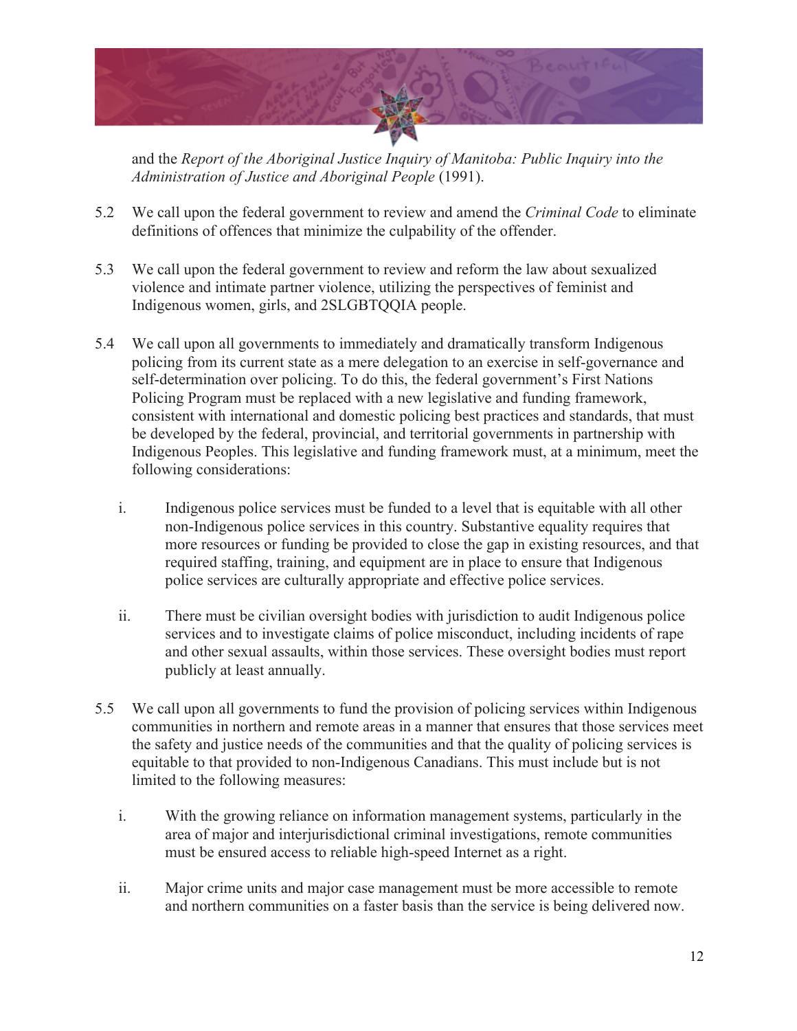and the *Report of the Aboriginal Justice Inquiry of Manitoba: Public Inquiry into the Administration of Justice and Aboriginal People* (1991).

5.2 We call upon the federal government to review and amend the *Criminal Code* to eliminate definitions of offences that minimize the culpability of the offender.

5.3 We call upon the federal government to review and reform the law about sexualized violence and intimate partner violence, utilizing the perspectives of feminist and Indigenous women, girls, and 2SLGBTQQIA people.

5.4 We call upon all governments to immediately and dramatically transform Indigenous policing from its current state as a mere delegation to an exercise in self-governance and self-determination over policing. To do this, the federal government's First Nations Policing Program must be replaced with a new legislative and funding framework, consistent with international and domestic policing best practices and standards, that must be developed by the federal, provincial, and territorial governments in partnership with Indigenous Peoples. This legislative and funding framework must, at a minimum, meet the following considerations:

   i. Indigenous police services must be funded to a level that is equitable with all other non-Indigenous police services in this country. Substantive equality requires that more resources or funding be provided to close the gap in existing resources, and that required staffing, training, and equipment are in place to ensure that Indigenous police services are culturally appropriate and effective police services.

   ii. There must be civilian oversight bodies with jurisdiction to audit Indigenous police services and to investigate claims of police misconduct, including incidents of rape and other sexual assaults, within those services. These oversight bodies must report publicly at least annually.

5.5 We call upon all governments to fund the provision of policing services within Indigenous communities in northern and remote areas in a manner that ensures that those services meet the safety and justice needs of the communities and that the quality of policing services is equitable to that provided to non-Indigenous Canadians. This must include but is not limited to the following measures:

   i. With the growing reliance on information management systems, particularly in the area of major and interjurisdictional criminal investigations, remote communities must be ensured access to reliable high-speed Internet as a right.

   ii. Major crime units and major case management must be more accessible to remote and northern communities on a faster basis than the service is being delivered now.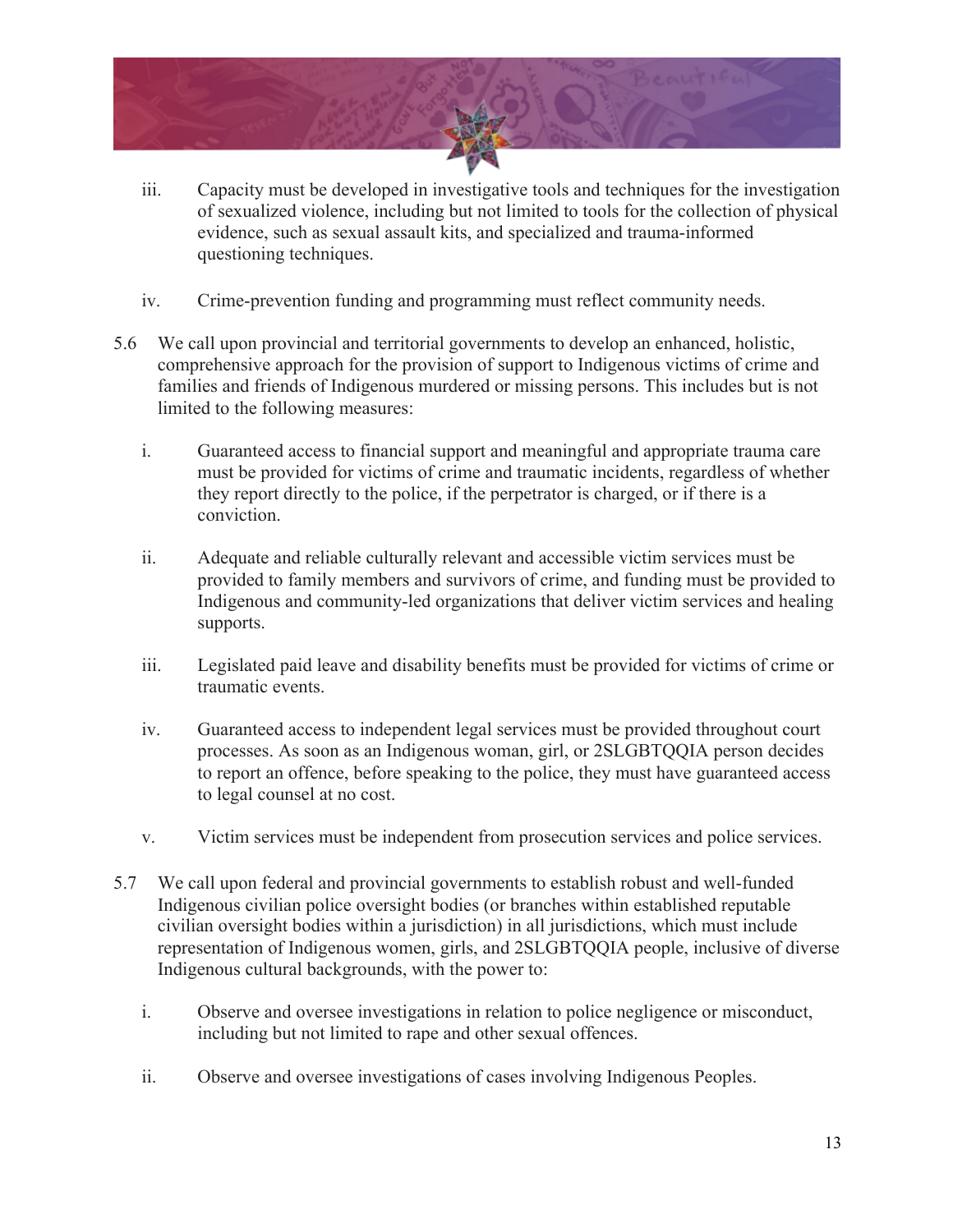iii. Capacity must be developed in investigative tools and techniques for the investigation of sexualized violence, including but not limited to tools for the collection of physical evidence, such as sexual assault kits, and specialized and trauma-informed questioning techniques.

iv. Crime-prevention funding and programming must reflect community needs.

5.6 We call upon provincial and territorial governments to develop an enhanced, holistic, comprehensive approach for the provision of support to Indigenous victims of crime and families and friends of Indigenous murdered or missing persons. This includes but is not limited to the following measures:

i. Guaranteed access to financial support and meaningful and appropriate trauma care must be provided for victims of crime and traumatic incidents, regardless of whether they report directly to the police, if the perpetrator is charged, or if there is a conviction.

ii. Adequate and reliable culturally relevant and accessible victim services must be provided to family members and survivors of crime, and funding must be provided to Indigenous and community-led organizations that deliver victim services and healing supports.

iii. Legislated paid leave and disability benefits must be provided for victims of crime or traumatic events.

iv. Guaranteed access to independent legal services must be provided throughout court processes. As soon as an Indigenous woman, girl, or 2SLGBTQQIA person decides to report an offence, before speaking to the police, they must have guaranteed access to legal counsel at no cost.

v. Victim services must be independent from prosecution services and police services.

5.7 We call upon federal and provincial governments to establish robust and well-funded Indigenous civilian police oversight bodies (or branches within established reputable civilian oversight bodies within a jurisdiction) in all jurisdictions, which must include representation of Indigenous women, girls, and 2SLGBTQQIA people, inclusive of diverse Indigenous cultural backgrounds, with the power to:

i. Observe and oversee investigations in relation to police negligence or misconduct, including but not limited to rape and other sexual offences.

ii. Observe and oversee investigations of cases involving Indigenous Peoples.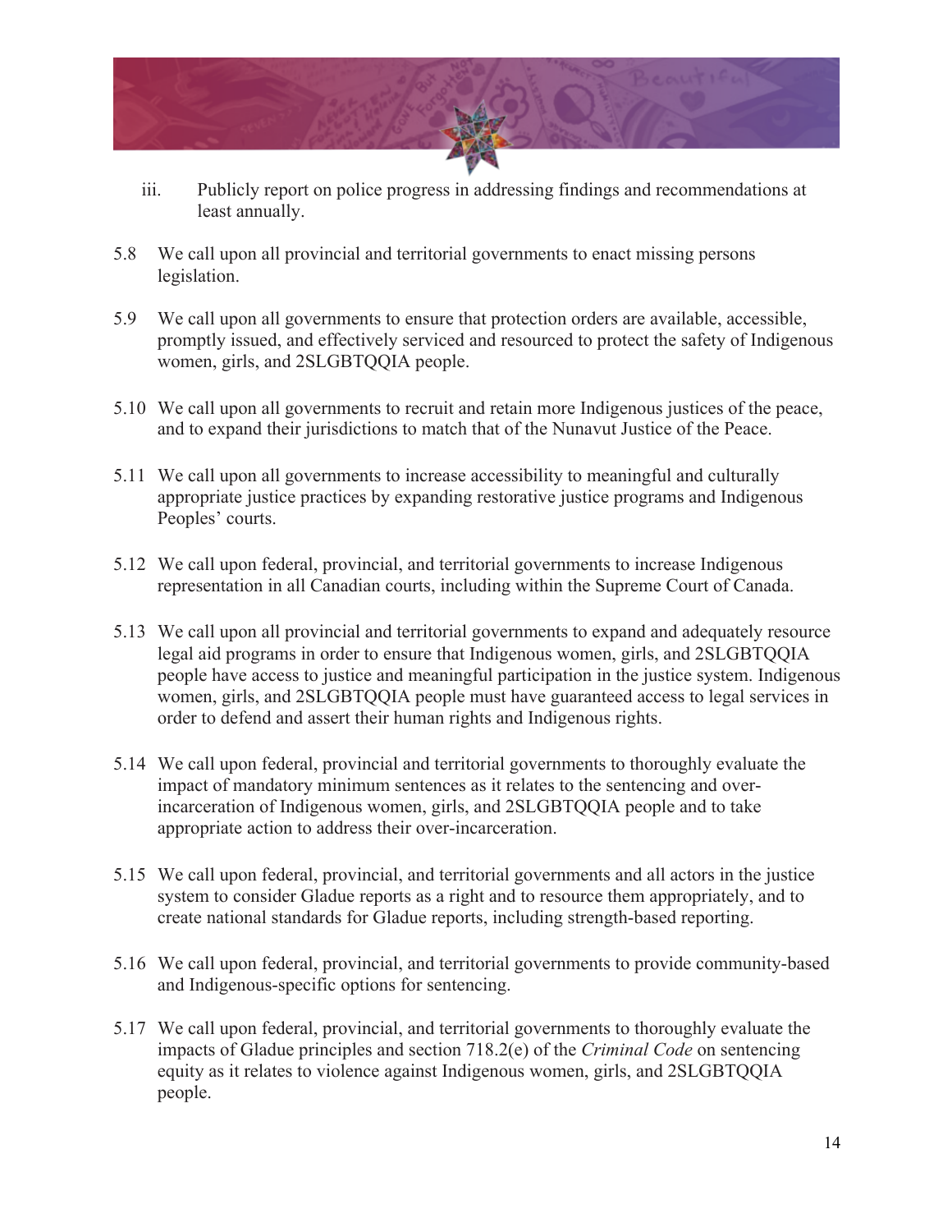iii. Publicly report on police progress in addressing findings and recommendations at least annually.

5.8 We call upon all provincial and territorial governments to enact missing persons legislation.

5.9 We call upon all governments to ensure that protection orders are available, accessible, promptly issued, and effectively serviced and resourced to protect the safety of Indigenous women, girls, and 2SLGBTQQIA people.

5.10 We call upon all governments to recruit and retain more Indigenous justices of the peace, and to expand their jurisdictions to match that of the Nunavut Justice of the Peace.

5.11 We call upon all governments to increase accessibility to meaningful and culturally appropriate justice practices by expanding restorative justice programs and Indigenous Peoples' courts.

5.12 We call upon federal, provincial, and territorial governments to increase Indigenous representation in all Canadian courts, including within the Supreme Court of Canada.

5.13 We call upon all provincial and territorial governments to expand and adequately resource legal aid programs in order to ensure that Indigenous women, girls, and 2SLGBTQQIA people have access to justice and meaningful participation in the justice system. Indigenous women, girls, and 2SLGBTQQIA people must have guaranteed access to legal services in order to defend and assert their human rights and Indigenous rights.

5.14 We call upon federal, provincial and territorial governments to thoroughly evaluate the impact of mandatory minimum sentences as it relates to the sentencing and over-incarceration of Indigenous women, girls, and 2SLGBTQQIA people and to take appropriate action to address their over-incarceration.

5.15 We call upon federal, provincial, and territorial governments and all actors in the justice system to consider Gladue reports as a right and to resource them appropriately, and to create national standards for Gladue reports, including strength-based reporting.

5.16 We call upon federal, provincial, and territorial governments to provide community-based and Indigenous-specific options for sentencing.

5.17 We call upon federal, provincial, and territorial governments to thoroughly evaluate the impacts of Gladue principles and section 718.2(e) of the *Criminal Code* on sentencing equity as it relates to violence against Indigenous women, girls, and 2SLGBTQQIA people.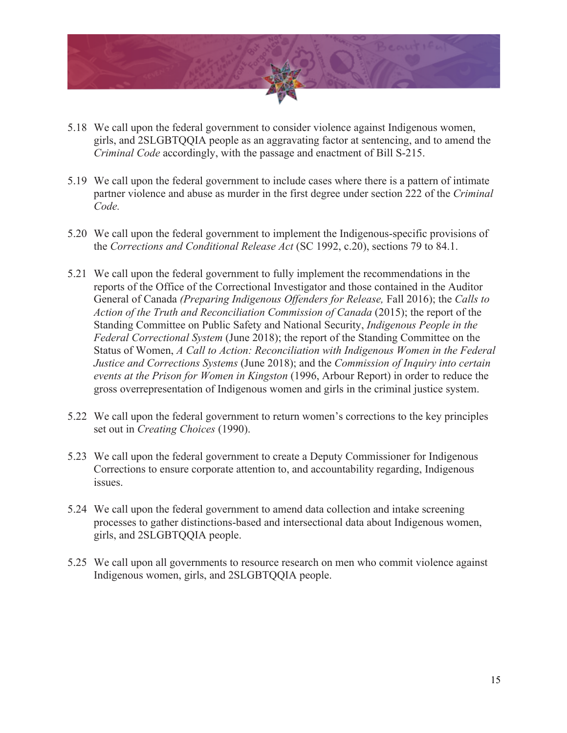5.18 We call upon the federal government to consider violence against Indigenous women, girls, and 2SLGBTQQIA people as an aggravating factor at sentencing, and to amend the *Criminal Code* accordingly, with the passage and enactment of Bill S-215.

5.19 We call upon the federal government to include cases where there is a pattern of intimate partner violence and abuse as murder in the first degree under section 222 of the *Criminal Code.*

5.20 We call upon the federal government to implement the Indigenous-specific provisions of the *Corrections and Conditional Release Act* (SC 1992, c.20), sections 79 to 84.1.

5.21 We call upon the federal government to fully implement the recommendations in the reports of the Office of the Correctional Investigator and those contained in the Auditor General of Canada *(Preparing Indigenous Offenders for Release,* Fall 2016); the *Calls to Action of the Truth and Reconciliation Commission of Canada* (2015); the report of the Standing Committee on Public Safety and National Security, *Indigenous People in the Federal Correctional System* (June 2018); the report of the Standing Committee on the Status of Women, *A Call to Action: Reconciliation with Indigenous Women in the Federal Justice and Corrections Systems* (June 2018); and the *Commission of Inquiry into certain events at the Prison for Women in Kingston* (1996, Arbour Report) in order to reduce the gross overrepresentation of Indigenous women and girls in the criminal justice system.

5.22 We call upon the federal government to return women's corrections to the key principles set out in *Creating Choices* (1990).

5.23 We call upon the federal government to create a Deputy Commissioner for Indigenous Corrections to ensure corporate attention to, and accountability regarding, Indigenous issues.

5.24 We call upon the federal government to amend data collection and intake screening processes to gather distinctions-based and intersectional data about Indigenous women, girls, and 2SLGBTQQIA people.

5.25 We call upon all governments to resource research on men who commit violence against Indigenous women, girls, and 2SLGBTQQIA people.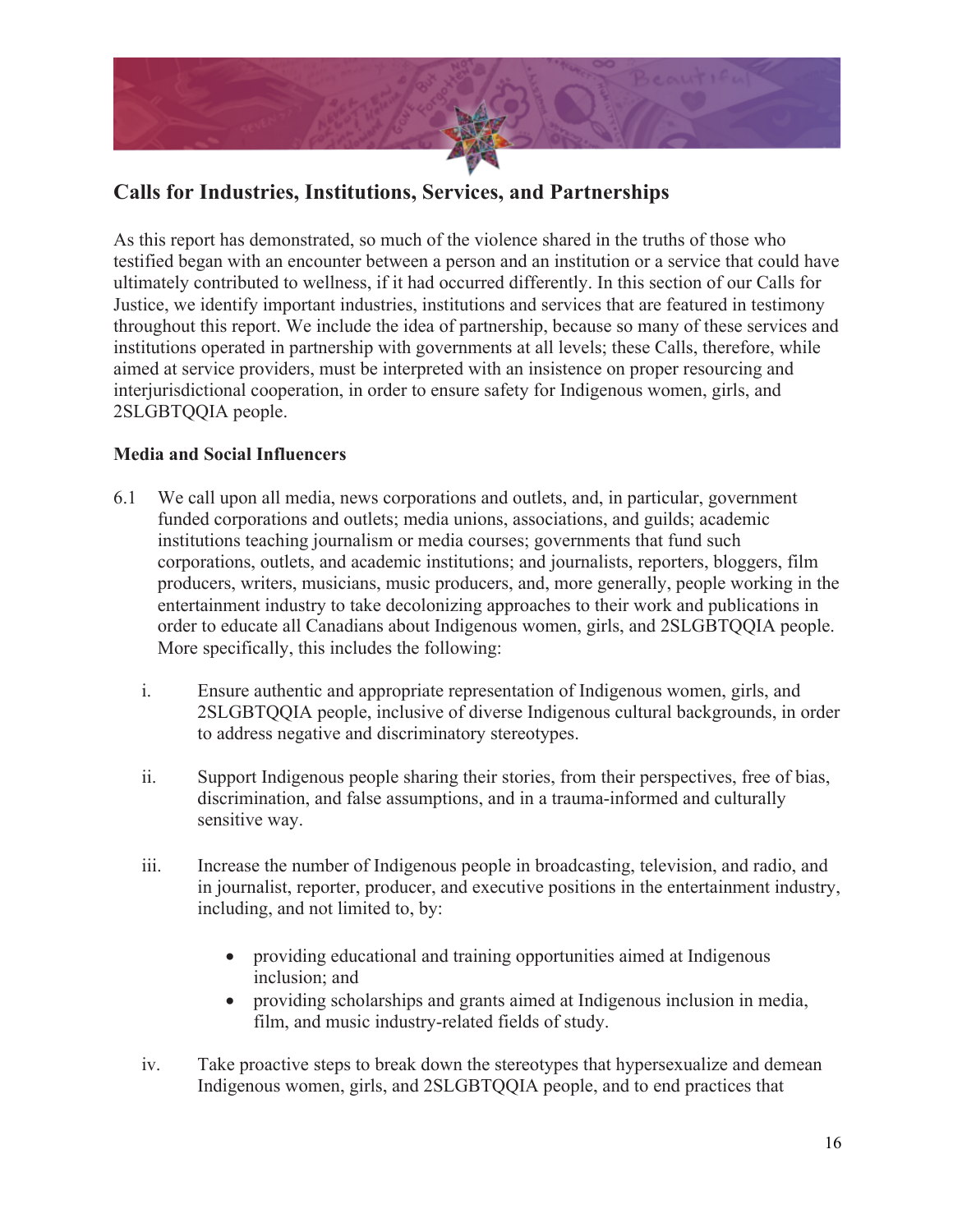## Calls for Industries, Institutions, Services, and Partnerships

As this report has demonstrated, so much of the violence shared in the truths of those who testified began with an encounter between a person and an institution or a service that could have ultimately contributed to wellness, if it had occurred differently. In this section of our Calls for Justice, we identify important industries, institutions and services that are featured in testimony throughout this report. We include the idea of partnership, because so many of these services and institutions operated in partnership with governments at all levels; these Calls, therefore, while aimed at service providers, must be interpreted with an insistence on proper resourcing and interjurisdictional cooperation, in order to ensure safety for Indigenous women, girls, and 2SLGBTQQIA people.

### Media and Social Influencers

6.1 We call upon all media, news corporations and outlets, and, in particular, government funded corporations and outlets; media unions, associations, and guilds; academic institutions teaching journalism or media courses; governments that fund such corporations, outlets, and academic institutions; and journalists, reporters, bloggers, film producers, writers, musicians, music producers, and, more generally, people working in the entertainment industry to take decolonizing approaches to their work and publications in order to educate all Canadians about Indigenous women, girls, and 2SLGBTQQIA people. More specifically, this includes the following:

i. Ensure authentic and appropriate representation of Indigenous women, girls, and 2SLGBTQQIA people, inclusive of diverse Indigenous cultural backgrounds, in order to address negative and discriminatory stereotypes.

ii. Support Indigenous people sharing their stories, from their perspectives, free of bias, discrimination, and false assumptions, and in a trauma-informed and culturally sensitive way.

iii. Increase the number of Indigenous people in broadcasting, television, and radio, and in journalist, reporter, producer, and executive positions in the entertainment industry, including, and not limited to, by:

- providing educational and training opportunities aimed at Indigenous inclusion; and
- providing scholarships and grants aimed at Indigenous inclusion in media, film, and music industry-related fields of study.

iv. Take proactive steps to break down the stereotypes that hypersexualize and demean Indigenous women, girls, and 2SLGBTQQIA people, and to end practices that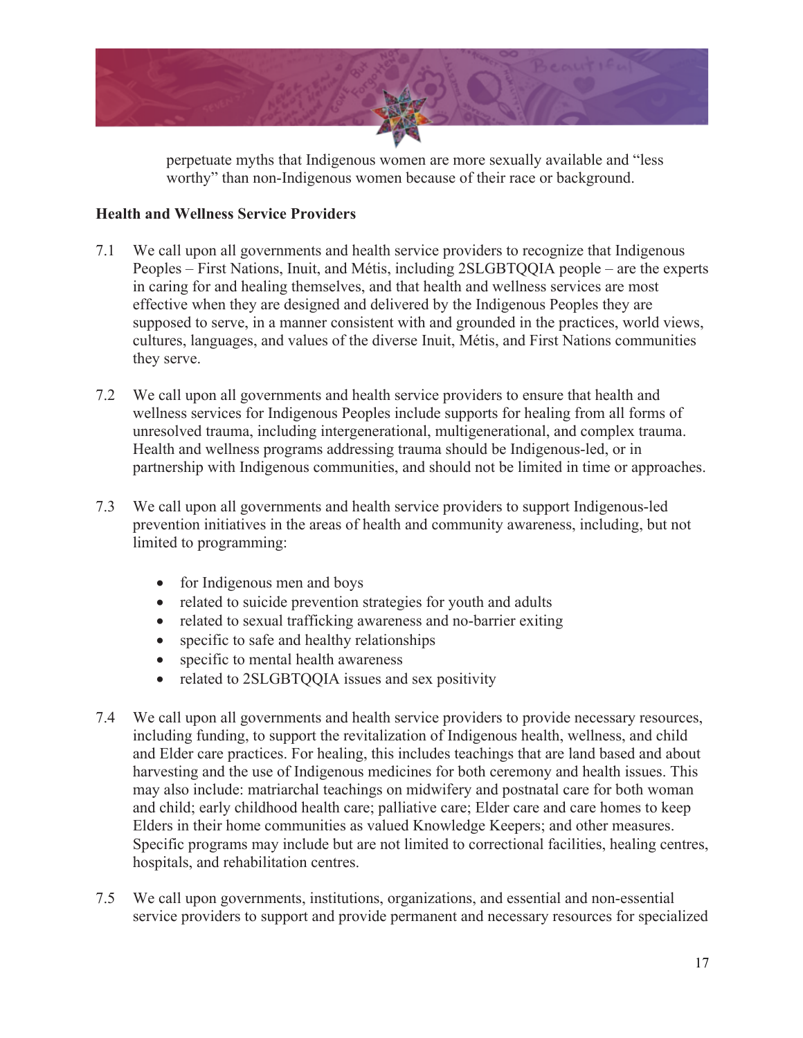perpetuate myths that Indigenous women are more sexually available and "less worthy" than non-Indigenous women because of their race or background.

**Health and Wellness Service Providers**

7.1 We call upon all governments and health service providers to recognize that Indigenous Peoples – First Nations, Inuit, and Métis, including 2SLGBTQQIA people – are the experts in caring for and healing themselves, and that health and wellness services are most effective when they are designed and delivered by the Indigenous Peoples they are supposed to serve, in a manner consistent with and grounded in the practices, world views, cultures, languages, and values of the diverse Inuit, Métis, and First Nations communities they serve.

7.2 We call upon all governments and health service providers to ensure that health and wellness services for Indigenous Peoples include supports for healing from all forms of unresolved trauma, including intergenerational, multigenerational, and complex trauma. Health and wellness programs addressing trauma should be Indigenous-led, or in partnership with Indigenous communities, and should not be limited in time or approaches.

7.3 We call upon all governments and health service providers to support Indigenous-led prevention initiatives in the areas of health and community awareness, including, but not limited to programming:

- for Indigenous men and boys
- related to suicide prevention strategies for youth and adults
- related to sexual trafficking awareness and no-barrier exiting
- specific to safe and healthy relationships
- specific to mental health awareness
- related to 2SLGBTQQIA issues and sex positivity

7.4 We call upon all governments and health service providers to provide necessary resources, including funding, to support the revitalization of Indigenous health, wellness, and child and Elder care practices. For healing, this includes teachings that are land based and about harvesting and the use of Indigenous medicines for both ceremony and health issues. This may also include: matriarchal teachings on midwifery and postnatal care for both woman and child; early childhood health care; palliative care; Elder care and care homes to keep Elders in their home communities as valued Knowledge Keepers; and other measures. Specific programs may include but are not limited to correctional facilities, healing centres, hospitals, and rehabilitation centres.

7.5 We call upon governments, institutions, organizations, and essential and non-essential service providers to support and provide permanent and necessary resources for specialized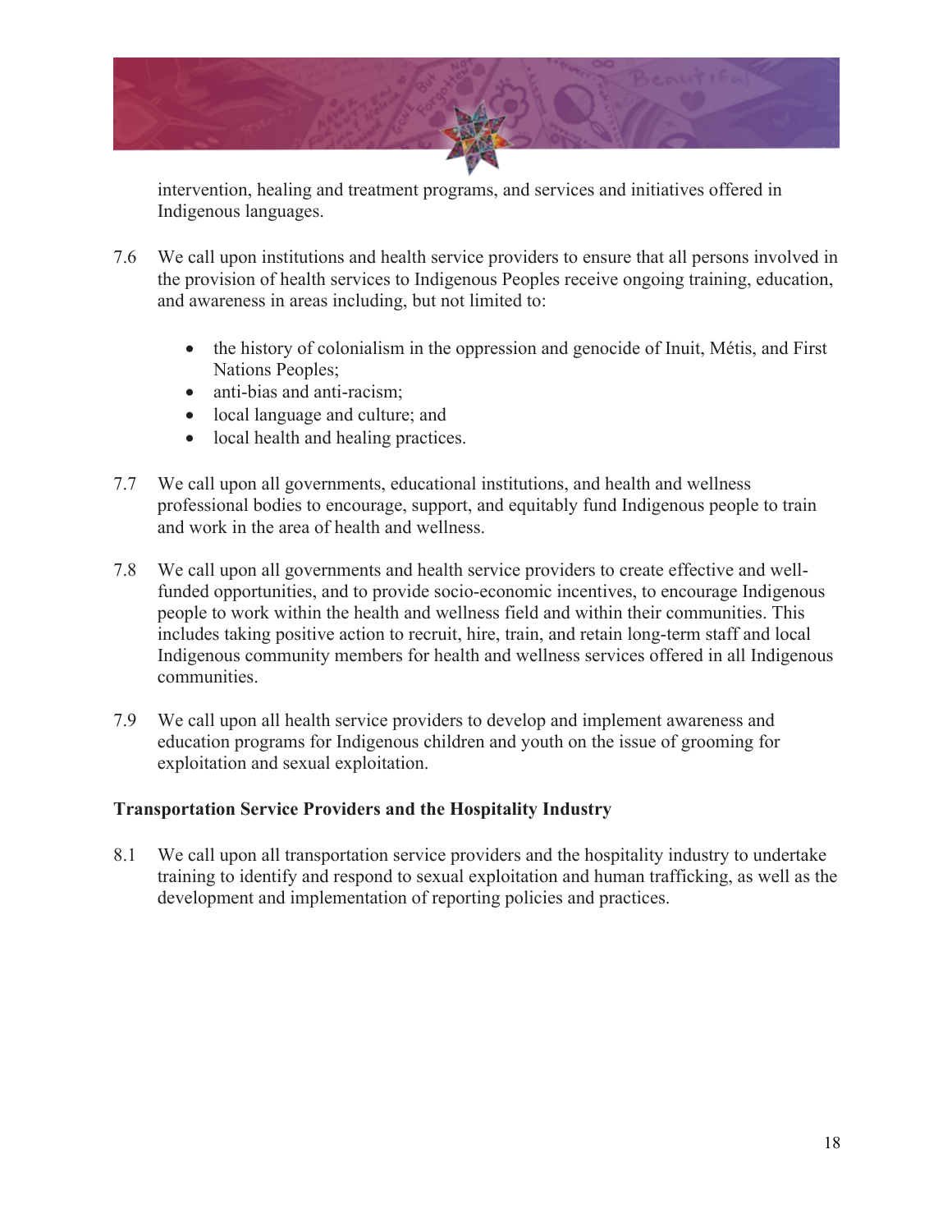intervention, healing and treatment programs, and services and initiatives offered in Indigenous languages.

7.6 We call upon institutions and health service providers to ensure that all persons involved in the provision of health services to Indigenous Peoples receive ongoing training, education, and awareness in areas including, but not limited to:

- the history of colonialism in the oppression and genocide of Inuit, Métis, and First Nations Peoples;
- anti-bias and anti-racism;
- local language and culture; and
- local health and healing practices.

7.7 We call upon all governments, educational institutions, and health and wellness professional bodies to encourage, support, and equitably fund Indigenous people to train and work in the area of health and wellness.

7.8 We call upon all governments and health service providers to create effective and well-funded opportunities, and to provide socio-economic incentives, to encourage Indigenous people to work within the health and wellness field and within their communities. This includes taking positive action to recruit, hire, train, and retain long-term staff and local Indigenous community members for health and wellness services offered in all Indigenous communities.

7.9 We call upon all health service providers to develop and implement awareness and education programs for Indigenous children and youth on the issue of grooming for exploitation and sexual exploitation.

**Transportation Service Providers and the Hospitality Industry**

8.1 We call upon all transportation service providers and the hospitality industry to undertake training to identify and respond to sexual exploitation and human trafficking, as well as the development and implementation of reporting policies and practices.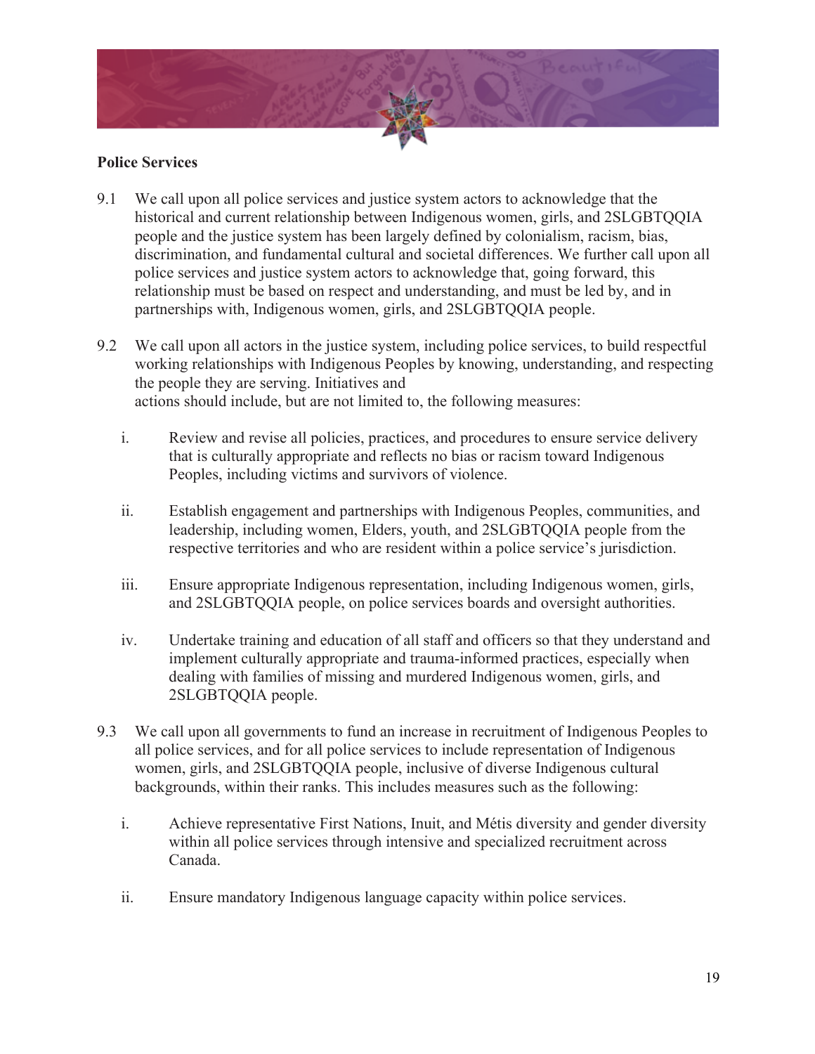**Police Services**

9.1 We call upon all police services and justice system actors to acknowledge that the historical and current relationship between Indigenous women, girls, and 2SLGBTQQIA people and the justice system has been largely defined by colonialism, racism, bias, discrimination, and fundamental cultural and societal differences. We further call upon all police services and justice system actors to acknowledge that, going forward, this relationship must be based on respect and understanding, and must be led by, and in partnerships with, Indigenous women, girls, and 2SLGBTQQIA people.

9.2 We call upon all actors in the justice system, including police services, to build respectful working relationships with Indigenous Peoples by knowing, understanding, and respecting the people they are serving. Initiatives and actions should include, but are not limited to, the following measures:

i. Review and revise all policies, practices, and procedures to ensure service delivery that is culturally appropriate and reflects no bias or racism toward Indigenous Peoples, including victims and survivors of violence.

ii. Establish engagement and partnerships with Indigenous Peoples, communities, and leadership, including women, Elders, youth, and 2SLGBTQQIA people from the respective territories and who are resident within a police service's jurisdiction.

iii. Ensure appropriate Indigenous representation, including Indigenous women, girls, and 2SLGBTQQIA people, on police services boards and oversight authorities.

iv. Undertake training and education of all staff and officers so that they understand and implement culturally appropriate and trauma-informed practices, especially when dealing with families of missing and murdered Indigenous women, girls, and 2SLGBTQQIA people.

9.3 We call upon all governments to fund an increase in recruitment of Indigenous Peoples to all police services, and for all police services to include representation of Indigenous women, girls, and 2SLGBTQQIA people, inclusive of diverse Indigenous cultural backgrounds, within their ranks. This includes measures such as the following:

i. Achieve representative First Nations, Inuit, and Métis diversity and gender diversity within all police services through intensive and specialized recruitment across Canada.

ii. Ensure mandatory Indigenous language capacity within police services.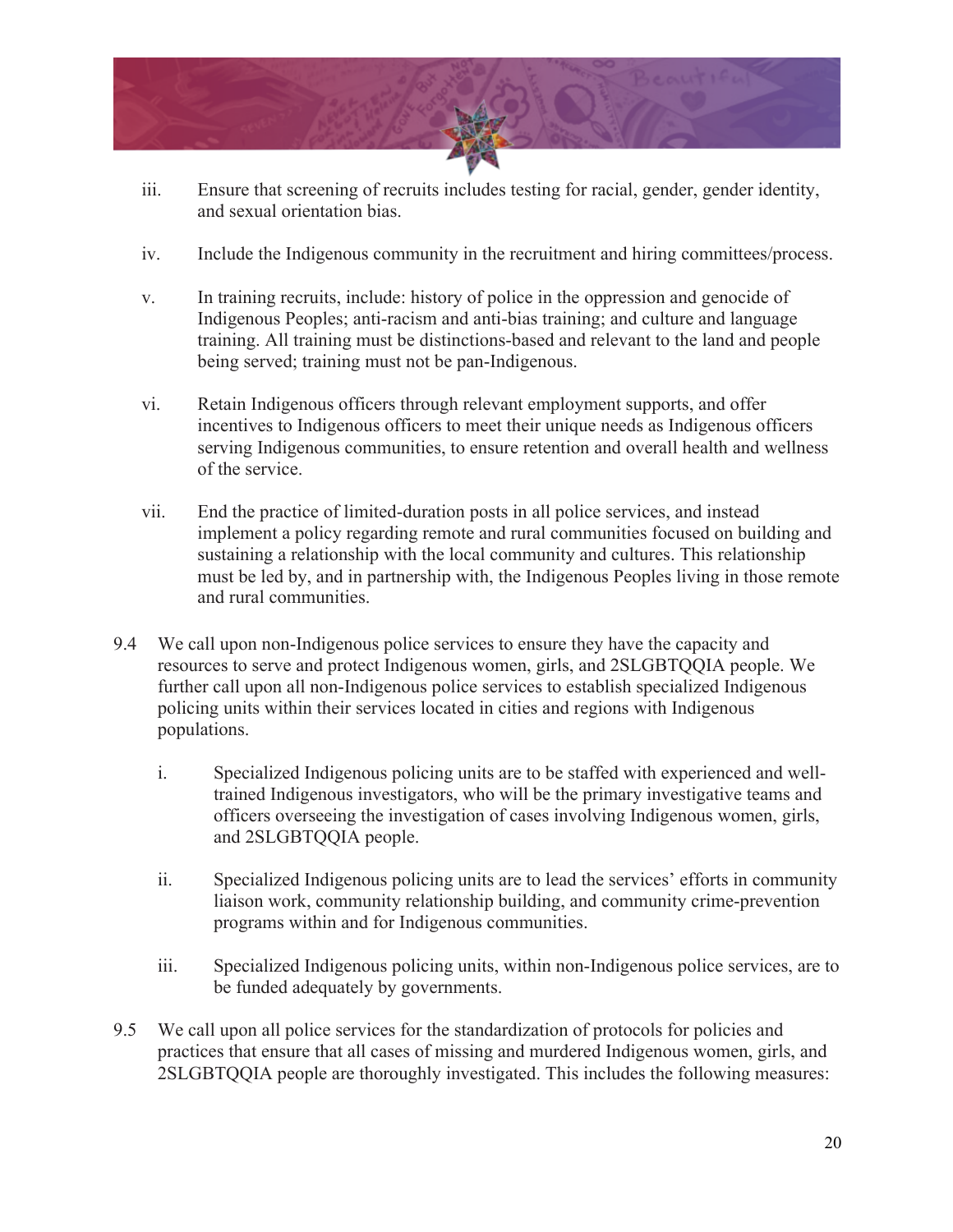iii. Ensure that screening of recruits includes testing for racial, gender, gender identity, and sexual orientation bias.

iv. Include the Indigenous community in the recruitment and hiring committees/process.

v. In training recruits, include: history of police in the oppression and genocide of Indigenous Peoples; anti-racism and anti-bias training; and culture and language training. All training must be distinctions-based and relevant to the land and people being served; training must not be pan-Indigenous.

vi. Retain Indigenous officers through relevant employment supports, and offer incentives to Indigenous officers to meet their unique needs as Indigenous officers serving Indigenous communities, to ensure retention and overall health and wellness of the service.

vii. End the practice of limited-duration posts in all police services, and instead implement a policy regarding remote and rural communities focused on building and sustaining a relationship with the local community and cultures. This relationship must be led by, and in partnership with, the Indigenous Peoples living in those remote and rural communities.

9.4 We call upon non-Indigenous police services to ensure they have the capacity and resources to serve and protect Indigenous women, girls, and 2SLGBTQQIA people. We further call upon all non-Indigenous police services to establish specialized Indigenous policing units within their services located in cities and regions with Indigenous populations.

i. Specialized Indigenous policing units are to be staffed with experienced and well-trained Indigenous investigators, who will be the primary investigative teams and officers overseeing the investigation of cases involving Indigenous women, girls, and 2SLGBTQQIA people.

ii. Specialized Indigenous policing units are to lead the services' efforts in community liaison work, community relationship building, and community crime-prevention programs within and for Indigenous communities.

iii. Specialized Indigenous policing units, within non-Indigenous police services, are to be funded adequately by governments.

9.5 We call upon all police services for the standardization of protocols for policies and practices that ensure that all cases of missing and murdered Indigenous women, girls, and 2SLGBTQQIA people are thoroughly investigated. This includes the following measures: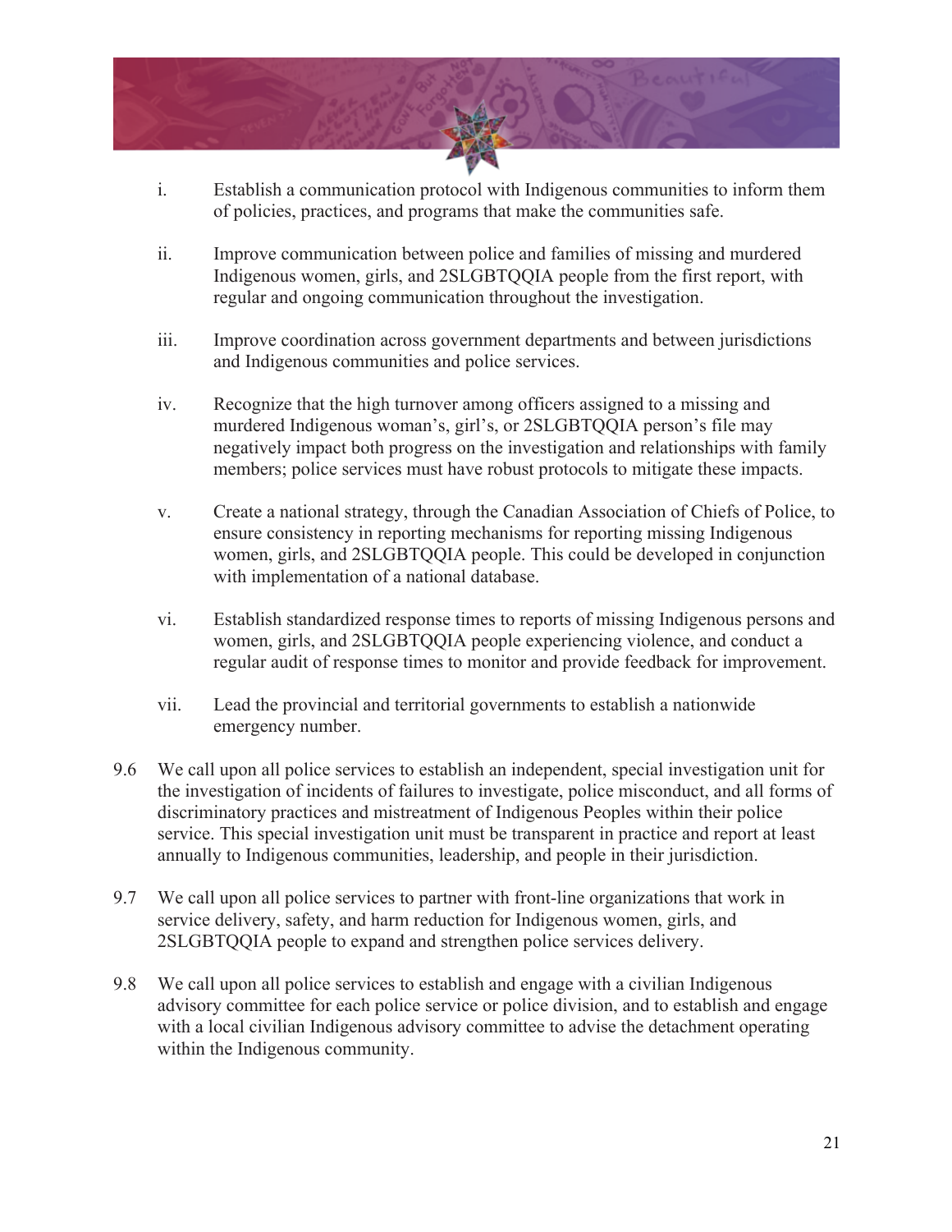i. Establish a communication protocol with Indigenous communities to inform them of policies, practices, and programs that make the communities safe.

ii. Improve communication between police and families of missing and murdered Indigenous women, girls, and 2SLGBTQQIA people from the first report, with regular and ongoing communication throughout the investigation.

iii. Improve coordination across government departments and between jurisdictions and Indigenous communities and police services.

iv. Recognize that the high turnover among officers assigned to a missing and murdered Indigenous woman's, girl's, or 2SLGBTQQIA person's file may negatively impact both progress on the investigation and relationships with family members; police services must have robust protocols to mitigate these impacts.

v. Create a national strategy, through the Canadian Association of Chiefs of Police, to ensure consistency in reporting mechanisms for reporting missing Indigenous women, girls, and 2SLGBTQQIA people. This could be developed in conjunction with implementation of a national database.

vi. Establish standardized response times to reports of missing Indigenous persons and women, girls, and 2SLGBTQQIA people experiencing violence, and conduct a regular audit of response times to monitor and provide feedback for improvement.

vii. Lead the provincial and territorial governments to establish a nationwide emergency number.

9.6 We call upon all police services to establish an independent, special investigation unit for the investigation of incidents of failures to investigate, police misconduct, and all forms of discriminatory practices and mistreatment of Indigenous Peoples within their police service. This special investigation unit must be transparent in practice and report at least annually to Indigenous communities, leadership, and people in their jurisdiction.

9.7 We call upon all police services to partner with front-line organizations that work in service delivery, safety, and harm reduction for Indigenous women, girls, and 2SLGBTQQIA people to expand and strengthen police services delivery.

9.8 We call upon all police services to establish and engage with a civilian Indigenous advisory committee for each police service or police division, and to establish and engage with a local civilian Indigenous advisory committee to advise the detachment operating within the Indigenous community.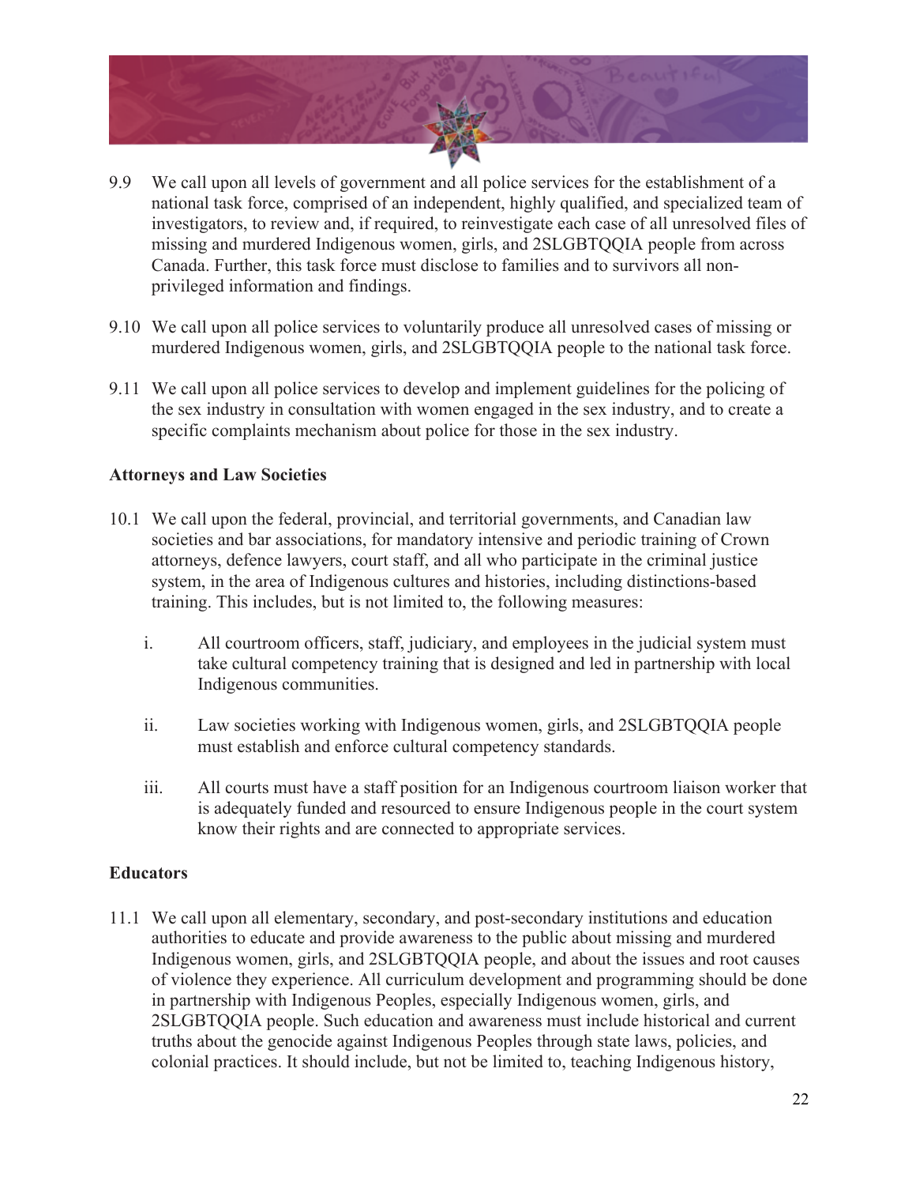9.9 We call upon all levels of government and all police services for the establishment of a national task force, comprised of an independent, highly qualified, and specialized team of investigators, to review and, if required, to reinvestigate each case of all unresolved files of missing and murdered Indigenous women, girls, and 2SLGBTQQIA people from across Canada. Further, this task force must disclose to families and to survivors all non-privileged information and findings.

9.10 We call upon all police services to voluntarily produce all unresolved cases of missing or murdered Indigenous women, girls, and 2SLGBTQQIA people to the national task force.

9.11 We call upon all police services to develop and implement guidelines for the policing of the sex industry in consultation with women engaged in the sex industry, and to create a specific complaints mechanism about police for those in the sex industry.

**Attorneys and Law Societies**

10.1 We call upon the federal, provincial, and territorial governments, and Canadian law societies and bar associations, for mandatory intensive and periodic training of Crown attorneys, defence lawyers, court staff, and all who participate in the criminal justice system, in the area of Indigenous cultures and histories, including distinctions-based training. This includes, but is not limited to, the following measures:

i. All courtroom officers, staff, judiciary, and employees in the judicial system must take cultural competency training that is designed and led in partnership with local Indigenous communities.

ii. Law societies working with Indigenous women, girls, and 2SLGBTQQIA people must establish and enforce cultural competency standards.

iii. All courts must have a staff position for an Indigenous courtroom liaison worker that is adequately funded and resourced to ensure Indigenous people in the court system know their rights and are connected to appropriate services.

**Educators**

11.1 We call upon all elementary, secondary, and post-secondary institutions and education authorities to educate and provide awareness to the public about missing and murdered Indigenous women, girls, and 2SLGBTQQIA people, and about the issues and root causes of violence they experience. All curriculum development and programming should be done in partnership with Indigenous Peoples, especially Indigenous women, girls, and 2SLGBTQQIA people. Such education and awareness must include historical and current truths about the genocide against Indigenous Peoples through state laws, policies, and colonial practices. It should include, but not be limited to, teaching Indigenous history,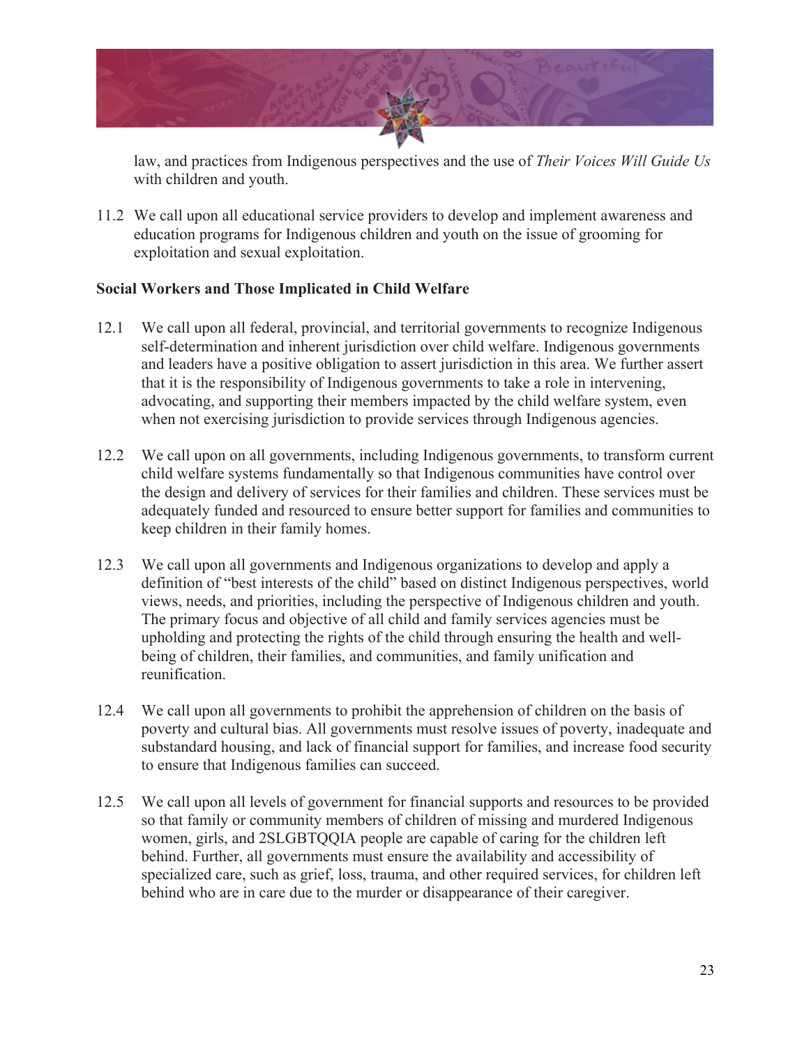law, and practices from Indigenous perspectives and the use of *Their Voices Will Guide Us* with children and youth.

11.2 We call upon all educational service providers to develop and implement awareness and education programs for Indigenous children and youth on the issue of grooming for exploitation and sexual exploitation.

**Social Workers and Those Implicated in Child Welfare**

12.1 We call upon all federal, provincial, and territorial governments to recognize Indigenous self-determination and inherent jurisdiction over child welfare. Indigenous governments and leaders have a positive obligation to assert jurisdiction in this area. We further assert that it is the responsibility of Indigenous governments to take a role in intervening, advocating, and supporting their members impacted by the child welfare system, even when not exercising jurisdiction to provide services through Indigenous agencies.

12.2 We call upon on all governments, including Indigenous governments, to transform current child welfare systems fundamentally so that Indigenous communities have control over the design and delivery of services for their families and children. These services must be adequately funded and resourced to ensure better support for families and communities to keep children in their family homes.

12.3 We call upon all governments and Indigenous organizations to develop and apply a definition of "best interests of the child" based on distinct Indigenous perspectives, world views, needs, and priorities, including the perspective of Indigenous children and youth. The primary focus and objective of all child and family services agencies must be upholding and protecting the rights of the child through ensuring the health and well-being of children, their families, and communities, and family unification and reunification.

12.4 We call upon all governments to prohibit the apprehension of children on the basis of poverty and cultural bias. All governments must resolve issues of poverty, inadequate and substandard housing, and lack of financial support for families, and increase food security to ensure that Indigenous families can succeed.

12.5 We call upon all levels of government for financial supports and resources to be provided so that family or community members of children of missing and murdered Indigenous women, girls, and 2SLGBTQQIA people are capable of caring for the children left behind. Further, all governments must ensure the availability and accessibility of specialized care, such as grief, loss, trauma, and other required services, for children left behind who are in care due to the murder or disappearance of their caregiver.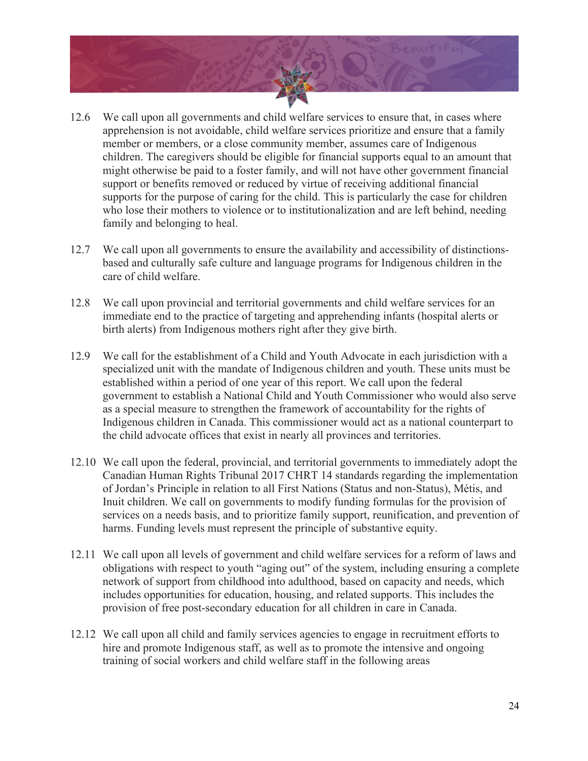12.6 We call upon all governments and child welfare services to ensure that, in cases where apprehension is not avoidable, child welfare services prioritize and ensure that a family member or members, or a close community member, assumes care of Indigenous children. The caregivers should be eligible for financial supports equal to an amount that might otherwise be paid to a foster family, and will not have other government financial support or benefits removed or reduced by virtue of receiving additional financial supports for the purpose of caring for the child. This is particularly the case for children who lose their mothers to violence or to institutionalization and are left behind, needing family and belonging to heal.

12.7 We call upon all governments to ensure the availability and accessibility of distinctions-based and culturally safe culture and language programs for Indigenous children in the care of child welfare.

12.8 We call upon provincial and territorial governments and child welfare services for an immediate end to the practice of targeting and apprehending infants (hospital alerts or birth alerts) from Indigenous mothers right after they give birth.

12.9 We call for the establishment of a Child and Youth Advocate in each jurisdiction with a specialized unit with the mandate of Indigenous children and youth. These units must be established within a period of one year of this report. We call upon the federal government to establish a National Child and Youth Commissioner who would also serve as a special measure to strengthen the framework of accountability for the rights of Indigenous children in Canada. This commissioner would act as a national counterpart to the child advocate offices that exist in nearly all provinces and territories.

12.10 We call upon the federal, provincial, and territorial governments to immediately adopt the Canadian Human Rights Tribunal 2017 CHRT 14 standards regarding the implementation of Jordan's Principle in relation to all First Nations (Status and non-Status), Métis, and Inuit children. We call on governments to modify funding formulas for the provision of services on a needs basis, and to prioritize family support, reunification, and prevention of harms. Funding levels must represent the principle of substantive equity.

12.11 We call upon all levels of government and child welfare services for a reform of laws and obligations with respect to youth "aging out" of the system, including ensuring a complete network of support from childhood into adulthood, based on capacity and needs, which includes opportunities for education, housing, and related supports. This includes the provision of free post-secondary education for all children in care in Canada.

12.12 We call upon all child and family services agencies to engage in recruitment efforts to hire and promote Indigenous staff, as well as to promote the intensive and ongoing training of social workers and child welfare staff in the following areas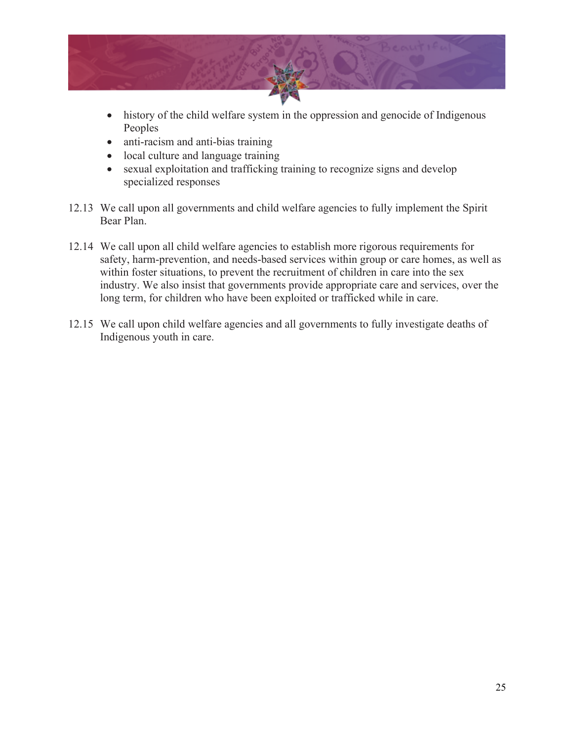- history of the child welfare system in the oppression and genocide of Indigenous Peoples
- anti-racism and anti-bias training
- local culture and language training
- sexual exploitation and trafficking training to recognize signs and develop specialized responses

12.13 We call upon all governments and child welfare agencies to fully implement the Spirit Bear Plan.

12.14 We call upon all child welfare agencies to establish more rigorous requirements for safety, harm-prevention, and needs-based services within group or care homes, as well as within foster situations, to prevent the recruitment of children in care into the sex industry. We also insist that governments provide appropriate care and services, over the long term, for children who have been exploited or trafficked while in care.

12.15 We call upon child welfare agencies and all governments to fully investigate deaths of Indigenous youth in care.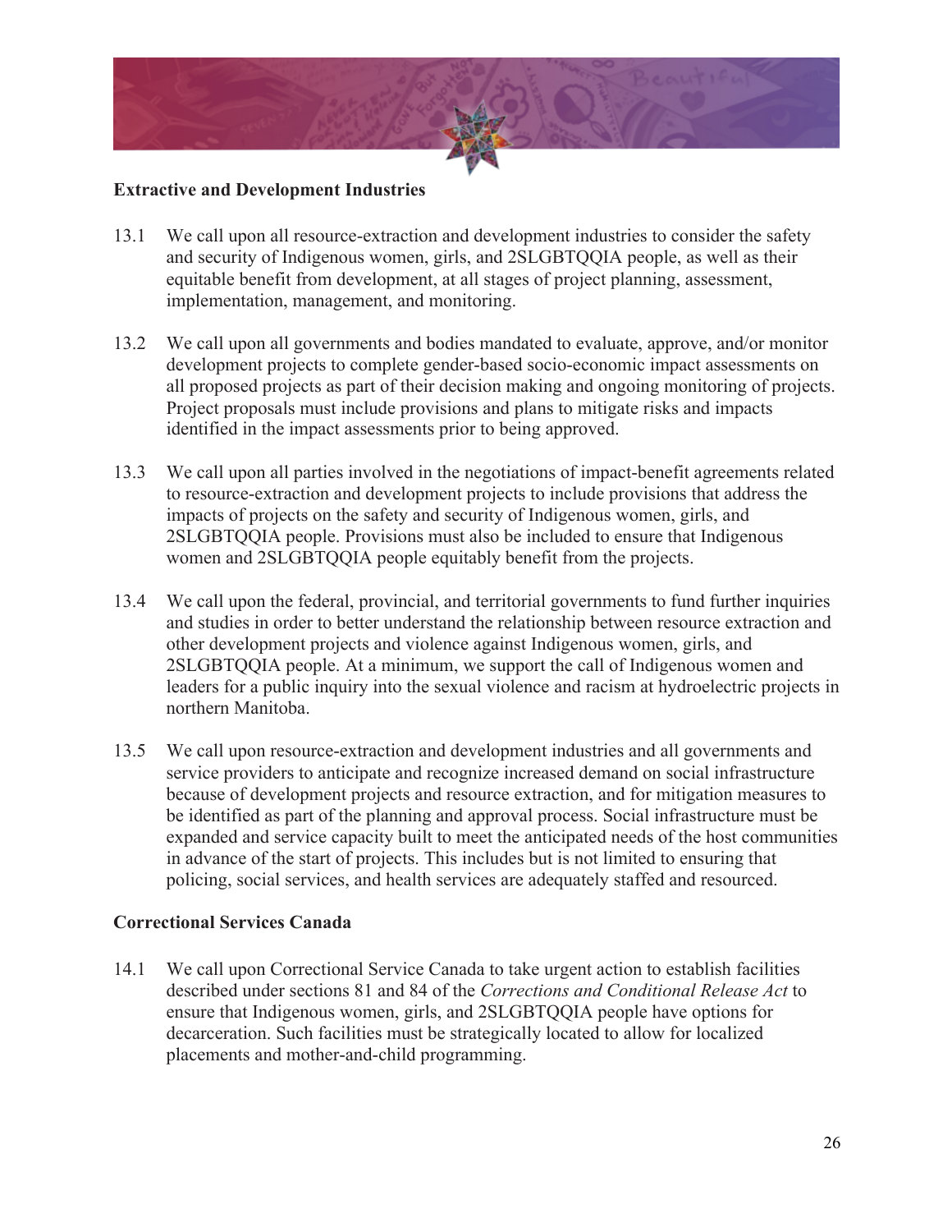**Extractive and Development Industries**

13.1 We call upon all resource-extraction and development industries to consider the safety and security of Indigenous women, girls, and 2SLGBTQQIA people, as well as their equitable benefit from development, at all stages of project planning, assessment, implementation, management, and monitoring.

13.2 We call upon all governments and bodies mandated to evaluate, approve, and/or monitor development projects to complete gender-based socio-economic impact assessments on all proposed projects as part of their decision making and ongoing monitoring of projects. Project proposals must include provisions and plans to mitigate risks and impacts identified in the impact assessments prior to being approved.

13.3 We call upon all parties involved in the negotiations of impact-benefit agreements related to resource-extraction and development projects to include provisions that address the impacts of projects on the safety and security of Indigenous women, girls, and 2SLGBTQQIA people. Provisions must also be included to ensure that Indigenous women and 2SLGBTQQIA people equitably benefit from the projects.

13.4 We call upon the federal, provincial, and territorial governments to fund further inquiries and studies in order to better understand the relationship between resource extraction and other development projects and violence against Indigenous women, girls, and 2SLGBTQQIA people. At a minimum, we support the call of Indigenous women and leaders for a public inquiry into the sexual violence and racism at hydroelectric projects in northern Manitoba.

13.5 We call upon resource-extraction and development industries and all governments and service providers to anticipate and recognize increased demand on social infrastructure because of development projects and resource extraction, and for mitigation measures to be identified as part of the planning and approval process. Social infrastructure must be expanded and service capacity built to meet the anticipated needs of the host communities in advance of the start of projects. This includes but is not limited to ensuring that policing, social services, and health services are adequately staffed and resourced.

**Correctional Services Canada**

14.1 We call upon Correctional Service Canada to take urgent action to establish facilities described under sections 81 and 84 of the *Corrections and Conditional Release Act* to ensure that Indigenous women, girls, and 2SLGBTQQIA people have options for decarceration. Such facilities must be strategically located to allow for localized placements and mother-and-child programming.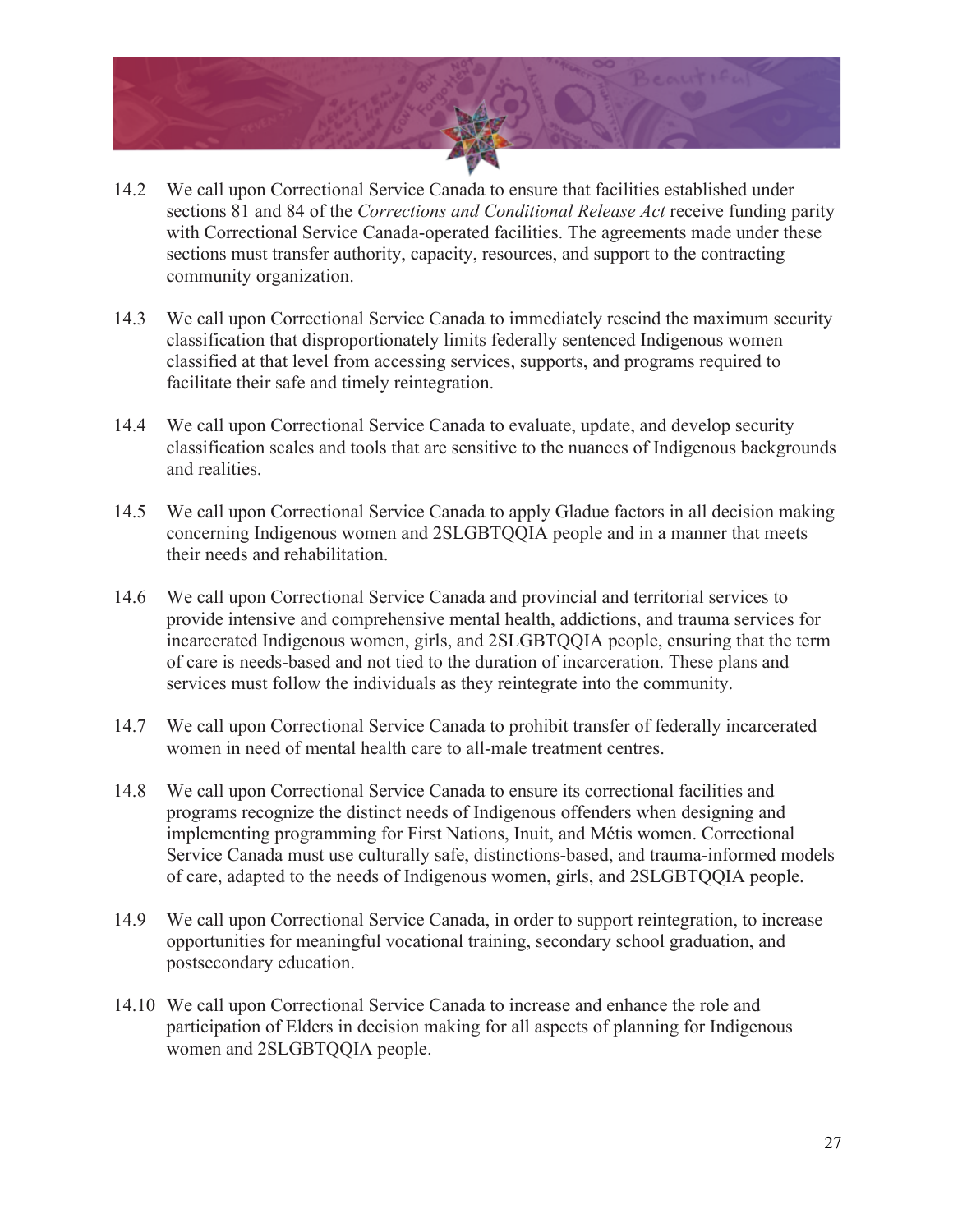14.2 We call upon Correctional Service Canada to ensure that facilities established under sections 81 and 84 of the *Corrections and Conditional Release Act* receive funding parity with Correctional Service Canada-operated facilities. The agreements made under these sections must transfer authority, capacity, resources, and support to the contracting community organization.

14.3 We call upon Correctional Service Canada to immediately rescind the maximum security classification that disproportionately limits federally sentenced Indigenous women classified at that level from accessing services, supports, and programs required to facilitate their safe and timely reintegration.

14.4 We call upon Correctional Service Canada to evaluate, update, and develop security classification scales and tools that are sensitive to the nuances of Indigenous backgrounds and realities.

14.5 We call upon Correctional Service Canada to apply Gladue factors in all decision making concerning Indigenous women and 2SLGBTQQIA people and in a manner that meets their needs and rehabilitation.

14.6 We call upon Correctional Service Canada and provincial and territorial services to provide intensive and comprehensive mental health, addictions, and trauma services for incarcerated Indigenous women, girls, and 2SLGBTQQIA people, ensuring that the term of care is needs-based and not tied to the duration of incarceration. These plans and services must follow the individuals as they reintegrate into the community.

14.7 We call upon Correctional Service Canada to prohibit transfer of federally incarcerated women in need of mental health care to all-male treatment centres.

14.8 We call upon Correctional Service Canada to ensure its correctional facilities and programs recognize the distinct needs of Indigenous offenders when designing and implementing programming for First Nations, Inuit, and Métis women. Correctional Service Canada must use culturally safe, distinctions-based, and trauma-informed models of care, adapted to the needs of Indigenous women, girls, and 2SLGBTQQIA people.

14.9 We call upon Correctional Service Canada, in order to support reintegration, to increase opportunities for meaningful vocational training, secondary school graduation, and postsecondary education.

14.10 We call upon Correctional Service Canada to increase and enhance the role and participation of Elders in decision making for all aspects of planning for Indigenous women and 2SLGBTQQIA people.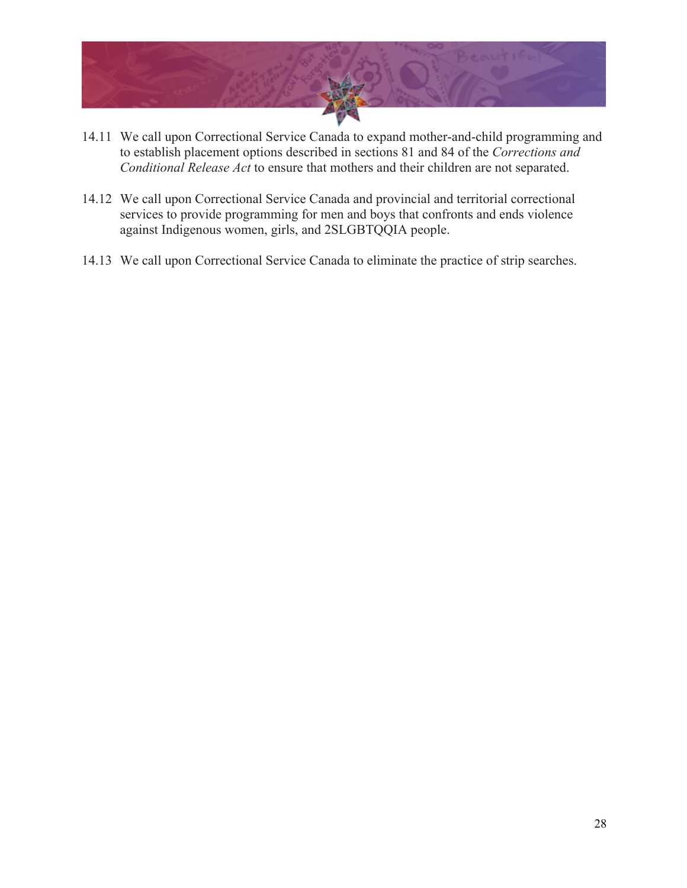14.11 We call upon Correctional Service Canada to expand mother-and-child programming and to establish placement options described in sections 81 and 84 of the *Corrections and Conditional Release Act* to ensure that mothers and their children are not separated.

14.12 We call upon Correctional Service Canada and provincial and territorial correctional services to provide programming for men and boys that confronts and ends violence against Indigenous women, girls, and 2SLGBTQQIA people.

14.13 We call upon Correctional Service Canada to eliminate the practice of strip searches.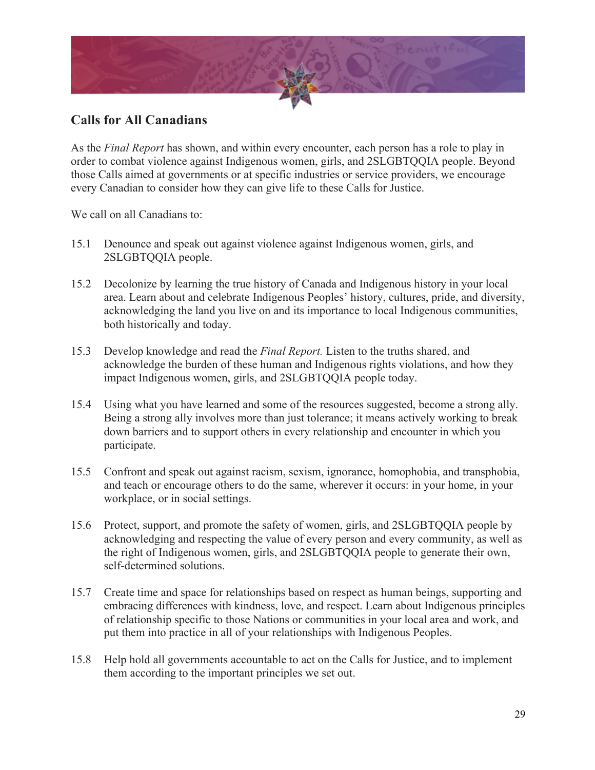## Calls for All Canadians

As the *Final Report* has shown, and within every encounter, each person has a role to play in order to combat violence against Indigenous women, girls, and 2SLGBTQQIA people. Beyond those Calls aimed at governments or at specific industries or service providers, we encourage every Canadian to consider how they can give life to these Calls for Justice.

We call on all Canadians to:

15.1 Denounce and speak out against violence against Indigenous women, girls, and 2SLGBTQQIA people.

15.2 Decolonize by learning the true history of Canada and Indigenous history in your local area. Learn about and celebrate Indigenous Peoples' history, cultures, pride, and diversity, acknowledging the land you live on and its importance to local Indigenous communities, both historically and today.

15.3 Develop knowledge and read the *Final Report.* Listen to the truths shared, and acknowledge the burden of these human and Indigenous rights violations, and how they impact Indigenous women, girls, and 2SLGBTQQIA people today.

15.4 Using what you have learned and some of the resources suggested, become a strong ally. Being a strong ally involves more than just tolerance; it means actively working to break down barriers and to support others in every relationship and encounter in which you participate.

15.5 Confront and speak out against racism, sexism, ignorance, homophobia, and transphobia, and teach or encourage others to do the same, wherever it occurs: in your home, in your workplace, or in social settings.

15.6 Protect, support, and promote the safety of women, girls, and 2SLGBTQQIA people by acknowledging and respecting the value of every person and every community, as well as the right of Indigenous women, girls, and 2SLGBTQQIA people to generate their own, self-determined solutions.

15.7 Create time and space for relationships based on respect as human beings, supporting and embracing differences with kindness, love, and respect. Learn about Indigenous principles of relationship specific to those Nations or communities in your local area and work, and put them into practice in all of your relationships with Indigenous Peoples.

15.8 Help hold all governments accountable to act on the Calls for Justice, and to implement them according to the important principles we set out.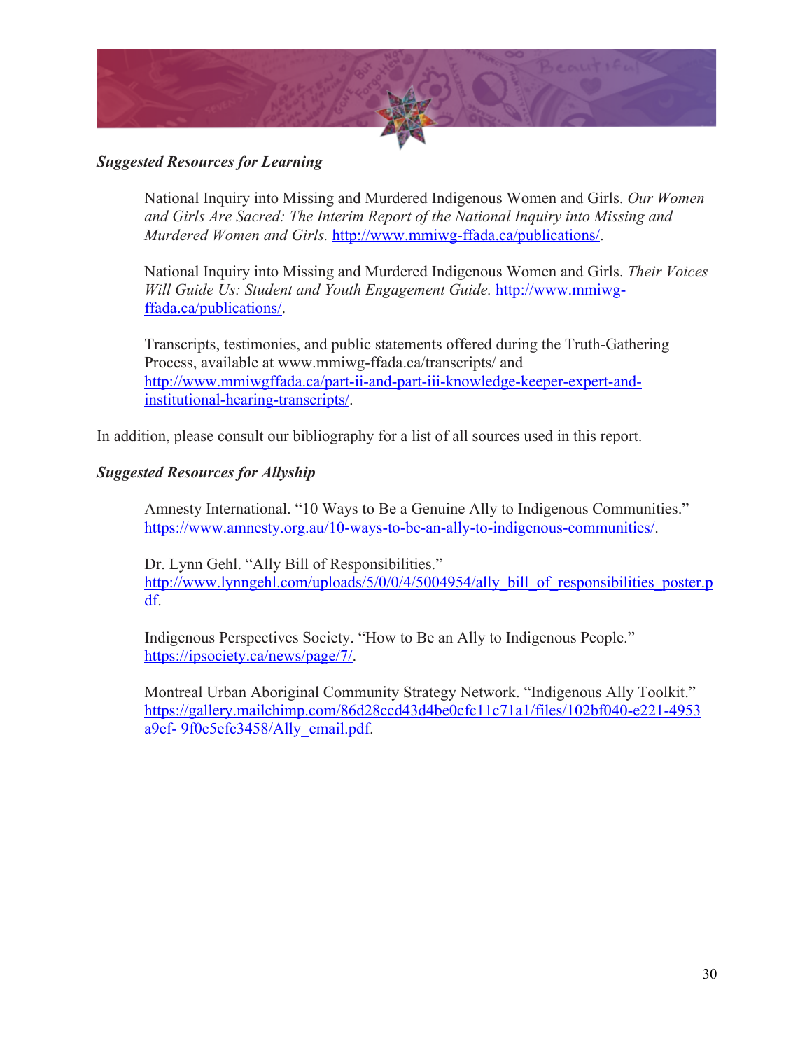***Suggested Resources for Learning***

National Inquiry into Missing and Murdered Indigenous Women and Girls. *Our Women and Girls Are Sacred: The Interim Report of the National Inquiry into Missing and Murdered Women and Girls.* http://www.mmiwg-ffada.ca/publications/.

National Inquiry into Missing and Murdered Indigenous Women and Girls. *Their Voices Will Guide Us: Student and Youth Engagement Guide.* http://www.mmiwg-ffada.ca/publications/.

Transcripts, testimonies, and public statements offered during the Truth-Gathering Process, available at www.mmiwg-ffada.ca/transcripts/ and http://www.mmiwgffada.ca/part-ii-and-part-iii-knowledge-keeper-expert-and-institutional-hearing-transcripts/.

In addition, please consult our bibliography for a list of all sources used in this report.

***Suggested Resources for Allyship***

Amnesty International. "10 Ways to Be a Genuine Ally to Indigenous Communities." https://www.amnesty.org.au/10-ways-to-be-an-ally-to-indigenous-communities/.

Dr. Lynn Gehl. "Ally Bill of Responsibilities." http://www.lynngehl.com/uploads/5/0/0/4/5004954/ally_bill_of_responsibilities_poster.pdf.

Indigenous Perspectives Society. "How to Be an Ally to Indigenous People." https://ipsociety.ca/news/page/7/.

Montreal Urban Aboriginal Community Strategy Network. "Indigenous Ally Toolkit." https://gallery.mailchimp.com/86d28ccd43d4be0cfc11c71a1/files/102bf040-e221-4953a9ef- 9f0c5efc3458/Ally_email.pdf.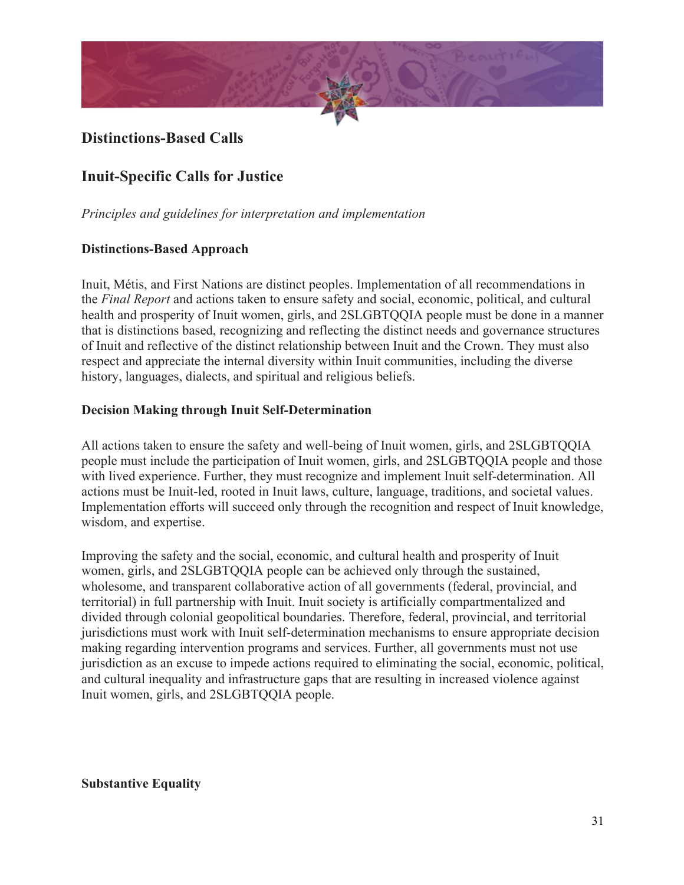## Distinctions-Based Calls

## Inuit-Specific Calls for Justice

*Principles and guidelines for interpretation and implementation*

### Distinctions-Based Approach

Inuit, Métis, and First Nations are distinct peoples. Implementation of all recommendations in the *Final Report* and actions taken to ensure safety and social, economic, political, and cultural health and prosperity of Inuit women, girls, and 2SLGBTQQIA people must be done in a manner that is distinctions based, recognizing and reflecting the distinct needs and governance structures of Inuit and reflective of the distinct relationship between Inuit and the Crown. They must also respect and appreciate the internal diversity within Inuit communities, including the diverse history, languages, dialects, and spiritual and religious beliefs.

### Decision Making through Inuit Self-Determination

All actions taken to ensure the safety and well-being of Inuit women, girls, and 2SLGBTQQIA people must include the participation of Inuit women, girls, and 2SLGBTQQIA people and those with lived experience. Further, they must recognize and implement Inuit self-determination. All actions must be Inuit-led, rooted in Inuit laws, culture, language, traditions, and societal values. Implementation efforts will succeed only through the recognition and respect of Inuit knowledge, wisdom, and expertise.

Improving the safety and the social, economic, and cultural health and prosperity of Inuit women, girls, and 2SLGBTQQIA people can be achieved only through the sustained, wholesome, and transparent collaborative action of all governments (federal, provincial, and territorial) in full partnership with Inuit. Inuit society is artificially compartmentalized and divided through colonial geopolitical boundaries. Therefore, federal, provincial, and territorial jurisdictions must work with Inuit self-determination mechanisms to ensure appropriate decision making regarding intervention programs and services. Further, all governments must not use jurisdiction as an excuse to impede actions required to eliminating the social, economic, political, and cultural inequality and infrastructure gaps that are resulting in increased violence against Inuit women, girls, and 2SLGBTQQIA people.

### Substantive Equality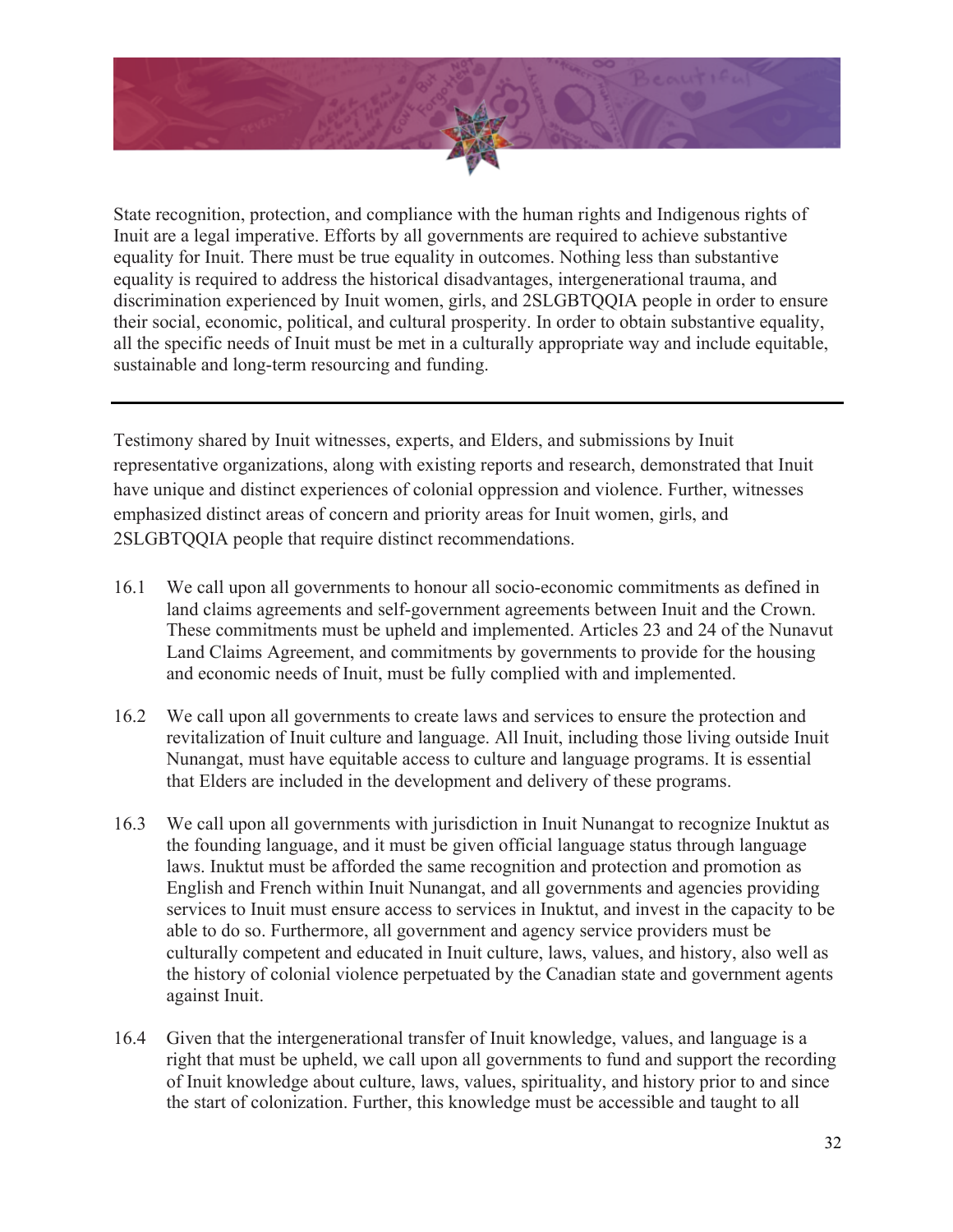State recognition, protection, and compliance with the human rights and Indigenous rights of Inuit are a legal imperative. Efforts by all governments are required to achieve substantive equality for Inuit. There must be true equality in outcomes. Nothing less than substantive equality is required to address the historical disadvantages, intergenerational trauma, and discrimination experienced by Inuit women, girls, and 2SLGBTQQIA people in order to ensure their social, economic, political, and cultural prosperity. In order to obtain substantive equality, all the specific needs of Inuit must be met in a culturally appropriate way and include equitable, sustainable and long-term resourcing and funding.

---

Testimony shared by Inuit witnesses, experts, and Elders, and submissions by Inuit representative organizations, along with existing reports and research, demonstrated that Inuit have unique and distinct experiences of colonial oppression and violence. Further, witnesses emphasized distinct areas of concern and priority areas for Inuit women, girls, and 2SLGBTQQIA people that require distinct recommendations.

16.1 We call upon all governments to honour all socio-economic commitments as defined in land claims agreements and self-government agreements between Inuit and the Crown. These commitments must be upheld and implemented. Articles 23 and 24 of the Nunavut Land Claims Agreement, and commitments by governments to provide for the housing and economic needs of Inuit, must be fully complied with and implemented.

16.2 We call upon all governments to create laws and services to ensure the protection and revitalization of Inuit culture and language. All Inuit, including those living outside Inuit Nunangat, must have equitable access to culture and language programs. It is essential that Elders are included in the development and delivery of these programs.

16.3 We call upon all governments with jurisdiction in Inuit Nunangat to recognize Inuktut as the founding language, and it must be given official language status through language laws. Inuktut must be afforded the same recognition and protection and promotion as English and French within Inuit Nunangat, and all governments and agencies providing services to Inuit must ensure access to services in Inuktut, and invest in the capacity to be able to do so. Furthermore, all government and agency service providers must be culturally competent and educated in Inuit culture, laws, values, and history, also well as the history of colonial violence perpetuated by the Canadian state and government agents against Inuit.

16.4 Given that the intergenerational transfer of Inuit knowledge, values, and language is a right that must be upheld, we call upon all governments to fund and support the recording of Inuit knowledge about culture, laws, values, spirituality, and history prior to and since the start of colonization. Further, this knowledge must be accessible and taught to all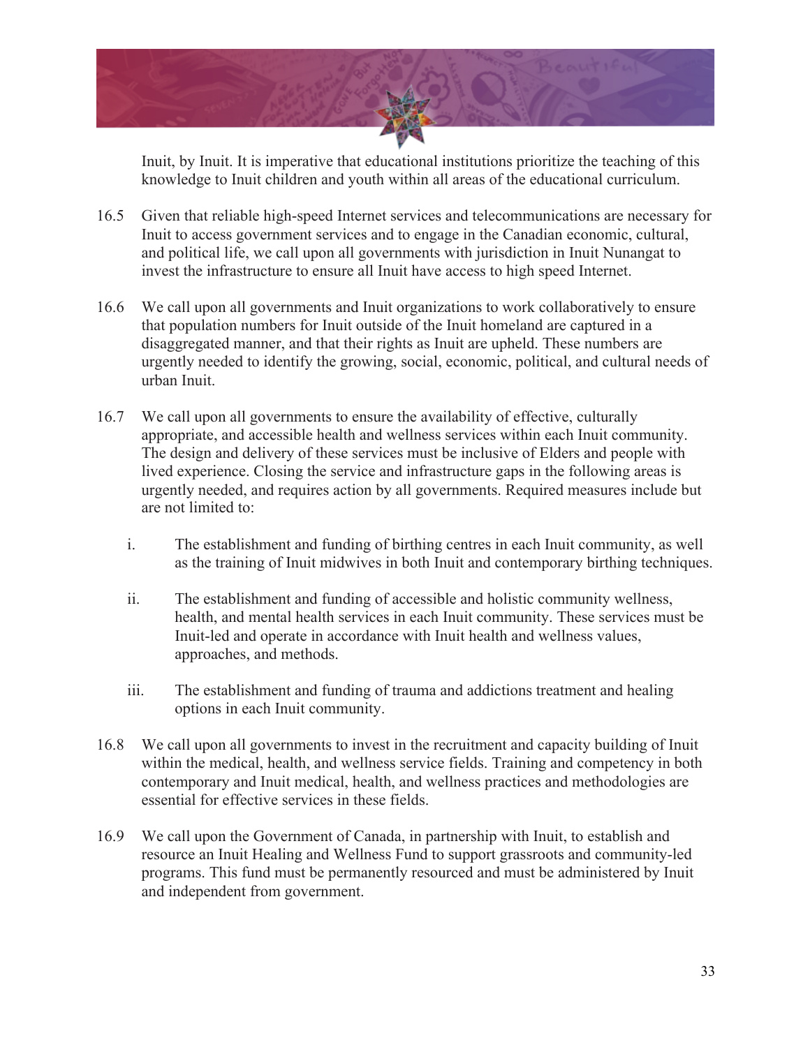Inuit, by Inuit. It is imperative that educational institutions prioritize the teaching of this knowledge to Inuit children and youth within all areas of the educational curriculum.

16.5 Given that reliable high-speed Internet services and telecommunications are necessary for Inuit to access government services and to engage in the Canadian economic, cultural, and political life, we call upon all governments with jurisdiction in Inuit Nunangat to invest the infrastructure to ensure all Inuit have access to high speed Internet.

16.6 We call upon all governments and Inuit organizations to work collaboratively to ensure that population numbers for Inuit outside of the Inuit homeland are captured in a disaggregated manner, and that their rights as Inuit are upheld. These numbers are urgently needed to identify the growing, social, economic, political, and cultural needs of urban Inuit.

16.7 We call upon all governments to ensure the availability of effective, culturally appropriate, and accessible health and wellness services within each Inuit community. The design and delivery of these services must be inclusive of Elders and people with lived experience. Closing the service and infrastructure gaps in the following areas is urgently needed, and requires action by all governments. Required measures include but are not limited to:

   i. The establishment and funding of birthing centres in each Inuit community, as well as the training of Inuit midwives in both Inuit and contemporary birthing techniques.

   ii. The establishment and funding of accessible and holistic community wellness, health, and mental health services in each Inuit community. These services must be Inuit-led and operate in accordance with Inuit health and wellness values, approaches, and methods.

   iii. The establishment and funding of trauma and addictions treatment and healing options in each Inuit community.

16.8 We call upon all governments to invest in the recruitment and capacity building of Inuit within the medical, health, and wellness service fields. Training and competency in both contemporary and Inuit medical, health, and wellness practices and methodologies are essential for effective services in these fields.

16.9 We call upon the Government of Canada, in partnership with Inuit, to establish and resource an Inuit Healing and Wellness Fund to support grassroots and community-led programs. This fund must be permanently resourced and must be administered by Inuit and independent from government.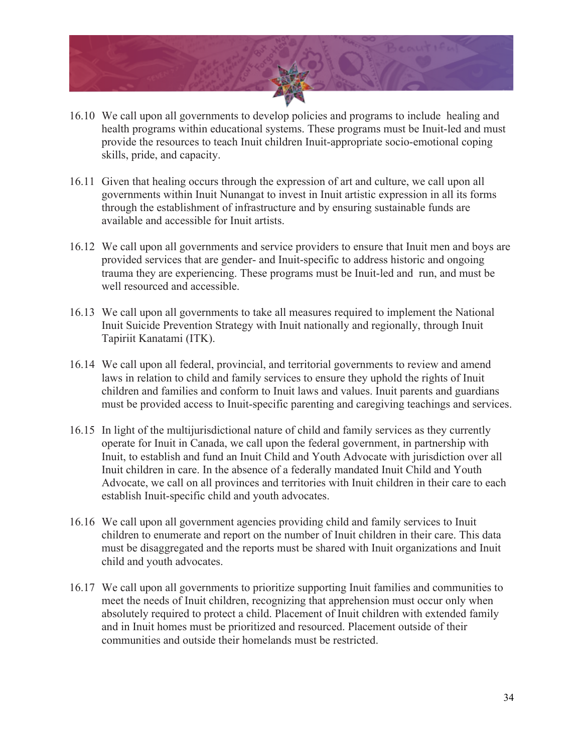16.10 We call upon all governments to develop policies and programs to include healing and health programs within educational systems. These programs must be Inuit-led and must provide the resources to teach Inuit children Inuit-appropriate socio-emotional coping skills, pride, and capacity.

16.11 Given that healing occurs through the expression of art and culture, we call upon all governments within Inuit Nunangat to invest in Inuit artistic expression in all its forms through the establishment of infrastructure and by ensuring sustainable funds are available and accessible for Inuit artists.

16.12 We call upon all governments and service providers to ensure that Inuit men and boys are provided services that are gender- and Inuit-specific to address historic and ongoing trauma they are experiencing. These programs must be Inuit-led and run, and must be well resourced and accessible.

16.13 We call upon all governments to take all measures required to implement the National Inuit Suicide Prevention Strategy with Inuit nationally and regionally, through Inuit Tapiriit Kanatami (ITK).

16.14 We call upon all federal, provincial, and territorial governments to review and amend laws in relation to child and family services to ensure they uphold the rights of Inuit children and families and conform to Inuit laws and values. Inuit parents and guardians must be provided access to Inuit-specific parenting and caregiving teachings and services.

16.15 In light of the multijurisdictional nature of child and family services as they currently operate for Inuit in Canada, we call upon the federal government, in partnership with Inuit, to establish and fund an Inuit Child and Youth Advocate with jurisdiction over all Inuit children in care. In the absence of a federally mandated Inuit Child and Youth Advocate, we call on all provinces and territories with Inuit children in their care to each establish Inuit-specific child and youth advocates.

16.16 We call upon all government agencies providing child and family services to Inuit children to enumerate and report on the number of Inuit children in their care. This data must be disaggregated and the reports must be shared with Inuit organizations and Inuit child and youth advocates.

16.17 We call upon all governments to prioritize supporting Inuit families and communities to meet the needs of Inuit children, recognizing that apprehension must occur only when absolutely required to protect a child. Placement of Inuit children with extended family and in Inuit homes must be prioritized and resourced. Placement outside of their communities and outside their homelands must be restricted.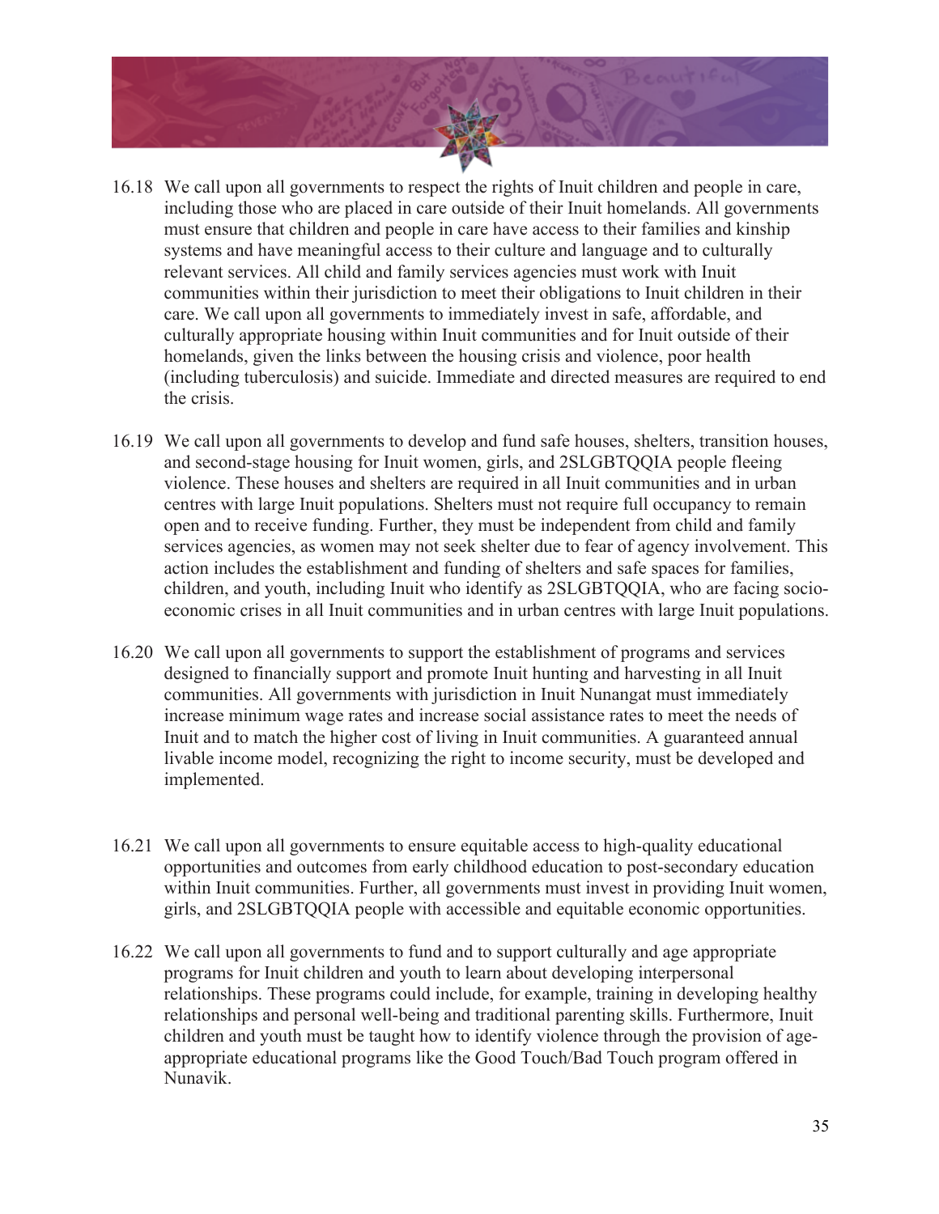16.18 We call upon all governments to respect the rights of Inuit children and people in care, including those who are placed in care outside of their Inuit homelands. All governments must ensure that children and people in care have access to their families and kinship systems and have meaningful access to their culture and language and to culturally relevant services. All child and family services agencies must work with Inuit communities within their jurisdiction to meet their obligations to Inuit children in their care. We call upon all governments to immediately invest in safe, affordable, and culturally appropriate housing within Inuit communities and for Inuit outside of their homelands, given the links between the housing crisis and violence, poor health (including tuberculosis) and suicide. Immediate and directed measures are required to end the crisis.

16.19 We call upon all governments to develop and fund safe houses, shelters, transition houses, and second-stage housing for Inuit women, girls, and 2SLGBTQQIA people fleeing violence. These houses and shelters are required in all Inuit communities and in urban centres with large Inuit populations. Shelters must not require full occupancy to remain open and to receive funding. Further, they must be independent from child and family services agencies, as women may not seek shelter due to fear of agency involvement. This action includes the establishment and funding of shelters and safe spaces for families, children, and youth, including Inuit who identify as 2SLGBTQQIA, who are facing socio-economic crises in all Inuit communities and in urban centres with large Inuit populations.

16.20 We call upon all governments to support the establishment of programs and services designed to financially support and promote Inuit hunting and harvesting in all Inuit communities. All governments with jurisdiction in Inuit Nunangat must immediately increase minimum wage rates and increase social assistance rates to meet the needs of Inuit and to match the higher cost of living in Inuit communities. A guaranteed annual livable income model, recognizing the right to income security, must be developed and implemented.

16.21 We call upon all governments to ensure equitable access to high-quality educational opportunities and outcomes from early childhood education to post-secondary education within Inuit communities. Further, all governments must invest in providing Inuit women, girls, and 2SLGBTQQIA people with accessible and equitable economic opportunities.

16.22 We call upon all governments to fund and to support culturally and age appropriate programs for Inuit children and youth to learn about developing interpersonal relationships. These programs could include, for example, training in developing healthy relationships and personal well-being and traditional parenting skills. Furthermore, Inuit children and youth must be taught how to identify violence through the provision of age-appropriate educational programs like the Good Touch/Bad Touch program offered in Nunavik.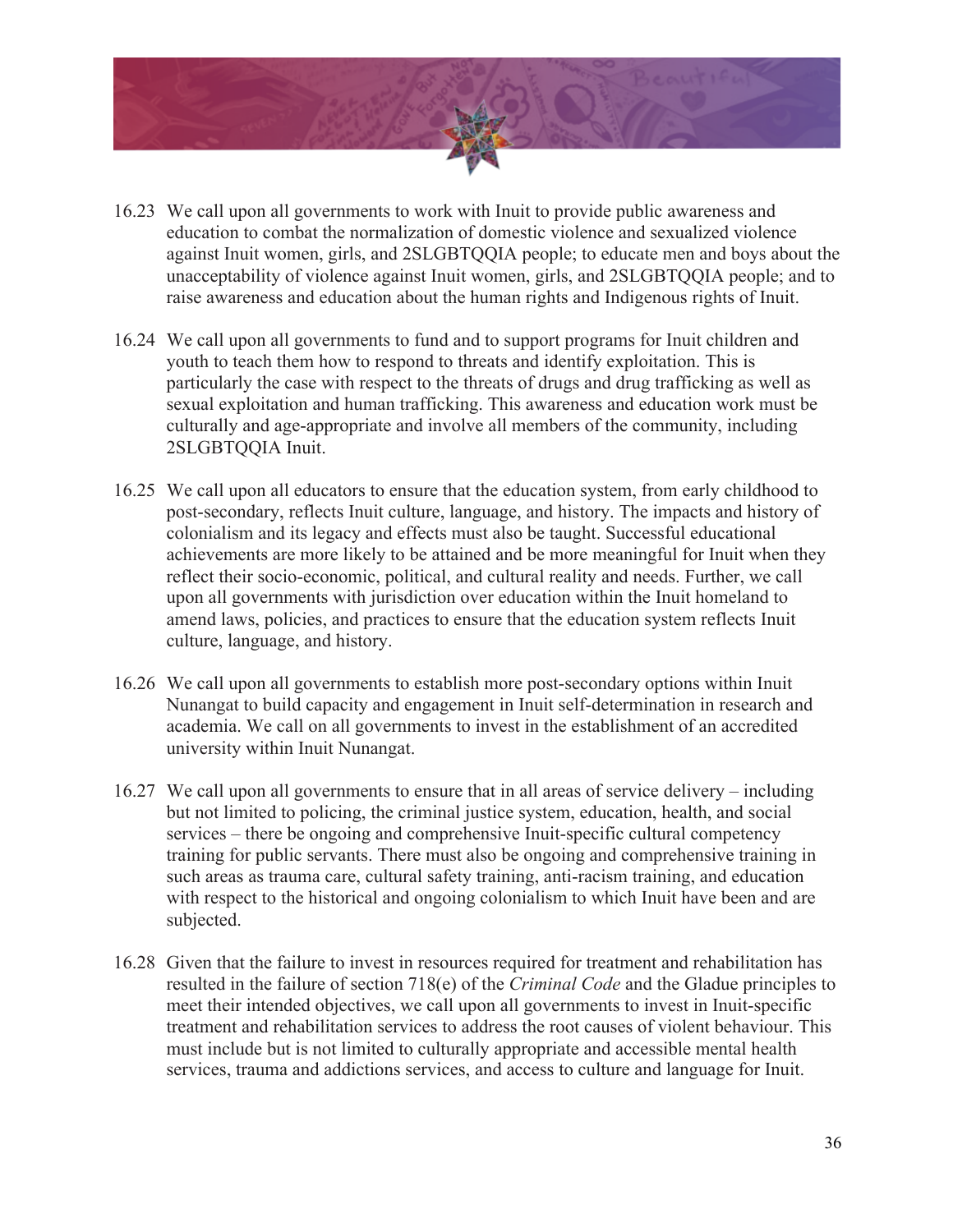16.23 We call upon all governments to work with Inuit to provide public awareness and education to combat the normalization of domestic violence and sexualized violence against Inuit women, girls, and 2SLGBTQQIA people; to educate men and boys about the unacceptability of violence against Inuit women, girls, and 2SLGBTQQIA people; and to raise awareness and education about the human rights and Indigenous rights of Inuit.

16.24 We call upon all governments to fund and to support programs for Inuit children and youth to teach them how to respond to threats and identify exploitation. This is particularly the case with respect to the threats of drugs and drug trafficking as well as sexual exploitation and human trafficking. This awareness and education work must be culturally and age-appropriate and involve all members of the community, including 2SLGBTQQIA Inuit.

16.25 We call upon all educators to ensure that the education system, from early childhood to post-secondary, reflects Inuit culture, language, and history. The impacts and history of colonialism and its legacy and effects must also be taught. Successful educational achievements are more likely to be attained and be more meaningful for Inuit when they reflect their socio-economic, political, and cultural reality and needs. Further, we call upon all governments with jurisdiction over education within the Inuit homeland to amend laws, policies, and practices to ensure that the education system reflects Inuit culture, language, and history.

16.26 We call upon all governments to establish more post-secondary options within Inuit Nunangat to build capacity and engagement in Inuit self-determination in research and academia. We call on all governments to invest in the establishment of an accredited university within Inuit Nunangat.

16.27 We call upon all governments to ensure that in all areas of service delivery – including but not limited to policing, the criminal justice system, education, health, and social services – there be ongoing and comprehensive Inuit-specific cultural competency training for public servants. There must also be ongoing and comprehensive training in such areas as trauma care, cultural safety training, anti-racism training, and education with respect to the historical and ongoing colonialism to which Inuit have been and are subjected.

16.28 Given that the failure to invest in resources required for treatment and rehabilitation has resulted in the failure of section 718(e) of the *Criminal Code* and the Gladue principles to meet their intended objectives, we call upon all governments to invest in Inuit-specific treatment and rehabilitation services to address the root causes of violent behaviour. This must include but is not limited to culturally appropriate and accessible mental health services, trauma and addictions services, and access to culture and language for Inuit.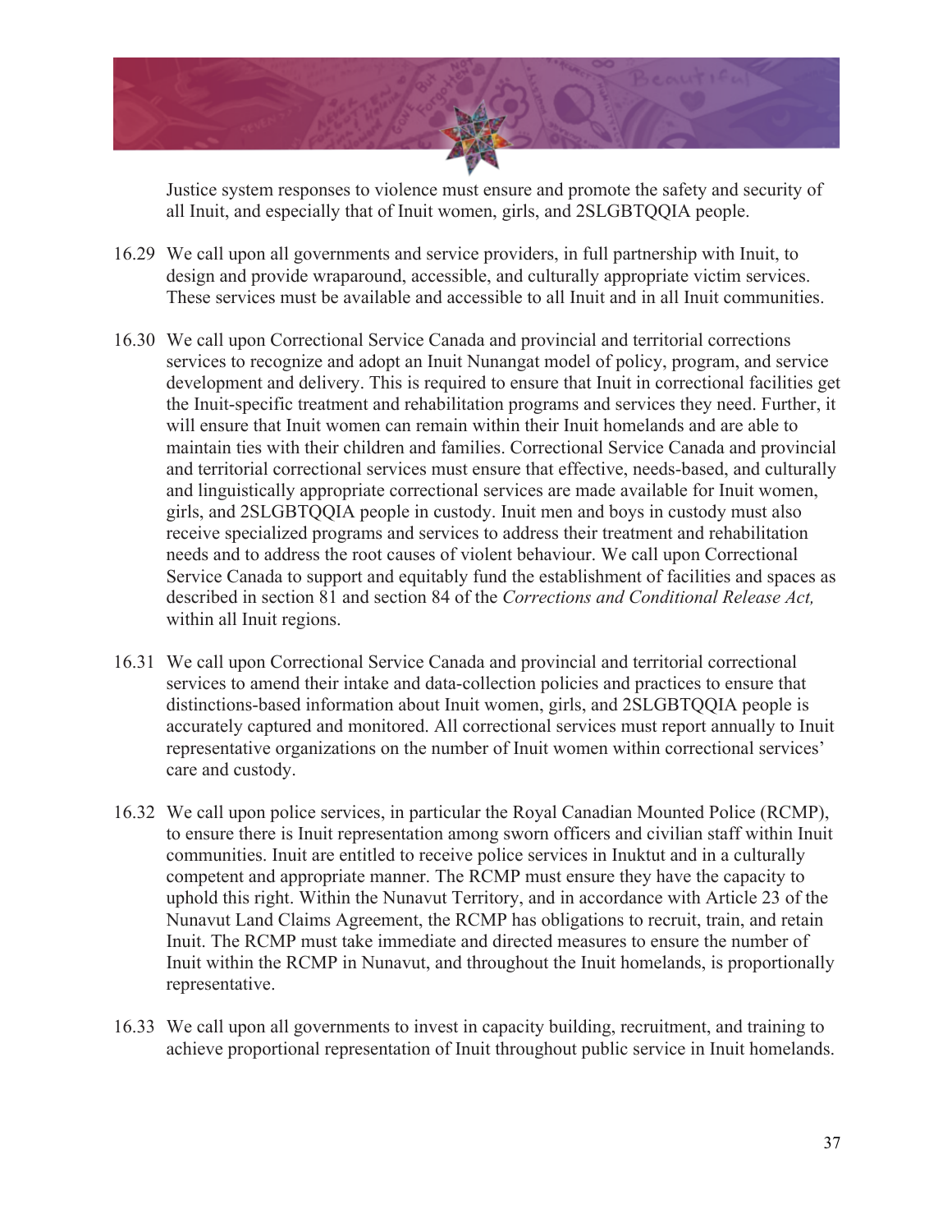Justice system responses to violence must ensure and promote the safety and security of all Inuit, and especially that of Inuit women, girls, and 2SLGBTQQIA people.

16.29 We call upon all governments and service providers, in full partnership with Inuit, to design and provide wraparound, accessible, and culturally appropriate victim services. These services must be available and accessible to all Inuit and in all Inuit communities.

16.30 We call upon Correctional Service Canada and provincial and territorial corrections services to recognize and adopt an Inuit Nunangat model of policy, program, and service development and delivery. This is required to ensure that Inuit in correctional facilities get the Inuit-specific treatment and rehabilitation programs and services they need. Further, it will ensure that Inuit women can remain within their Inuit homelands and are able to maintain ties with their children and families. Correctional Service Canada and provincial and territorial correctional services must ensure that effective, needs-based, and culturally and linguistically appropriate correctional services are made available for Inuit women, girls, and 2SLGBTQQIA people in custody. Inuit men and boys in custody must also receive specialized programs and services to address their treatment and rehabilitation needs and to address the root causes of violent behaviour. We call upon Correctional Service Canada to support and equitably fund the establishment of facilities and spaces as described in section 81 and section 84 of the *Corrections and Conditional Release Act,* within all Inuit regions.

16.31 We call upon Correctional Service Canada and provincial and territorial correctional services to amend their intake and data-collection policies and practices to ensure that distinctions-based information about Inuit women, girls, and 2SLGBTQQIA people is accurately captured and monitored. All correctional services must report annually to Inuit representative organizations on the number of Inuit women within correctional services' care and custody.

16.32 We call upon police services, in particular the Royal Canadian Mounted Police (RCMP), to ensure there is Inuit representation among sworn officers and civilian staff within Inuit communities. Inuit are entitled to receive police services in Inuktut and in a culturally competent and appropriate manner. The RCMP must ensure they have the capacity to uphold this right. Within the Nunavut Territory, and in accordance with Article 23 of the Nunavut Land Claims Agreement, the RCMP has obligations to recruit, train, and retain Inuit. The RCMP must take immediate and directed measures to ensure the number of Inuit within the RCMP in Nunavut, and throughout the Inuit homelands, is proportionally representative.

16.33 We call upon all governments to invest in capacity building, recruitment, and training to achieve proportional representation of Inuit throughout public service in Inuit homelands.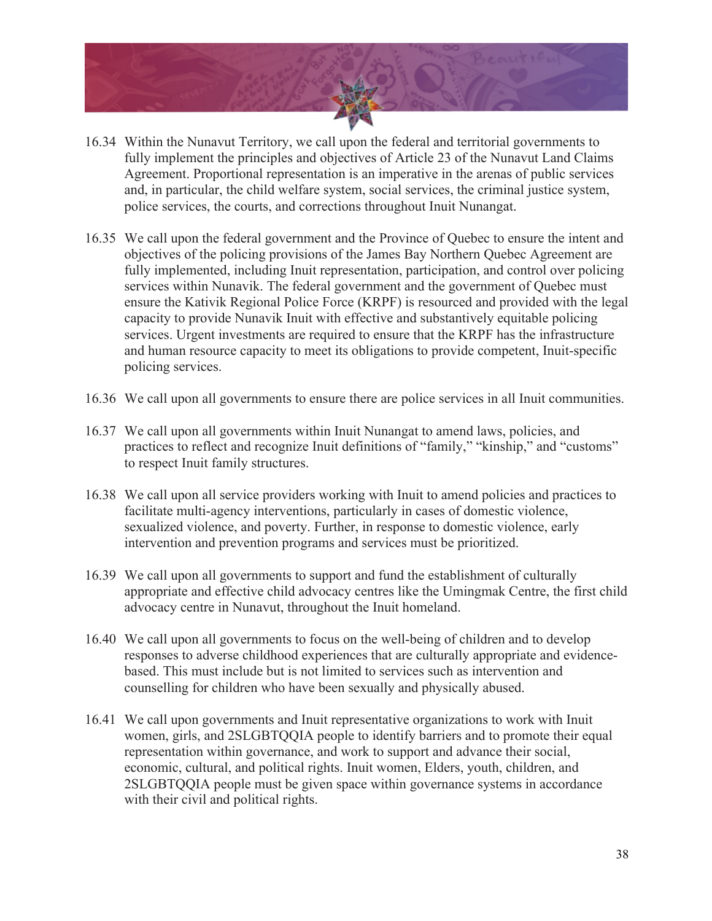16.34 Within the Nunavut Territory, we call upon the federal and territorial governments to fully implement the principles and objectives of Article 23 of the Nunavut Land Claims Agreement. Proportional representation is an imperative in the arenas of public services and, in particular, the child welfare system, social services, the criminal justice system, police services, the courts, and corrections throughout Inuit Nunangat.

16.35 We call upon the federal government and the Province of Quebec to ensure the intent and objectives of the policing provisions of the James Bay Northern Quebec Agreement are fully implemented, including Inuit representation, participation, and control over policing services within Nunavik. The federal government and the government of Quebec must ensure the Kativik Regional Police Force (KRPF) is resourced and provided with the legal capacity to provide Nunavik Inuit with effective and substantively equitable policing services. Urgent investments are required to ensure that the KRPF has the infrastructure and human resource capacity to meet its obligations to provide competent, Inuit-specific policing services.

16.36 We call upon all governments to ensure there are police services in all Inuit communities.

16.37 We call upon all governments within Inuit Nunangat to amend laws, policies, and practices to reflect and recognize Inuit definitions of "family," "kinship," and "customs" to respect Inuit family structures.

16.38 We call upon all service providers working with Inuit to amend policies and practices to facilitate multi-agency interventions, particularly in cases of domestic violence, sexualized violence, and poverty. Further, in response to domestic violence, early intervention and prevention programs and services must be prioritized.

16.39 We call upon all governments to support and fund the establishment of culturally appropriate and effective child advocacy centres like the Umingmak Centre, the first child advocacy centre in Nunavut, throughout the Inuit homeland.

16.40 We call upon all governments to focus on the well-being of children and to develop responses to adverse childhood experiences that are culturally appropriate and evidence-based. This must include but is not limited to services such as intervention and counselling for children who have been sexually and physically abused.

16.41 We call upon governments and Inuit representative organizations to work with Inuit women, girls, and 2SLGBTQQIA people to identify barriers and to promote their equal representation within governance, and work to support and advance their social, economic, cultural, and political rights. Inuit women, Elders, youth, children, and 2SLGBTQQIA people must be given space within governance systems in accordance with their civil and political rights.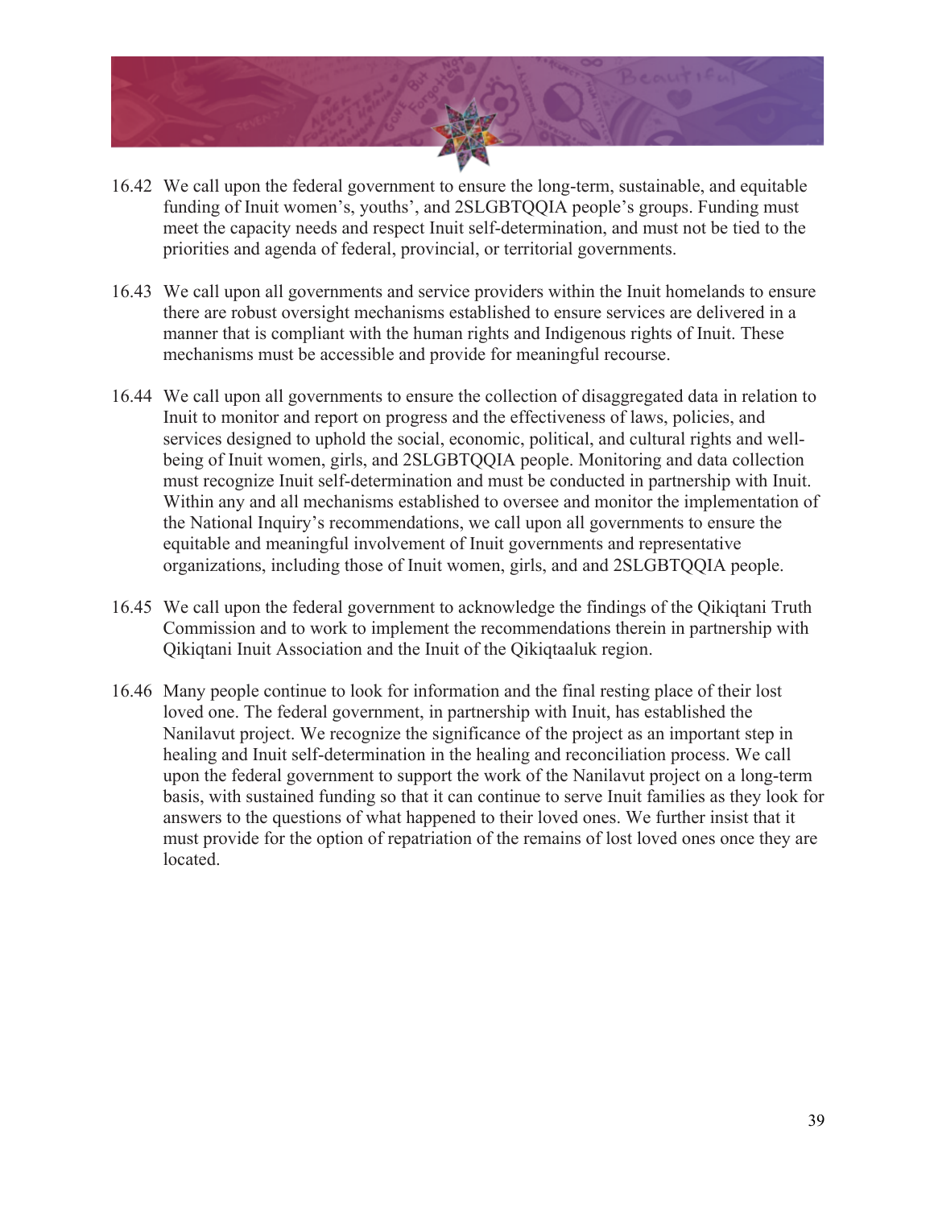16.42 We call upon the federal government to ensure the long-term, sustainable, and equitable funding of Inuit women's, youths', and 2SLGBTQQIA people's groups. Funding must meet the capacity needs and respect Inuit self-determination, and must not be tied to the priorities and agenda of federal, provincial, or territorial governments.

16.43 We call upon all governments and service providers within the Inuit homelands to ensure there are robust oversight mechanisms established to ensure services are delivered in a manner that is compliant with the human rights and Indigenous rights of Inuit. These mechanisms must be accessible and provide for meaningful recourse.

16.44 We call upon all governments to ensure the collection of disaggregated data in relation to Inuit to monitor and report on progress and the effectiveness of laws, policies, and services designed to uphold the social, economic, political, and cultural rights and well-being of Inuit women, girls, and 2SLGBTQQIA people. Monitoring and data collection must recognize Inuit self-determination and must be conducted in partnership with Inuit. Within any and all mechanisms established to oversee and monitor the implementation of the National Inquiry's recommendations, we call upon all governments to ensure the equitable and meaningful involvement of Inuit governments and representative organizations, including those of Inuit women, girls, and and 2SLGBTQQIA people.

16.45 We call upon the federal government to acknowledge the findings of the Qikiqtani Truth Commission and to work to implement the recommendations therein in partnership with Qikiqtani Inuit Association and the Inuit of the Qikiqtaaluk region.

16.46 Many people continue to look for information and the final resting place of their lost loved one. The federal government, in partnership with Inuit, has established the Nanilavut project. We recognize the significance of the project as an important step in healing and Inuit self-determination in the healing and reconciliation process. We call upon the federal government to support the work of the Nanilavut project on a long-term basis, with sustained funding so that it can continue to serve Inuit families as they look for answers to the questions of what happened to their loved ones. We further insist that it must provide for the option of repatriation of the remains of lost loved ones once they are located.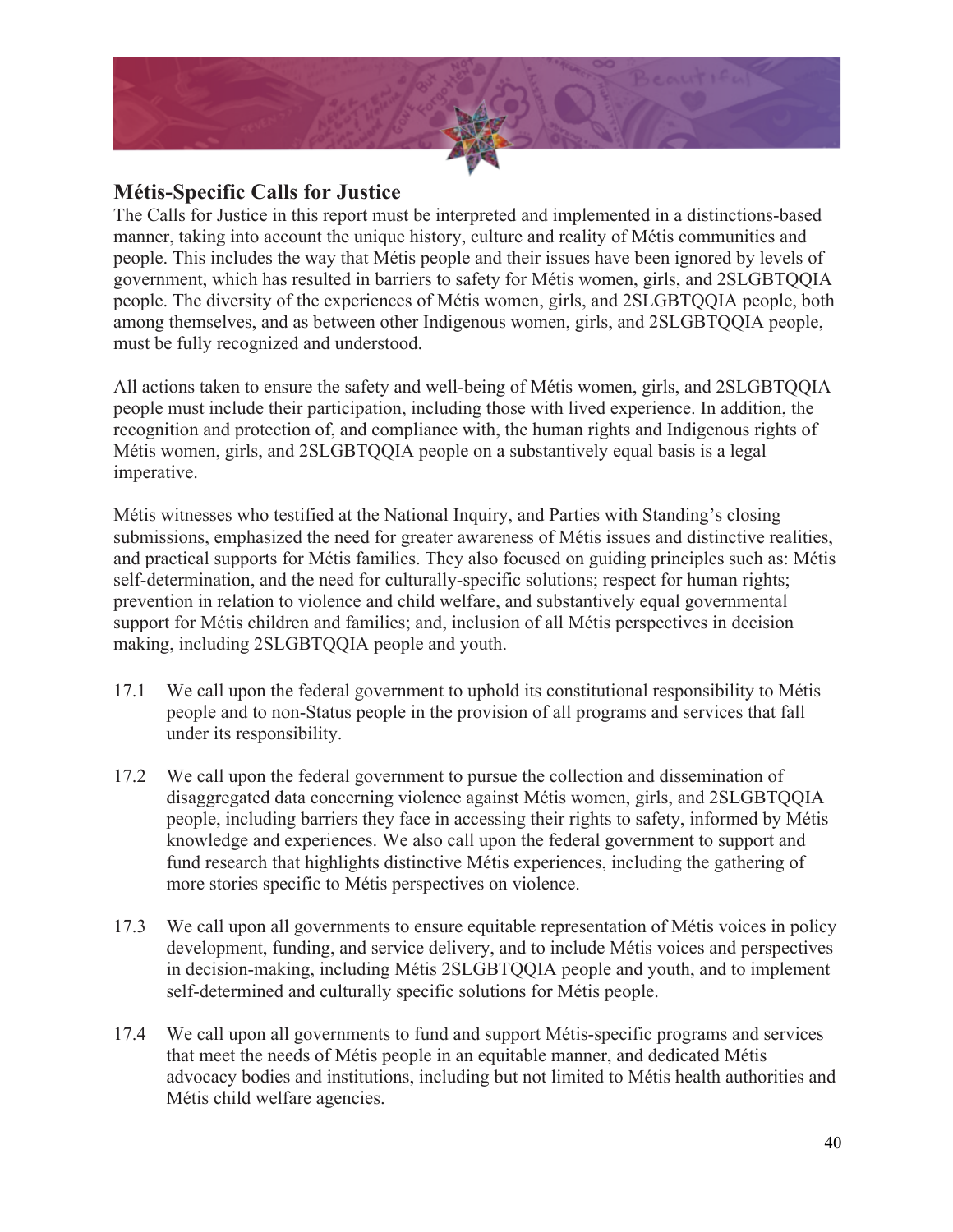## Métis-Specific Calls for Justice

The Calls for Justice in this report must be interpreted and implemented in a distinctions-based manner, taking into account the unique history, culture and reality of Métis communities and people. This includes the way that Métis people and their issues have been ignored by levels of government, which has resulted in barriers to safety for Métis women, girls, and 2SLGBTQQIA people. The diversity of the experiences of Métis women, girls, and 2SLGBTQQIA people, both among themselves, and as between other Indigenous women, girls, and 2SLGBTQQIA people, must be fully recognized and understood.

All actions taken to ensure the safety and well-being of Métis women, girls, and 2SLGBTQQIA people must include their participation, including those with lived experience. In addition, the recognition and protection of, and compliance with, the human rights and Indigenous rights of Métis women, girls, and 2SLGBTQQIA people on a substantively equal basis is a legal imperative.

Métis witnesses who testified at the National Inquiry, and Parties with Standing's closing submissions, emphasized the need for greater awareness of Métis issues and distinctive realities, and practical supports for Métis families. They also focused on guiding principles such as: Métis self-determination, and the need for culturally-specific solutions; respect for human rights; prevention in relation to violence and child welfare, and substantively equal governmental support for Métis children and families; and, inclusion of all Métis perspectives in decision making, including 2SLGBTQQIA people and youth.

17.1 We call upon the federal government to uphold its constitutional responsibility to Métis people and to non-Status people in the provision of all programs and services that fall under its responsibility.

17.2 We call upon the federal government to pursue the collection and dissemination of disaggregated data concerning violence against Métis women, girls, and 2SLGBTQQIA people, including barriers they face in accessing their rights to safety, informed by Métis knowledge and experiences. We also call upon the federal government to support and fund research that highlights distinctive Métis experiences, including the gathering of more stories specific to Métis perspectives on violence.

17.3 We call upon all governments to ensure equitable representation of Métis voices in policy development, funding, and service delivery, and to include Métis voices and perspectives in decision-making, including Métis 2SLGBTQQIA people and youth, and to implement self-determined and culturally specific solutions for Métis people.

17.4 We call upon all governments to fund and support Métis-specific programs and services that meet the needs of Métis people in an equitable manner, and dedicated Métis advocacy bodies and institutions, including but not limited to Métis health authorities and Métis child welfare agencies.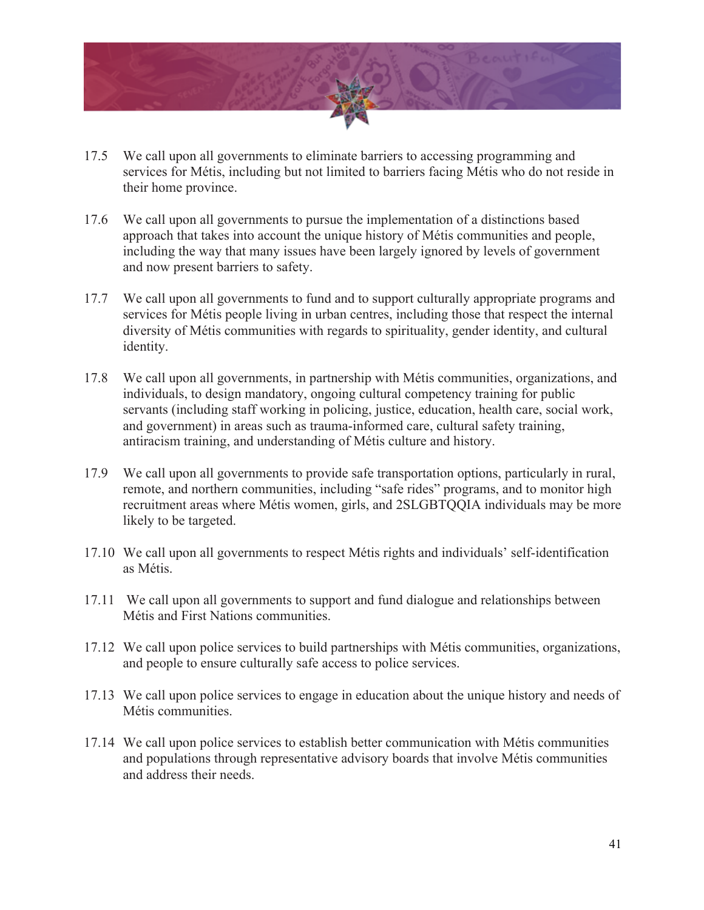17.5 We call upon all governments to eliminate barriers to accessing programming and services for Métis, including but not limited to barriers facing Métis who do not reside in their home province.

17.6 We call upon all governments to pursue the implementation of a distinctions based approach that takes into account the unique history of Métis communities and people, including the way that many issues have been largely ignored by levels of government and now present barriers to safety.

17.7 We call upon all governments to fund and to support culturally appropriate programs and services for Métis people living in urban centres, including those that respect the internal diversity of Métis communities with regards to spirituality, gender identity, and cultural identity.

17.8 We call upon all governments, in partnership with Métis communities, organizations, and individuals, to design mandatory, ongoing cultural competency training for public servants (including staff working in policing, justice, education, health care, social work, and government) in areas such as trauma-informed care, cultural safety training, antiracism training, and understanding of Métis culture and history.

17.9 We call upon all governments to provide safe transportation options, particularly in rural, remote, and northern communities, including "safe rides" programs, and to monitor high recruitment areas where Métis women, girls, and 2SLGBTQQIA individuals may be more likely to be targeted.

17.10 We call upon all governments to respect Métis rights and individuals' self-identification as Métis.

17.11 We call upon all governments to support and fund dialogue and relationships between Métis and First Nations communities.

17.12 We call upon police services to build partnerships with Métis communities, organizations, and people to ensure culturally safe access to police services.

17.13 We call upon police services to engage in education about the unique history and needs of Métis communities.

17.14 We call upon police services to establish better communication with Métis communities and populations through representative advisory boards that involve Métis communities and address their needs.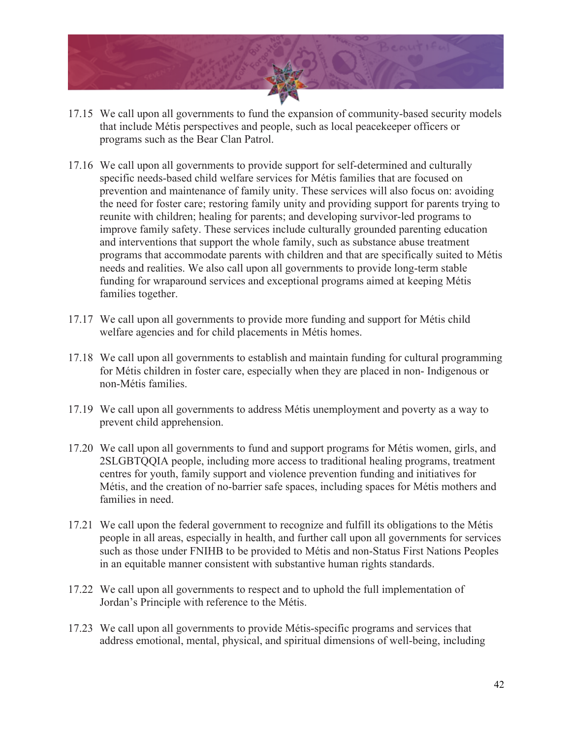17.15 We call upon all governments to fund the expansion of community-based security models that include Métis perspectives and people, such as local peacekeeper officers or programs such as the Bear Clan Patrol.

17.16 We call upon all governments to provide support for self-determined and culturally specific needs-based child welfare services for Métis families that are focused on prevention and maintenance of family unity. These services will also focus on: avoiding the need for foster care; restoring family unity and providing support for parents trying to reunite with children; healing for parents; and developing survivor-led programs to improve family safety. These services include culturally grounded parenting education and interventions that support the whole family, such as substance abuse treatment programs that accommodate parents with children and that are specifically suited to Métis needs and realities. We also call upon all governments to provide long-term stable funding for wraparound services and exceptional programs aimed at keeping Métis families together.

17.17 We call upon all governments to provide more funding and support for Métis child welfare agencies and for child placements in Métis homes.

17.18 We call upon all governments to establish and maintain funding for cultural programming for Métis children in foster care, especially when they are placed in non- Indigenous or non-Métis families.

17.19 We call upon all governments to address Métis unemployment and poverty as a way to prevent child apprehension.

17.20 We call upon all governments to fund and support programs for Métis women, girls, and 2SLGBTQQIA people, including more access to traditional healing programs, treatment centres for youth, family support and violence prevention funding and initiatives for Métis, and the creation of no-barrier safe spaces, including spaces for Métis mothers and families in need.

17.21 We call upon the federal government to recognize and fulfill its obligations to the Métis people in all areas, especially in health, and further call upon all governments for services such as those under FNIHB to be provided to Métis and non-Status First Nations Peoples in an equitable manner consistent with substantive human rights standards.

17.22 We call upon all governments to respect and to uphold the full implementation of Jordan's Principle with reference to the Métis.

17.23 We call upon all governments to provide Métis-specific programs and services that address emotional, mental, physical, and spiritual dimensions of well-being, including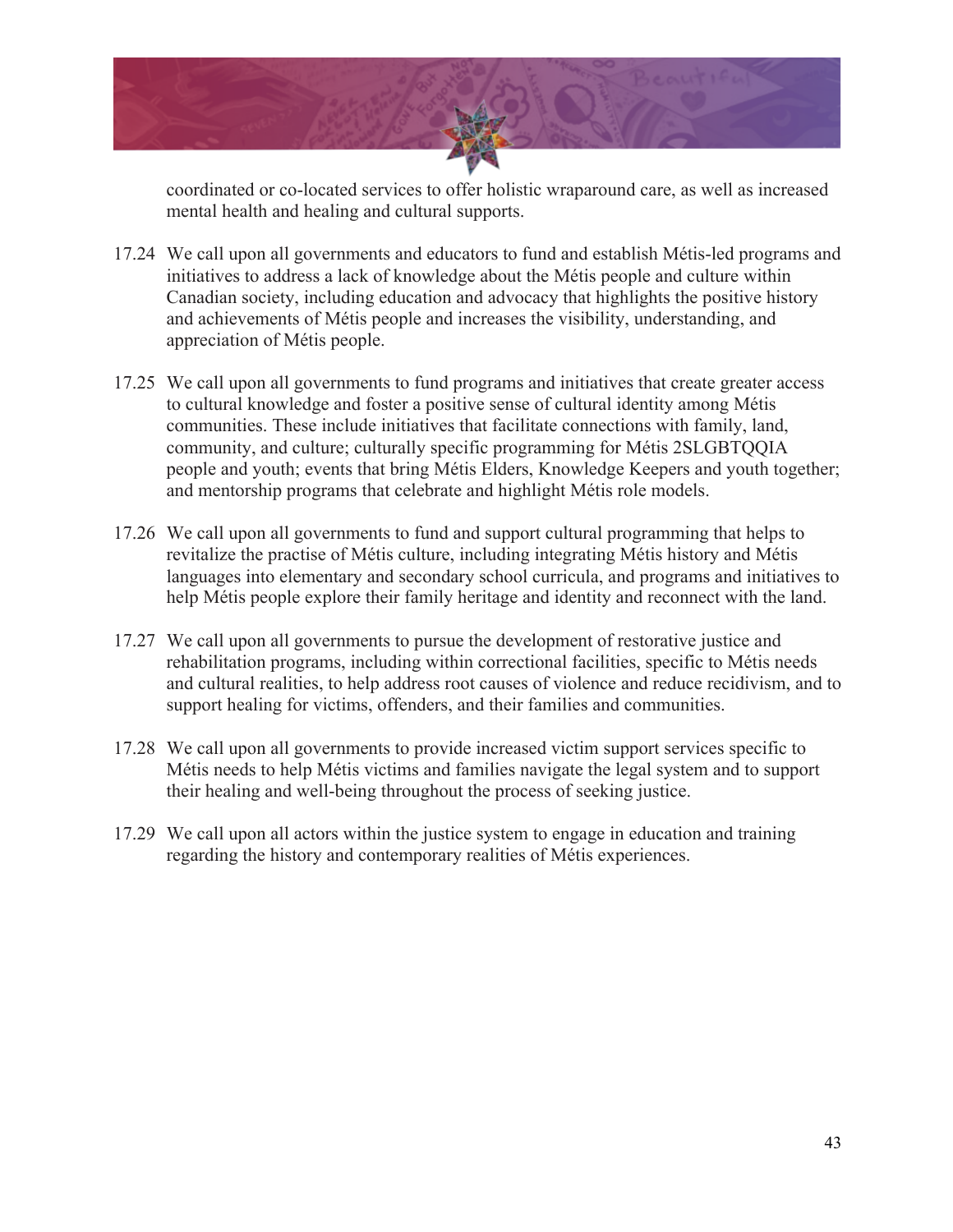coordinated or co-located services to offer holistic wraparound care, as well as increased mental health and healing and cultural supports.

17.24 We call upon all governments and educators to fund and establish Métis-led programs and initiatives to address a lack of knowledge about the Métis people and culture within Canadian society, including education and advocacy that highlights the positive history and achievements of Métis people and increases the visibility, understanding, and appreciation of Métis people.

17.25 We call upon all governments to fund programs and initiatives that create greater access to cultural knowledge and foster a positive sense of cultural identity among Métis communities. These include initiatives that facilitate connections with family, land, community, and culture; culturally specific programming for Métis 2SLGBTQQIA people and youth; events that bring Métis Elders, Knowledge Keepers and youth together; and mentorship programs that celebrate and highlight Métis role models.

17.26 We call upon all governments to fund and support cultural programming that helps to revitalize the practise of Métis culture, including integrating Métis history and Métis languages into elementary and secondary school curricula, and programs and initiatives to help Métis people explore their family heritage and identity and reconnect with the land.

17.27 We call upon all governments to pursue the development of restorative justice and rehabilitation programs, including within correctional facilities, specific to Métis needs and cultural realities, to help address root causes of violence and reduce recidivism, and to support healing for victims, offenders, and their families and communities.

17.28 We call upon all governments to provide increased victim support services specific to Métis needs to help Métis victims and families navigate the legal system and to support their healing and well-being throughout the process of seeking justice.

17.29 We call upon all actors within the justice system to engage in education and training regarding the history and contemporary realities of Métis experiences.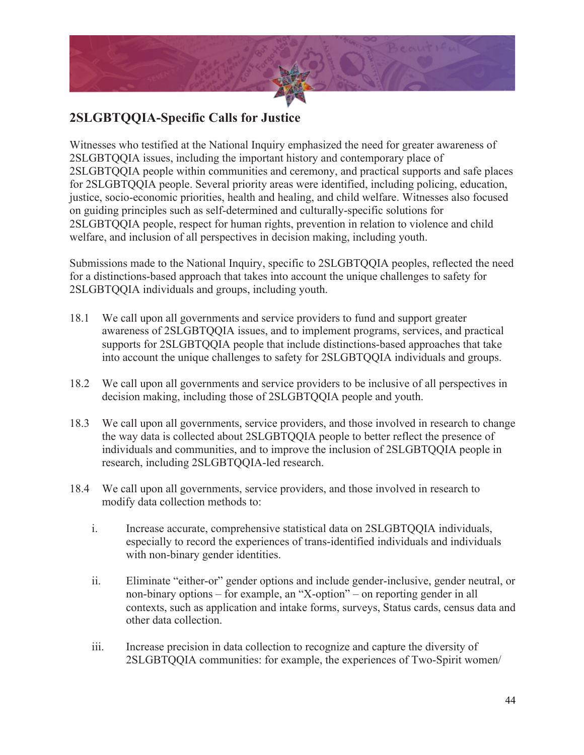## 2SLGBTQQIA-Specific Calls for Justice

Witnesses who testified at the National Inquiry emphasized the need for greater awareness of 2SLGBTQQIA issues, including the important history and contemporary place of 2SLGBTQQIA people within communities and ceremony, and practical supports and safe places for 2SLGBTQQIA people. Several priority areas were identified, including policing, education, justice, socio-economic priorities, health and healing, and child welfare. Witnesses also focused on guiding principles such as self-determined and culturally-specific solutions for 2SLGBTQQIA people, respect for human rights, prevention in relation to violence and child welfare, and inclusion of all perspectives in decision making, including youth.

Submissions made to the National Inquiry, specific to 2SLGBTQQIA peoples, reflected the need for a distinctions-based approach that takes into account the unique challenges to safety for 2SLGBTQQIA individuals and groups, including youth.

18.1 We call upon all governments and service providers to fund and support greater awareness of 2SLGBTQQIA issues, and to implement programs, services, and practical supports for 2SLGBTQQIA people that include distinctions-based approaches that take into account the unique challenges to safety for 2SLGBTQQIA individuals and groups.

18.2 We call upon all governments and service providers to be inclusive of all perspectives in decision making, including those of 2SLGBTQQIA people and youth.

18.3 We call upon all governments, service providers, and those involved in research to change the way data is collected about 2SLGBTQQIA people to better reflect the presence of individuals and communities, and to improve the inclusion of 2SLGBTQQIA people in research, including 2SLGBTQQIA-led research.

18.4 We call upon all governments, service providers, and those involved in research to modify data collection methods to:

i. Increase accurate, comprehensive statistical data on 2SLGBTQQIA individuals, especially to record the experiences of trans-identified individuals and individuals with non-binary gender identities.

ii. Eliminate "either-or" gender options and include gender-inclusive, gender neutral, or non-binary options – for example, an "X-option" – on reporting gender in all contexts, such as application and intake forms, surveys, Status cards, census data and other data collection.

iii. Increase precision in data collection to recognize and capture the diversity of 2SLGBTQQIA communities: for example, the experiences of Two-Spirit women/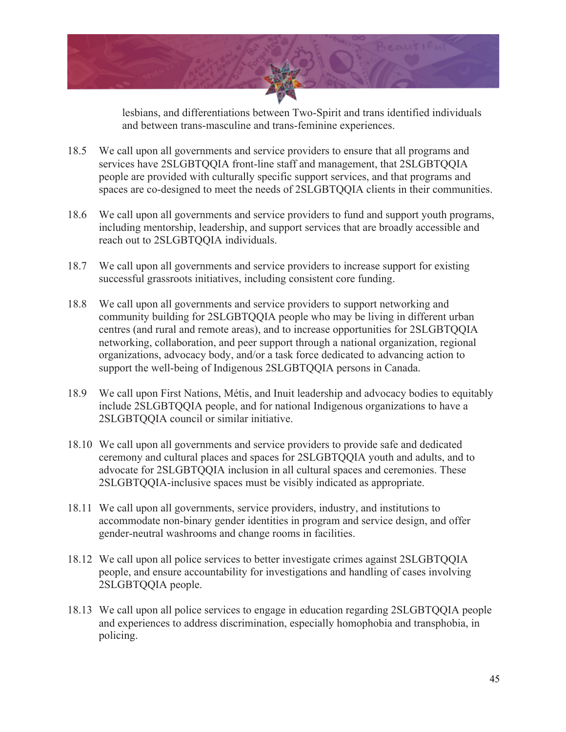lesbians, and differentiations between Two-Spirit and trans identified individuals and between trans-masculine and trans-feminine experiences.

18.5 We call upon all governments and service providers to ensure that all programs and services have 2SLGBTQQIA front-line staff and management, that 2SLGBTQQIA people are provided with culturally specific support services, and that programs and spaces are co-designed to meet the needs of 2SLGBTQQIA clients in their communities.

18.6 We call upon all governments and service providers to fund and support youth programs, including mentorship, leadership, and support services that are broadly accessible and reach out to 2SLGBTQQIA individuals.

18.7 We call upon all governments and service providers to increase support for existing successful grassroots initiatives, including consistent core funding.

18.8 We call upon all governments and service providers to support networking and community building for 2SLGBTQQIA people who may be living in different urban centres (and rural and remote areas), and to increase opportunities for 2SLGBTQQIA networking, collaboration, and peer support through a national organization, regional organizations, advocacy body, and/or a task force dedicated to advancing action to support the well-being of Indigenous 2SLGBTQQIA persons in Canada.

18.9 We call upon First Nations, Métis, and Inuit leadership and advocacy bodies to equitably include 2SLGBTQQIA people, and for national Indigenous organizations to have a 2SLGBTQQIA council or similar initiative.

18.10 We call upon all governments and service providers to provide safe and dedicated ceremony and cultural places and spaces for 2SLGBTQQIA youth and adults, and to advocate for 2SLGBTQQIA inclusion in all cultural spaces and ceremonies. These 2SLGBTQQIA-inclusive spaces must be visibly indicated as appropriate.

18.11 We call upon all governments, service providers, industry, and institutions to accommodate non-binary gender identities in program and service design, and offer gender-neutral washrooms and change rooms in facilities.

18.12 We call upon all police services to better investigate crimes against 2SLGBTQQIA people, and ensure accountability for investigations and handling of cases involving 2SLGBTQQIA people.

18.13 We call upon all police services to engage in education regarding 2SLGBTQQIA people and experiences to address discrimination, especially homophobia and transphobia, in policing.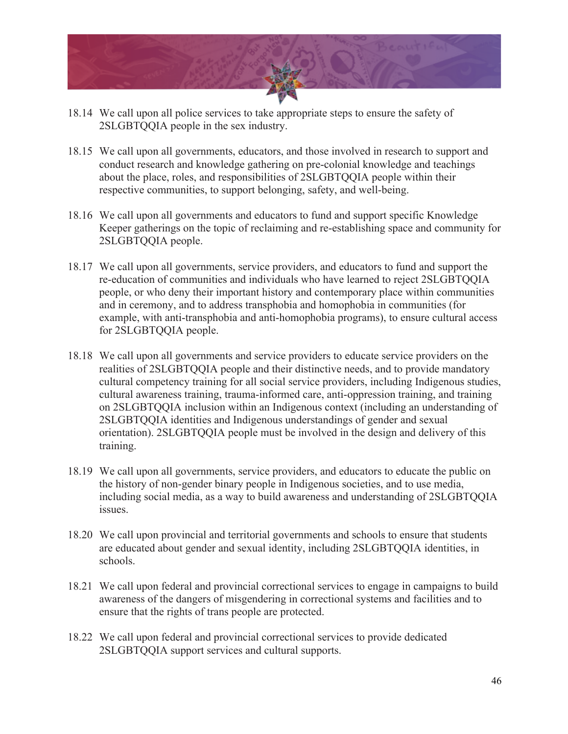18.14 We call upon all police services to take appropriate steps to ensure the safety of 2SLGBTQQIA people in the sex industry.

18.15 We call upon all governments, educators, and those involved in research to support and conduct research and knowledge gathering on pre-colonial knowledge and teachings about the place, roles, and responsibilities of 2SLGBTQQIA people within their respective communities, to support belonging, safety, and well-being.

18.16 We call upon all governments and educators to fund and support specific Knowledge Keeper gatherings on the topic of reclaiming and re-establishing space and community for 2SLGBTQQIA people.

18.17 We call upon all governments, service providers, and educators to fund and support the re-education of communities and individuals who have learned to reject 2SLGBTQQIA people, or who deny their important history and contemporary place within communities and in ceremony, and to address transphobia and homophobia in communities (for example, with anti-transphobia and anti-homophobia programs), to ensure cultural access for 2SLGBTQQIA people.

18.18 We call upon all governments and service providers to educate service providers on the realities of 2SLGBTQQIA people and their distinctive needs, and to provide mandatory cultural competency training for all social service providers, including Indigenous studies, cultural awareness training, trauma-informed care, anti-oppression training, and training on 2SLGBTQQIA inclusion within an Indigenous context (including an understanding of 2SLGBTQQIA identities and Indigenous understandings of gender and sexual orientation). 2SLGBTQQIA people must be involved in the design and delivery of this training.

18.19 We call upon all governments, service providers, and educators to educate the public on the history of non-gender binary people in Indigenous societies, and to use media, including social media, as a way to build awareness and understanding of 2SLGBTQQIA issues.

18.20 We call upon provincial and territorial governments and schools to ensure that students are educated about gender and sexual identity, including 2SLGBTQQIA identities, in schools.

18.21 We call upon federal and provincial correctional services to engage in campaigns to build awareness of the dangers of misgendering in correctional systems and facilities and to ensure that the rights of trans people are protected.

18.22 We call upon federal and provincial correctional services to provide dedicated 2SLGBTQQIA support services and cultural supports.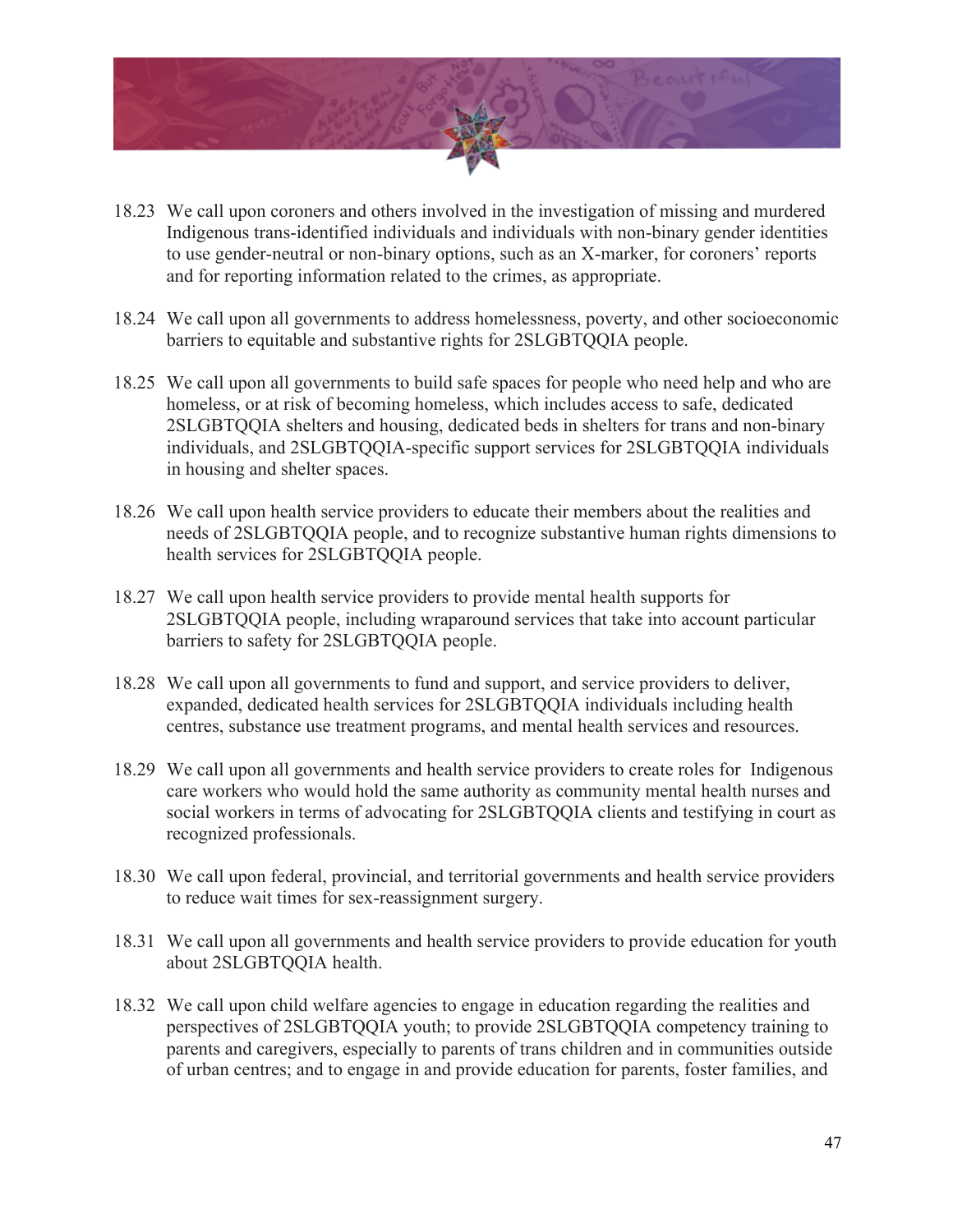18.23 We call upon coroners and others involved in the investigation of missing and murdered Indigenous trans-identified individuals and individuals with non-binary gender identities to use gender-neutral or non-binary options, such as an X-marker, for coroners' reports and for reporting information related to the crimes, as appropriate.

18.24 We call upon all governments to address homelessness, poverty, and other socioeconomic barriers to equitable and substantive rights for 2SLGBTQQIA people.

18.25 We call upon all governments to build safe spaces for people who need help and who are homeless, or at risk of becoming homeless, which includes access to safe, dedicated 2SLGBTQQIA shelters and housing, dedicated beds in shelters for trans and non-binary individuals, and 2SLGBTQQIA-specific support services for 2SLGBTQQIA individuals in housing and shelter spaces.

18.26 We call upon health service providers to educate their members about the realities and needs of 2SLGBTQQIA people, and to recognize substantive human rights dimensions to health services for 2SLGBTQQIA people.

18.27 We call upon health service providers to provide mental health supports for 2SLGBTQQIA people, including wraparound services that take into account particular barriers to safety for 2SLGBTQQIA people.

18.28 We call upon all governments to fund and support, and service providers to deliver, expanded, dedicated health services for 2SLGBTQQIA individuals including health centres, substance use treatment programs, and mental health services and resources.

18.29 We call upon all governments and health service providers to create roles for Indigenous care workers who would hold the same authority as community mental health nurses and social workers in terms of advocating for 2SLGBTQQIA clients and testifying in court as recognized professionals.

18.30 We call upon federal, provincial, and territorial governments and health service providers to reduce wait times for sex-reassignment surgery.

18.31 We call upon all governments and health service providers to provide education for youth about 2SLGBTQQIA health.

18.32 We call upon child welfare agencies to engage in education regarding the realities and perspectives of 2SLGBTQQIA youth; to provide 2SLGBTQQIA competency training to parents and caregivers, especially to parents of trans children and in communities outside of urban centres; and to engage in and provide education for parents, foster families, and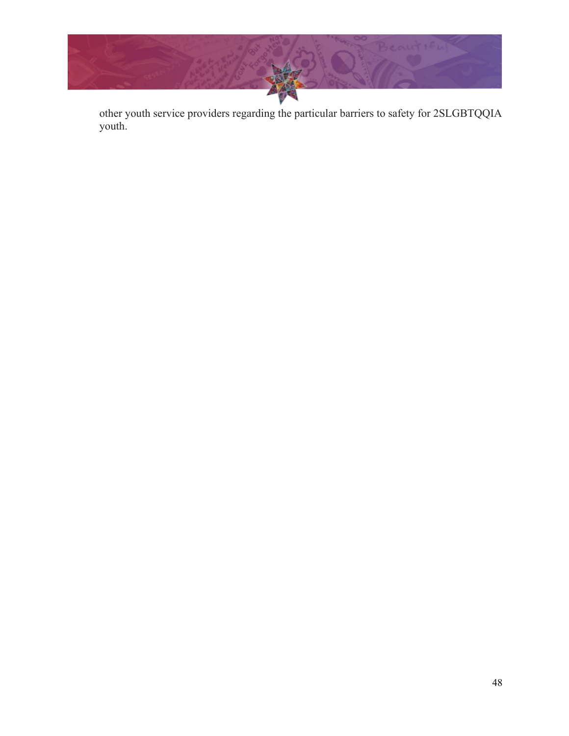other youth service providers regarding the particular barriers to safety for 2SLGBTQQIA youth.